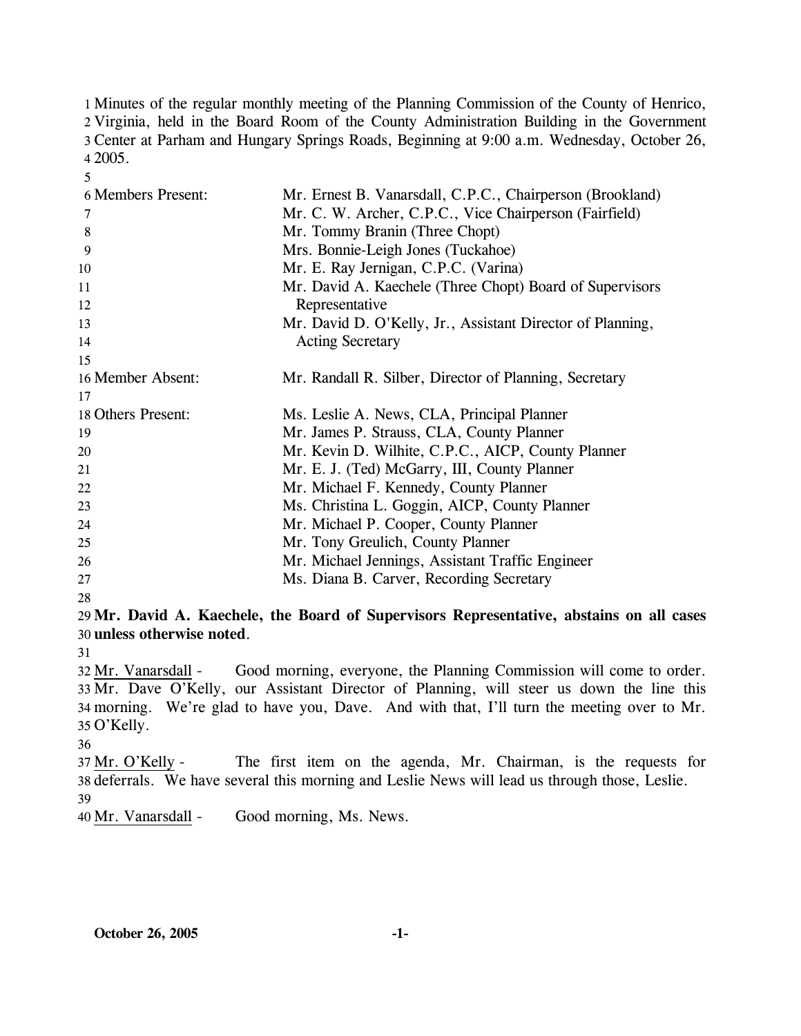Minutes of the regular monthly meeting of the Planning Commission of the County of Henrico, Virginia, held in the Board Room of the County Administration Building in the Government Center at Parham and Hungary Springs Roads, Beginning at 9:00 a.m. Wednesday, October 26, 2005.

| | |
|---|---|
| Members Present: | Mr. Ernest B. Vanarsdall, C.P.C., Chairperson (Brookland) |
| | Mr. C. W. Archer, C.P.C., Vice Chairperson (Fairfield) |
| | Mr. Tommy Branin (Three Chopt) |
| | Mrs. Bonnie-Leigh Jones (Tuckahoe) |
| | Mr. E. Ray Jernigan, C.P.C. (Varina) |
| | Mr. David A. Kaechele (Three Chopt) Board of Supervisors Representative |
| | Mr. David D. O'Kelly, Jr., Assistant Director of Planning, Acting Secretary |
| Member Absent: | Mr. Randall R. Silber, Director of Planning, Secretary |
| Others Present: | Ms. Leslie A. News, CLA, Principal Planner |
| | Mr. James P. Strauss, CLA, County Planner |
| | Mr. Kevin D. Wilhite, C.P.C., AICP, County Planner |
| | Mr. E. J. (Ted) McGarry, III, County Planner |
| | Mr. Michael F. Kennedy, County Planner |
| | Ms. Christina L. Goggin, AICP, County Planner |
| | Mr. Michael P. Cooper, County Planner |
| | Mr. Tony Greulich, County Planner |
| | Mr. Michael Jennings, Assistant Traffic Engineer |
| | Ms. Diana B. Carver, Recording Secretary |

**Mr. David A. Kaechele, the Board of Supervisors Representative, abstains on all cases unless otherwise noted**.

Mr. Vanarsdall - Good morning, everyone, the Planning Commission will come to order. Mr. Dave O'Kelly, our Assistant Director of Planning, will steer us down the line this morning. We're glad to have you, Dave. And with that, I'll turn the meeting over to Mr. O'Kelly.

Mr. O'Kelly - The first item on the agenda, Mr. Chairman, is the requests for deferrals. We have several this morning and Leslie News will lead us through those, Leslie.

Mr. Vanarsdall - Good morning, Ms. News.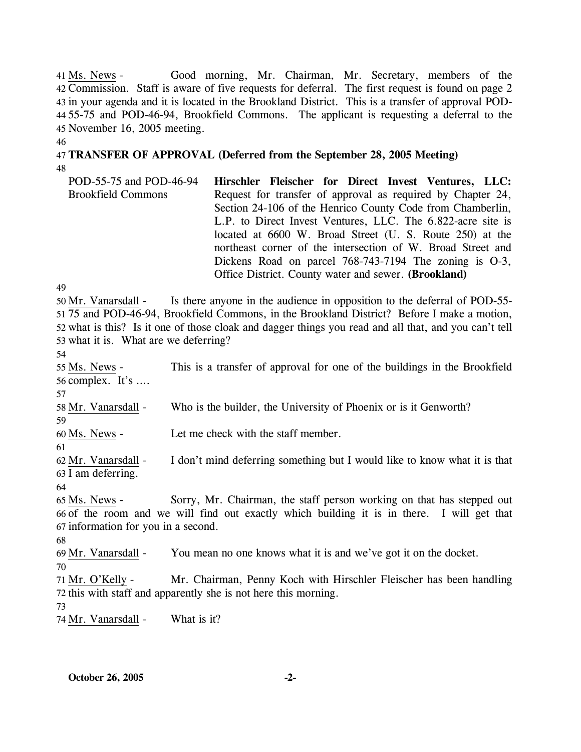Ms. News - Good morning, Mr. Chairman, Mr. Secretary, members of the Commission. Staff is aware of five requests for deferral. The first request is found on page 2 in your agenda and it is located in the Brookland District. This is a transfer of approval POD-55-75 and POD-46-94, Brookfield Commons. The applicant is requesting a deferral to the November 16, 2005 meeting.

**TRANSFER OF APPROVAL (Deferred from the September 28, 2005 Meeting)**

| POD-55-75 and POD-46-94 Brookfield Commons | **Hirschler Fleischer for Direct Invest Ventures, LLC:** Request for transfer of approval as required by Chapter 24, Section 24-106 of the Henrico County Code from Chamberlin, L.P. to Direct Invest Ventures, LLC. The 6.822-acre site is located at 6600 W. Broad Street (U. S. Route 250) at the northeast corner of the intersection of W. Broad Street and Dickens Road on parcel 768-743-7194 The zoning is O-3, Office District. County water and sewer. **(Brookland)** |
|---|---|

Mr. Vanarsdall - Is there anyone in the audience in opposition to the deferral of POD-55-75 and POD-46-94, Brookfield Commons, in the Brookland District? Before I make a motion, what is this? Is it one of those cloak and dagger things you read and all that, and you can't tell what it is. What are we deferring?

Ms. News - This is a transfer of approval for one of the buildings in the Brookfield complex. It's ….

Mr. Vanarsdall - Who is the builder, the University of Phoenix or is it Genworth?

Ms. News - Let me check with the staff member.

Mr. Vanarsdall - I don't mind deferring something but I would like to know what it is that I am deferring.

Ms. News - Sorry, Mr. Chairman, the staff person working on that has stepped out of the room and we will find out exactly which building it is in there. I will get that information for you in a second.

Mr. Vanarsdall - You mean no one knows what it is and we've got it on the docket.

Mr. O'Kelly - Mr. Chairman, Penny Koch with Hirschler Fleischer has been handling this with staff and apparently she is not here this morning.

Mr. Vanarsdall - What is it?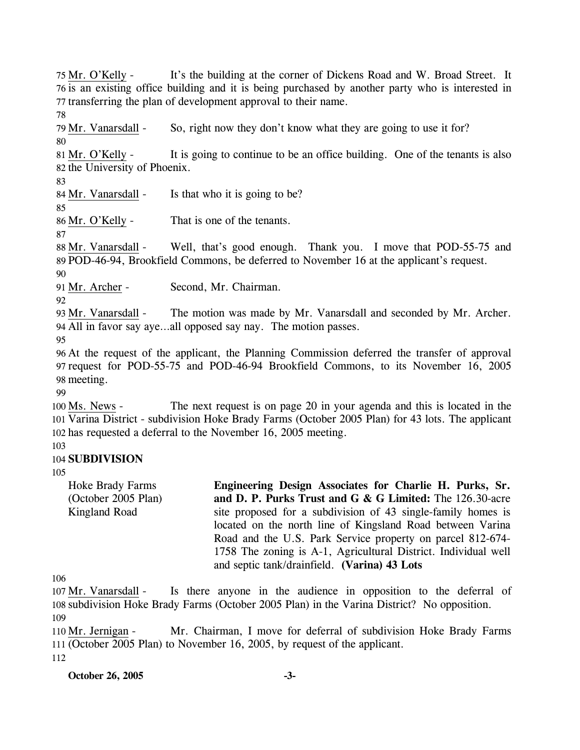Mr. O'Kelly - It's the building at the corner of Dickens Road and W. Broad Street. It is an existing office building and it is being purchased by another party who is interested in transferring the plan of development approval to their name.

Mr. Vanarsdall - So, right now they don't know what they are going to use it for?

Mr. O'Kelly - It is going to continue to be an office building. One of the tenants is also the University of Phoenix.

Mr. Vanarsdall - Is that who it is going to be?

Mr. O'Kelly - That is one of the tenants.

Mr. Vanarsdall - Well, that's good enough. Thank you. I move that POD-55-75 and POD-46-94, Brookfield Commons, be deferred to November 16 at the applicant's request.

Mr. Archer - Second, Mr. Chairman.

Mr. Vanarsdall - The motion was made by Mr. Vanarsdall and seconded by Mr. Archer. All in favor say aye…all opposed say nay. The motion passes.

At the request of the applicant, the Planning Commission deferred the transfer of approval request for POD-55-75 and POD-46-94 Brookfield Commons, to its November 16, 2005 meeting.

Ms. News - The next request is on page 20 in your agenda and this is located in the Varina District - subdivision Hoke Brady Farms (October 2005 Plan) for 43 lots. The applicant has requested a deferral to the November 16, 2005 meeting.

**SUBDIVISION**

| | |
|---|---|
| Hoke Brady Farms (October 2005 Plan) Kingland Road | **Engineering Design Associates for Charlie H. Purks, Sr. and D. P. Purks Trust and G & G Limited:** The 126.30-acre site proposed for a subdivision of 43 single-family homes is located on the north line of Kingsland Road between Varina Road and the U.S. Park Service property on parcel 812-674-1758 The zoning is A-1, Agricultural District. Individual well and septic tank/drainfield. **(Varina) 43 Lots** |

Mr. Vanarsdall - Is there anyone in the audience in opposition to the deferral of subdivision Hoke Brady Farms (October 2005 Plan) in the Varina District? No opposition.

Mr. Jernigan - Mr. Chairman, I move for deferral of subdivision Hoke Brady Farms (October 2005 Plan) to November 16, 2005, by request of the applicant.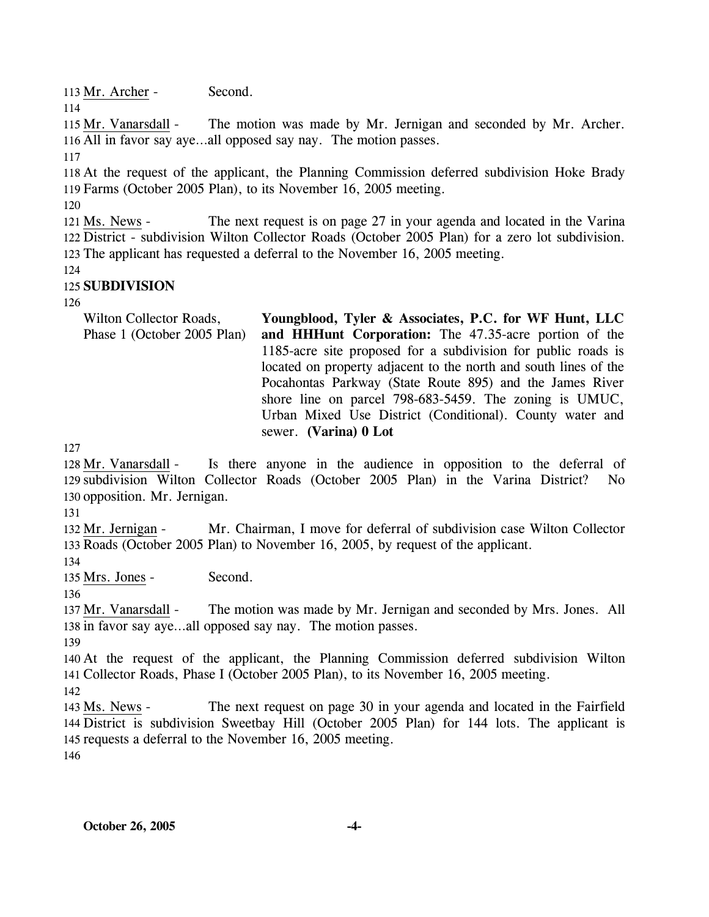Mr. Archer - Second.

Mr. Vanarsdall - The motion was made by Mr. Jernigan and seconded by Mr. Archer. All in favor say aye…all opposed say nay. The motion passes.

At the request of the applicant, the Planning Commission deferred subdivision Hoke Brady Farms (October 2005 Plan), to its November 16, 2005 meeting.

Ms. News - The next request is on page 27 in your agenda and located in the Varina District - subdivision Wilton Collector Roads (October 2005 Plan) for a zero lot subdivision. The applicant has requested a deferral to the November 16, 2005 meeting.

**SUBDIVISION**

| | |
|---|---|
| Wilton Collector Roads, Phase 1 (October 2005 Plan) | **Youngblood, Tyler & Associates, P.C. for WF Hunt, LLC and HHHunt Corporation:** The 47.35-acre portion of the 1185-acre site proposed for a subdivision for public roads is located on property adjacent to the north and south lines of the Pocahontas Parkway (State Route 895) and the James River shore line on parcel 798-683-5459. The zoning is UMUC, Urban Mixed Use District (Conditional). County water and sewer. **(Varina) 0 Lot** |

Mr. Vanarsdall - Is there anyone in the audience in opposition to the deferral of subdivision Wilton Collector Roads (October 2005 Plan) in the Varina District? No opposition. Mr. Jernigan.

Mr. Jernigan - Mr. Chairman, I move for deferral of subdivision case Wilton Collector Roads (October 2005 Plan) to November 16, 2005, by request of the applicant.

Mrs. Jones - Second.

Mr. Vanarsdall - The motion was made by Mr. Jernigan and seconded by Mrs. Jones. All in favor say aye…all opposed say nay. The motion passes.

At the request of the applicant, the Planning Commission deferred subdivision Wilton Collector Roads, Phase I (October 2005 Plan), to its November 16, 2005 meeting.

Ms. News - The next request on page 30 in your agenda and located in the Fairfield District is subdivision Sweetbay Hill (October 2005 Plan) for 144 lots. The applicant is requests a deferral to the November 16, 2005 meeting.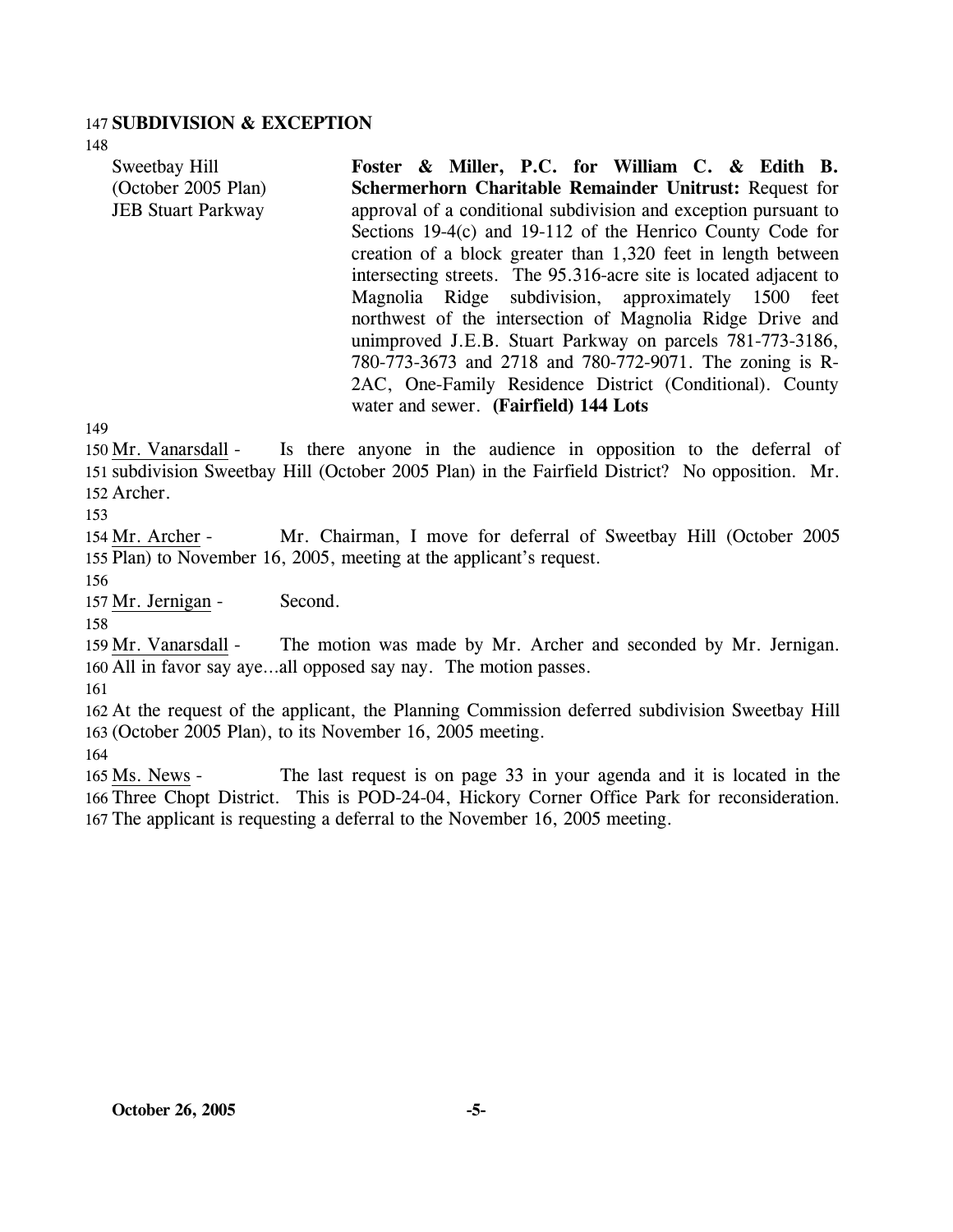## SUBDIVISION & EXCEPTION

Sweetbay Hill
(October 2005 Plan)
JEB Stuart Parkway

**Foster & Miller, P.C. for William C. & Edith B. Schermerhorn Charitable Remainder Unitrust:** Request for approval of a conditional subdivision and exception pursuant to Sections 19-4(c) and 19-112 of the Henrico County Code for creation of a block greater than 1,320 feet in length between intersecting streets. The 95.316-acre site is located adjacent to Magnolia Ridge subdivision, approximately 1500 feet northwest of the intersection of Magnolia Ridge Drive and unimproved J.E.B. Stuart Parkway on parcels 781-773-3186, 780-773-3673 and 2718 and 780-772-9071. The zoning is R-2AC, One-Family Residence District (Conditional). County water and sewer. **(Fairfield) 144 Lots**

Mr. Vanarsdall - Is there anyone in the audience in opposition to the deferral of subdivision Sweetbay Hill (October 2005 Plan) in the Fairfield District? No opposition. Mr. Archer.

Mr. Archer - Mr. Chairman, I move for deferral of Sweetbay Hill (October 2005 Plan) to November 16, 2005, meeting at the applicant's request.

Mr. Jernigan - Second.

Mr. Vanarsdall - The motion was made by Mr. Archer and seconded by Mr. Jernigan. All in favor say aye…all opposed say nay. The motion passes.

At the request of the applicant, the Planning Commission deferred subdivision Sweetbay Hill (October 2005 Plan), to its November 16, 2005 meeting.

Ms. News - The last request is on page 33 in your agenda and it is located in the Three Chopt District. This is POD-24-04, Hickory Corner Office Park for reconsideration. The applicant is requesting a deferral to the November 16, 2005 meeting.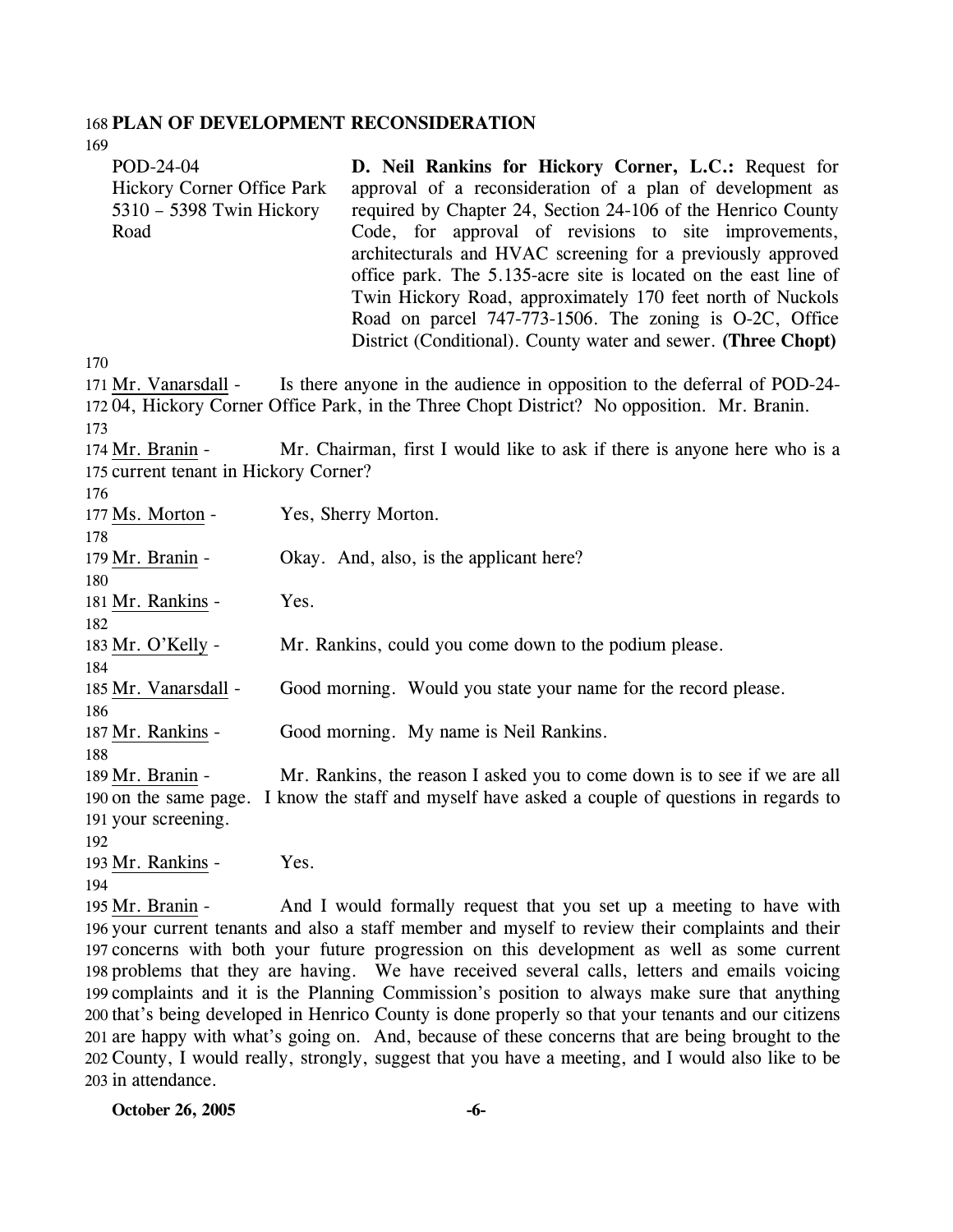## PLAN OF DEVELOPMENT RECONSIDERATION

POD-24-04
Hickory Corner Office Park
5310 – 5398 Twin Hickory Road

**D. Neil Rankins for Hickory Corner, L.C.:** Request for approval of a reconsideration of a plan of development as required by Chapter 24, Section 24-106 of the Henrico County Code, for approval of revisions to site improvements, architecturals and HVAC screening for a previously approved office park. The 5.135-acre site is located on the east line of Twin Hickory Road, approximately 170 feet north of Nuckols Road on parcel 747-773-1506. The zoning is O-2C, Office District (Conditional). County water and sewer. **(Three Chopt)**

Mr. Vanarsdall - Is there anyone in the audience in opposition to the deferral of POD-24-04, Hickory Corner Office Park, in the Three Chopt District? No opposition. Mr. Branin.

Mr. Branin - Mr. Chairman, first I would like to ask if there is anyone here who is a current tenant in Hickory Corner?

Ms. Morton - Yes, Sherry Morton.

Mr. Branin - Okay. And, also, is the applicant here?

Mr. Rankins - Yes.

Mr. O'Kelly - Mr. Rankins, could you come down to the podium please.

Mr. Vanarsdall - Good morning. Would you state your name for the record please.

Mr. Rankins - Good morning. My name is Neil Rankins.

Mr. Branin - Mr. Rankins, the reason I asked you to come down is to see if we are all on the same page. I know the staff and myself have asked a couple of questions in regards to your screening.

Mr. Rankins - Yes.

Mr. Branin - And I would formally request that you set up a meeting to have with your current tenants and also a staff member and myself to review their complaints and their concerns with both your future progression on this development as well as some current problems that they are having. We have received several calls, letters and emails voicing complaints and it is the Planning Commission's position to always make sure that anything that's being developed in Henrico County is done properly so that your tenants and our citizens are happy with what's going on. And, because of these concerns that are being brought to the County, I would really, strongly, suggest that you have a meeting, and I would also like to be in attendance.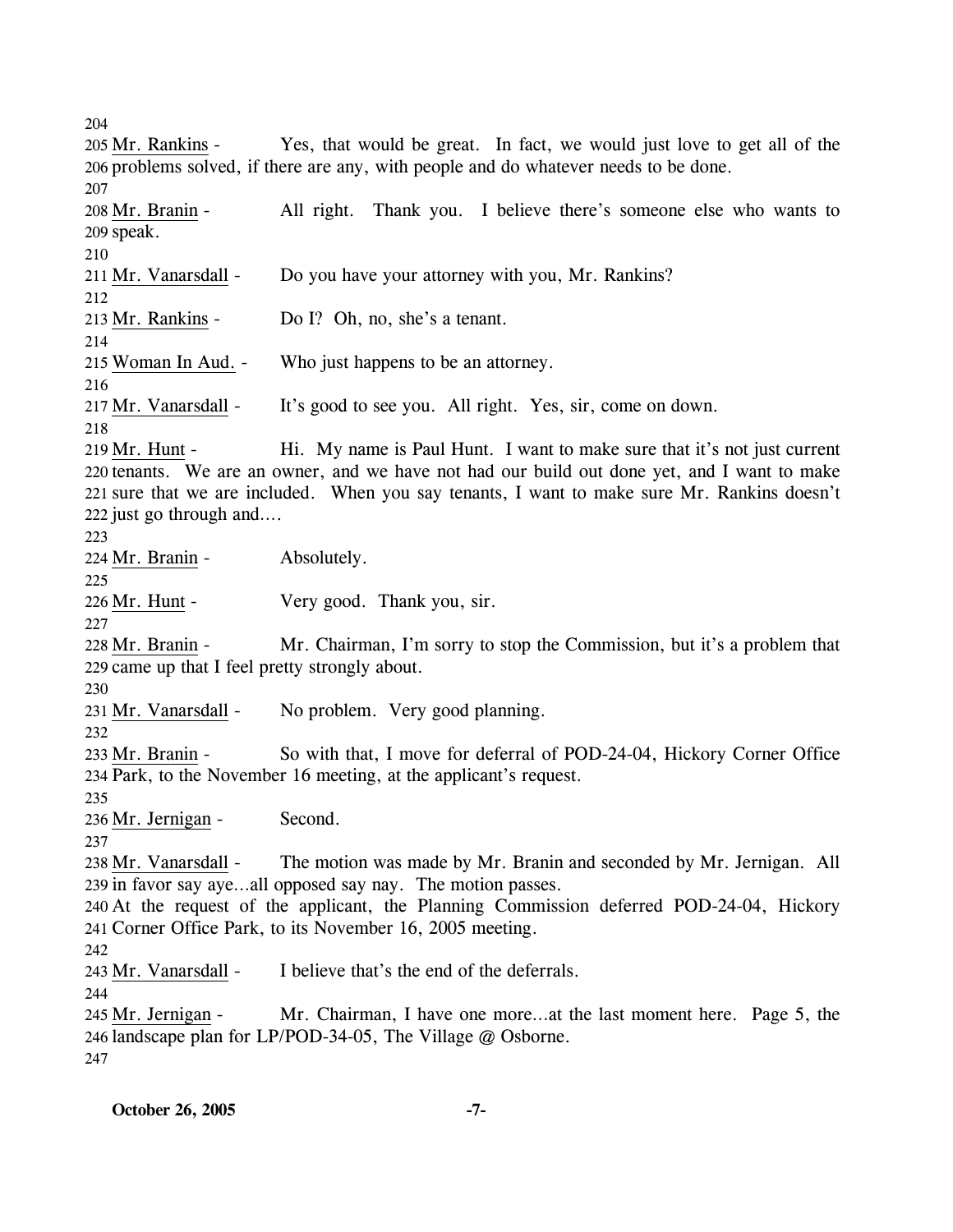Mr. Rankins - Yes, that would be great. In fact, we would just love to get all of the problems solved, if there are any, with people and do whatever needs to be done.

Mr. Branin - All right. Thank you. I believe there's someone else who wants to speak.

Mr. Vanarsdall - Do you have your attorney with you, Mr. Rankins?

Mr. Rankins - Do I? Oh, no, she's a tenant.

Woman In Aud. - Who just happens to be an attorney.

Mr. Vanarsdall - It's good to see you. All right. Yes, sir, come on down.

Mr. Hunt - Hi. My name is Paul Hunt. I want to make sure that it's not just current tenants. We are an owner, and we have not had our build out done yet, and I want to make sure that we are included. When you say tenants, I want to make sure Mr. Rankins doesn't just go through and....

Mr. Branin - Absolutely.

Mr. Hunt - Very good. Thank you, sir.

Mr. Branin - Mr. Chairman, I'm sorry to stop the Commission, but it's a problem that came up that I feel pretty strongly about.

Mr. Vanarsdall - No problem. Very good planning.

Mr. Branin - So with that, I move for deferral of POD-24-04, Hickory Corner Office Park, to the November 16 meeting, at the applicant's request.

Mr. Jernigan - Second.

Mr. Vanarsdall - The motion was made by Mr. Branin and seconded by Mr. Jernigan. All in favor say aye...all opposed say nay. The motion passes.

At the request of the applicant, the Planning Commission deferred POD-24-04, Hickory Corner Office Park, to its November 16, 2005 meeting.

Mr. Vanarsdall - I believe that's the end of the deferrals.

Mr. Jernigan - Mr. Chairman, I have one more...at the last moment here. Page 5, the landscape plan for LP/POD-34-05, The Village @ Osborne.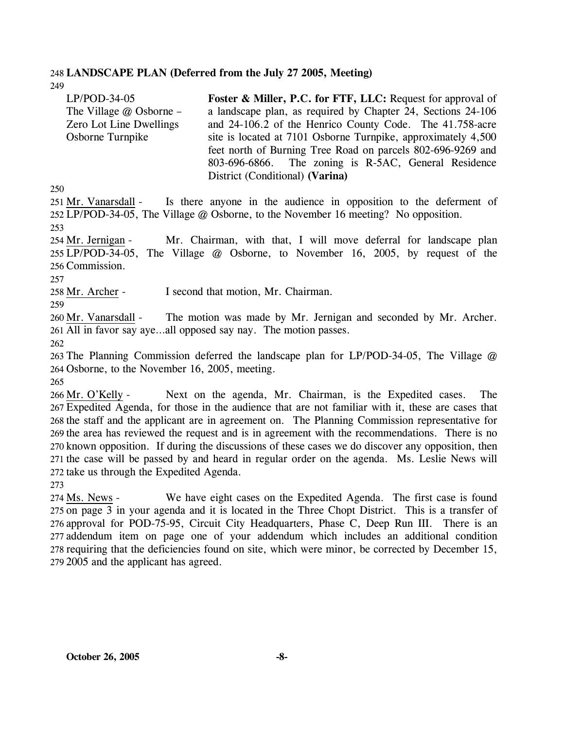**LANDSCAPE PLAN (Deferred from the July 27 2005, Meeting)**

LP/POD-34-05
The Village @ Osborne – Zero Lot Line Dwellings
Osborne Turnpike

**Foster & Miller, P.C. for FTF, LLC:** Request for approval of a landscape plan, as required by Chapter 24, Sections 24-106 and 24-106.2 of the Henrico County Code. The 41.758-acre site is located at 7101 Osborne Turnpike, approximately 4,500 feet north of Burning Tree Road on parcels 802-696-9269 and 803-696-6866. The zoning is R-5AC, General Residence District (Conditional) **(Varina)**

Mr. Vanarsdall - Is there anyone in the audience in opposition to the deferment of LP/POD-34-05, The Village @ Osborne, to the November 16 meeting? No opposition.

Mr. Jernigan - Mr. Chairman, with that, I will move deferral for landscape plan LP/POD-34-05, The Village @ Osborne, to November 16, 2005, by request of the Commission.

Mr. Archer - I second that motion, Mr. Chairman.

Mr. Vanarsdall - The motion was made by Mr. Jernigan and seconded by Mr. Archer. All in favor say aye…all opposed say nay. The motion passes.

The Planning Commission deferred the landscape plan for LP/POD-34-05, The Village @ Osborne, to the November 16, 2005, meeting.

Mr. O'Kelly - Next on the agenda, Mr. Chairman, is the Expedited cases. The Expedited Agenda, for those in the audience that are not familiar with it, these are cases that the staff and the applicant are in agreement on. The Planning Commission representative for the area has reviewed the request and is in agreement with the recommendations. There is no known opposition. If during the discussions of these cases we do discover any opposition, then the case will be passed by and heard in regular order on the agenda. Ms. Leslie News will take us through the Expedited Agenda.

Ms. News - We have eight cases on the Expedited Agenda. The first case is found on page 3 in your agenda and it is located in the Three Chopt District. This is a transfer of approval for POD-75-95, Circuit City Headquarters, Phase C, Deep Run III. There is an addendum item on page one of your addendum which includes an additional condition requiring that the deficiencies found on site, which were minor, be corrected by December 15, 2005 and the applicant has agreed.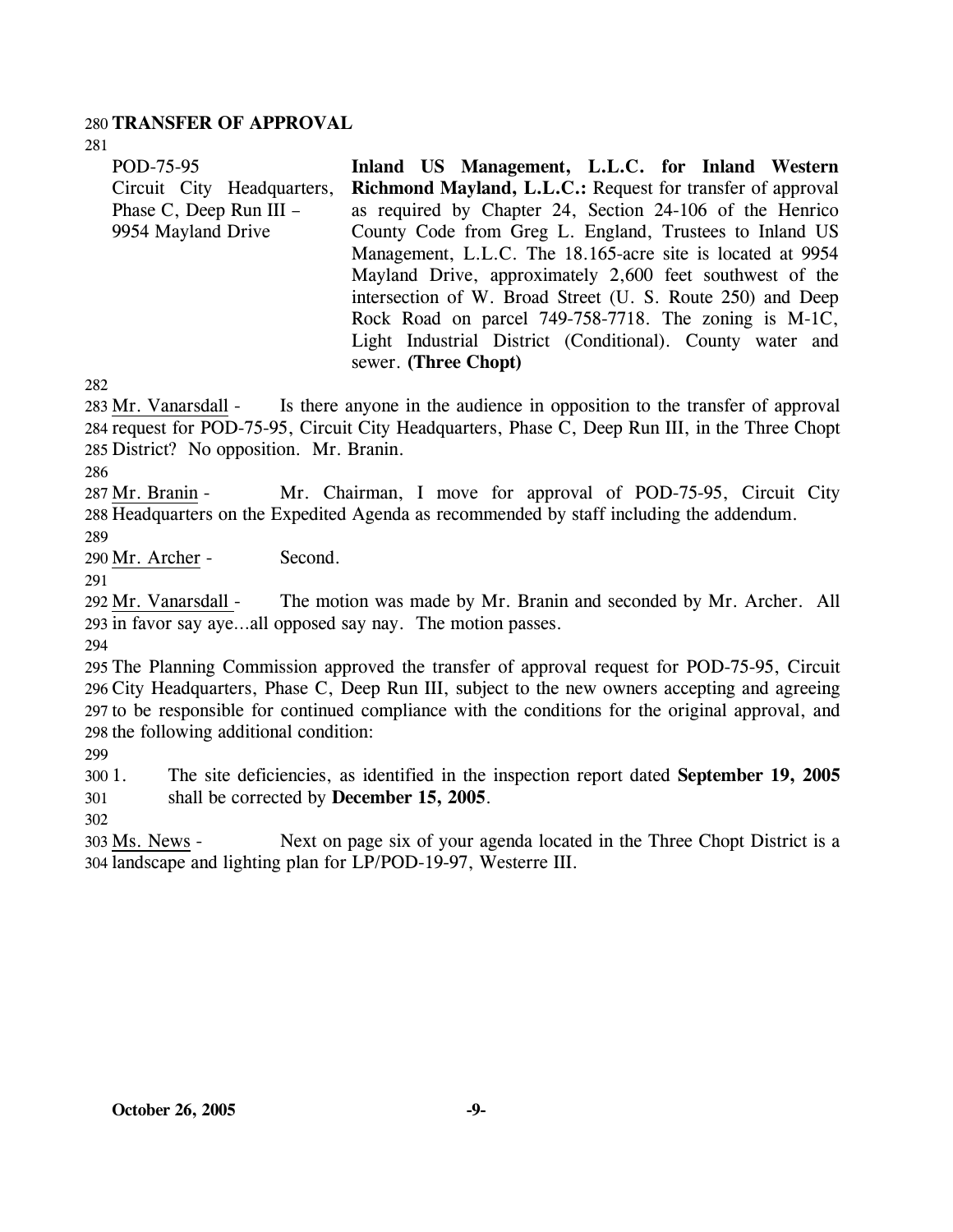**TRANSFER OF APPROVAL**

| | |
|---|---|
| POD-75-95<br>Circuit City Headquarters, Phase C, Deep Run III – 9954 Mayland Drive | **Inland US Management, L.L.C. for Inland Western Richmond Mayland, L.L.C.:** Request for transfer of approval as required by Chapter 24, Section 24-106 of the Henrico County Code from Greg L. England, Trustees to Inland US Management, L.L.C. The 18.165-acre site is located at 9954 Mayland Drive, approximately 2,600 feet southwest of the intersection of W. Broad Street (U. S. Route 250) and Deep Rock Road on parcel 749-758-7718. The zoning is M-1C, Light Industrial District (Conditional). County water and sewer. **(Three Chopt)** |

Mr. Vanarsdall - Is there anyone in the audience in opposition to the transfer of approval request for POD-75-95, Circuit City Headquarters, Phase C, Deep Run III, in the Three Chopt District? No opposition. Mr. Branin.

Mr. Branin - Mr. Chairman, I move for approval of POD-75-95, Circuit City Headquarters on the Expedited Agenda as recommended by staff including the addendum.

Mr. Archer - Second.

Mr. Vanarsdall - The motion was made by Mr. Branin and seconded by Mr. Archer. All in favor say aye...all opposed say nay. The motion passes.

The Planning Commission approved the transfer of approval request for POD-75-95, Circuit City Headquarters, Phase C, Deep Run III, subject to the new owners accepting and agreeing to be responsible for continued compliance with the conditions for the original approval, and the following additional condition:

1. The site deficiencies, as identified in the inspection report dated **September 19, 2005** shall be corrected by **December 15, 2005**.

Ms. News - Next on page six of your agenda located in the Three Chopt District is a landscape and lighting plan for LP/POD-19-97, Westerre III.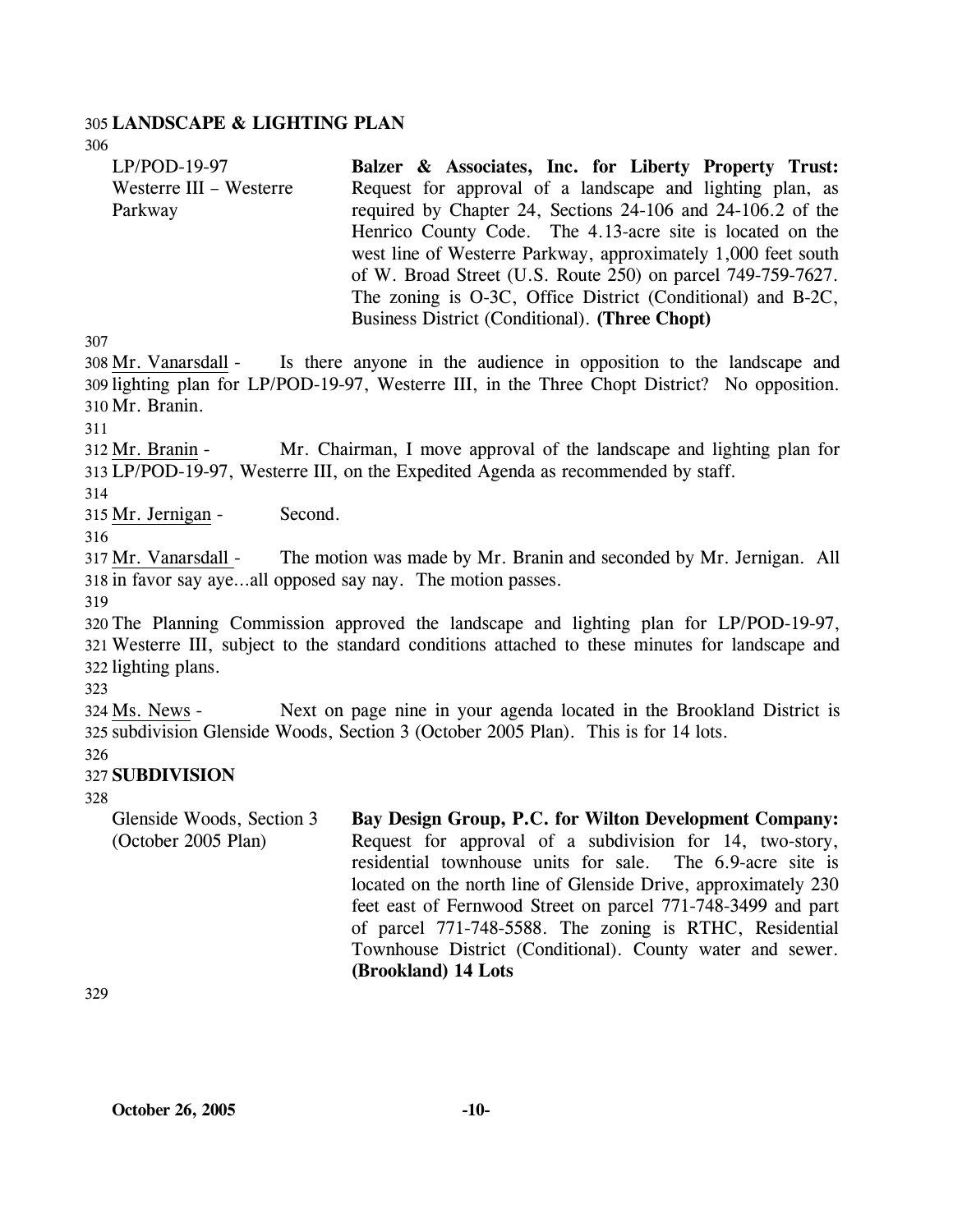## LANDSCAPE & LIGHTING PLAN

LP/POD-19-97
Westerre III – Westerre Parkway

**Balzer & Associates, Inc. for Liberty Property Trust:** Request for approval of a landscape and lighting plan, as required by Chapter 24, Sections 24-106 and 24-106.2 of the Henrico County Code. The 4.13-acre site is located on the west line of Westerre Parkway, approximately 1,000 feet south of W. Broad Street (U.S. Route 250) on parcel 749-759-7627. The zoning is O-3C, Office District (Conditional) and B-2C, Business District (Conditional). **(Three Chopt)**

Mr. Vanarsdall - Is there anyone in the audience in opposition to the landscape and lighting plan for LP/POD-19-97, Westerre III, in the Three Chopt District? No opposition. Mr. Branin.

Mr. Branin - Mr. Chairman, I move approval of the landscape and lighting plan for LP/POD-19-97, Westerre III, on the Expedited Agenda as recommended by staff.

Mr. Jernigan - Second.

Mr. Vanarsdall - The motion was made by Mr. Branin and seconded by Mr. Jernigan. All in favor say aye…all opposed say nay. The motion passes.

The Planning Commission approved the landscape and lighting plan for LP/POD-19-97, Westerre III, subject to the standard conditions attached to these minutes for landscape and lighting plans.

Ms. News - Next on page nine in your agenda located in the Brookland District is subdivision Glenside Woods, Section 3 (October 2005 Plan). This is for 14 lots.

## SUBDIVISION

Glenside Woods, Section 3 (October 2005 Plan)

**Bay Design Group, P.C. for Wilton Development Company:** Request for approval of a subdivision for 14, two-story, residential townhouse units for sale. The 6.9-acre site is located on the north line of Glenside Drive, approximately 230 feet east of Fernwood Street on parcel 771-748-3499 and part of parcel 771-748-5588. The zoning is RTHC, Residential Townhouse District (Conditional). County water and sewer. **(Brookland) 14 Lots**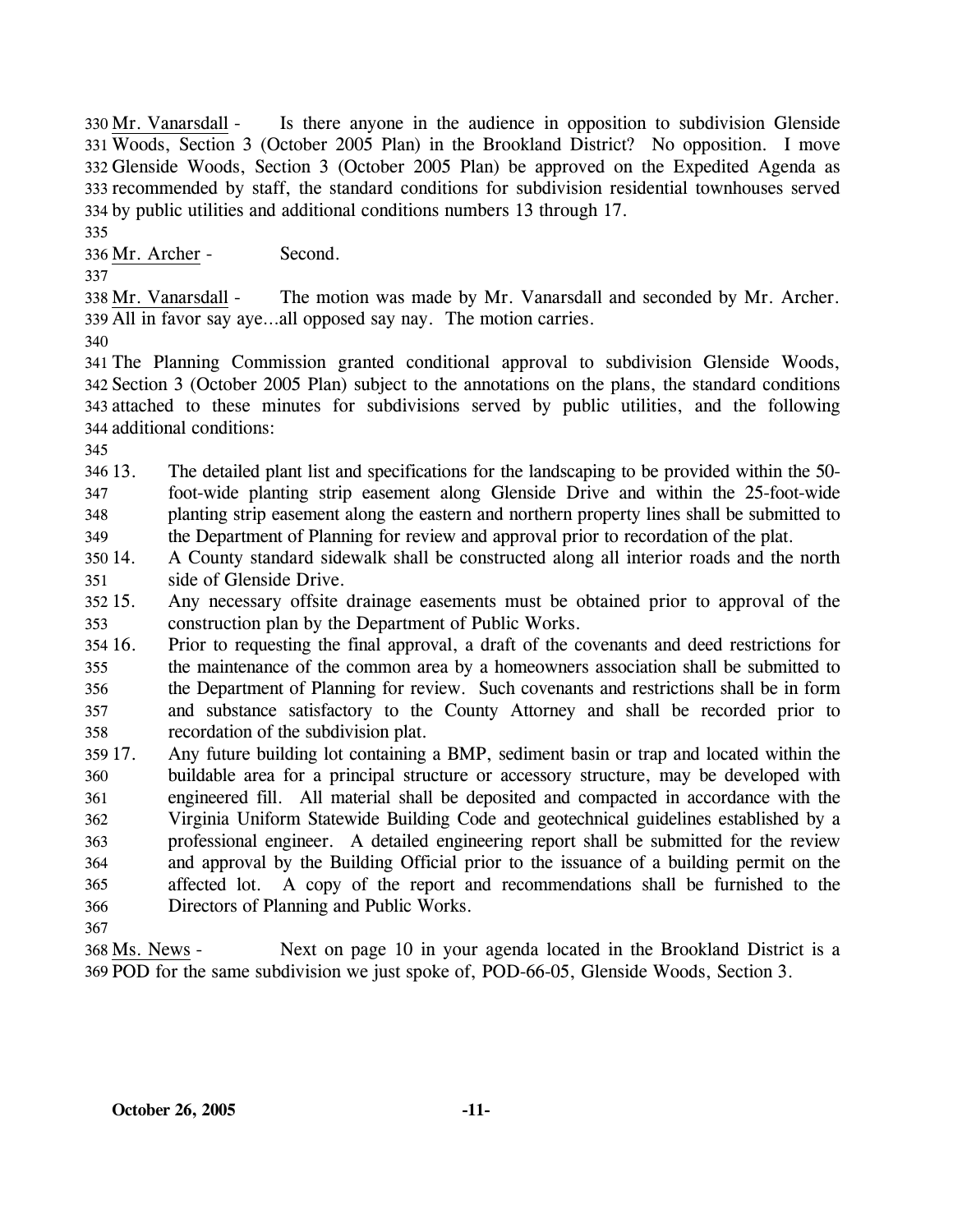Mr. Vanarsdall - Is there anyone in the audience in opposition to subdivision Glenside Woods, Section 3 (October 2005 Plan) in the Brookland District? No opposition. I move Glenside Woods, Section 3 (October 2005 Plan) be approved on the Expedited Agenda as recommended by staff, the standard conditions for subdivision residential townhouses served by public utilities and additional conditions numbers 13 through 17.

Mr. Archer - Second.

Mr. Vanarsdall - The motion was made by Mr. Vanarsdall and seconded by Mr. Archer. All in favor say aye…all opposed say nay. The motion carries.

The Planning Commission granted conditional approval to subdivision Glenside Woods, Section 3 (October 2005 Plan) subject to the annotations on the plans, the standard conditions attached to these minutes for subdivisions served by public utilities, and the following additional conditions:

13. The detailed plant list and specifications for the landscaping to be provided within the 50-foot-wide planting strip easement along Glenside Drive and within the 25-foot-wide planting strip easement along the eastern and northern property lines shall be submitted to the Department of Planning for review and approval prior to recordation of the plat.
14. A County standard sidewalk shall be constructed along all interior roads and the north side of Glenside Drive.
15. Any necessary offsite drainage easements must be obtained prior to approval of the construction plan by the Department of Public Works.
16. Prior to requesting the final approval, a draft of the covenants and deed restrictions for the maintenance of the common area by a homeowners association shall be submitted to the Department of Planning for review. Such covenants and restrictions shall be in form and substance satisfactory to the County Attorney and shall be recorded prior to recordation of the subdivision plat.
17. Any future building lot containing a BMP, sediment basin or trap and located within the buildable area for a principal structure or accessory structure, may be developed with engineered fill. All material shall be deposited and compacted in accordance with the Virginia Uniform Statewide Building Code and geotechnical guidelines established by a professional engineer. A detailed engineering report shall be submitted for the review and approval by the Building Official prior to the issuance of a building permit on the affected lot. A copy of the report and recommendations shall be furnished to the Directors of Planning and Public Works.

Ms. News - Next on page 10 in your agenda located in the Brookland District is a POD for the same subdivision we just spoke of, POD-66-05, Glenside Woods, Section 3.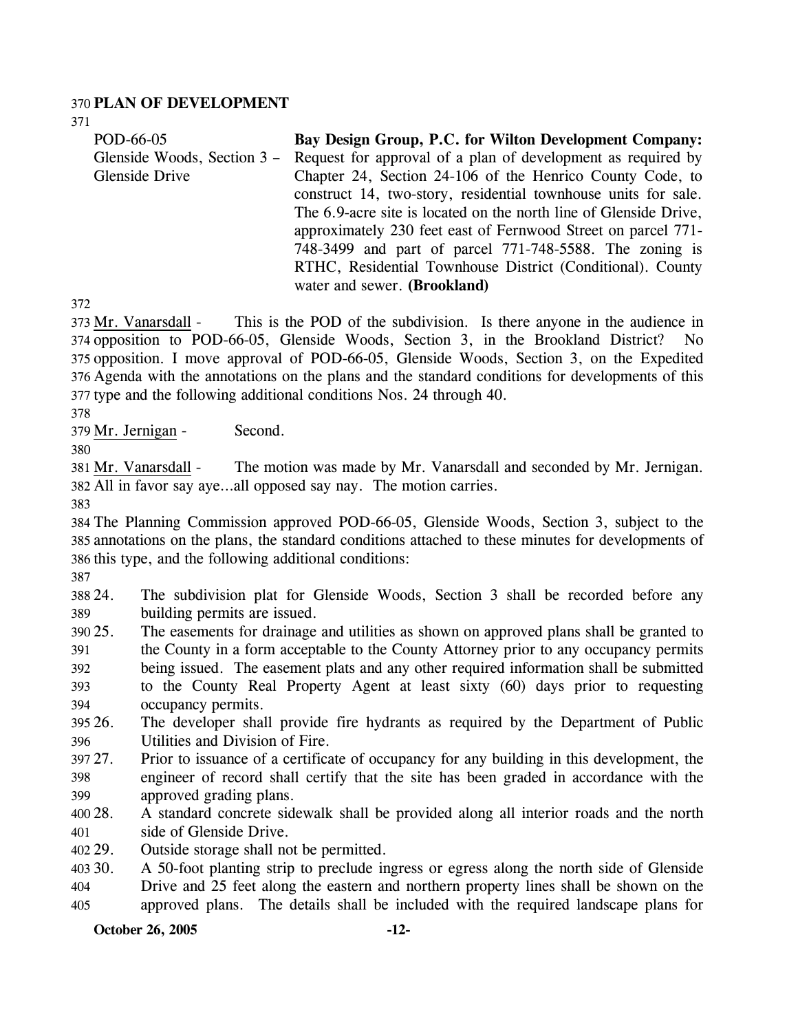## PLAN OF DEVELOPMENT

| | |
|---|---|
| POD-66-05<br>Glenside Woods, Section 3 – Glenside Drive | **Bay Design Group, P.C. for Wilton Development Company:** Request for approval of a plan of development as required by Chapter 24, Section 24-106 of the Henrico County Code, to construct 14, two-story, residential townhouse units for sale. The 6.9-acre site is located on the north line of Glenside Drive, approximately 230 feet east of Fernwood Street on parcel 771-748-3499 and part of parcel 771-748-5588. The zoning is RTHC, Residential Townhouse District (Conditional). County water and sewer. **(Brookland)** |

Mr. Vanarsdall - This is the POD of the subdivision. Is there anyone in the audience in opposition to POD-66-05, Glenside Woods, Section 3, in the Brookland District? No opposition. I move approval of POD-66-05, Glenside Woods, Section 3, on the Expedited Agenda with the annotations on the plans and the standard conditions for developments of this type and the following additional conditions Nos. 24 through 40.

Mr. Jernigan - Second.

Mr. Vanarsdall - The motion was made by Mr. Vanarsdall and seconded by Mr. Jernigan. All in favor say aye…all opposed say nay. The motion carries.

The Planning Commission approved POD-66-05, Glenside Woods, Section 3, subject to the annotations on the plans, the standard conditions attached to these minutes for developments of this type, and the following additional conditions:

24. The subdivision plat for Glenside Woods, Section 3 shall be recorded before any building permits are issued.
25. The easements for drainage and utilities as shown on approved plans shall be granted to the County in a form acceptable to the County Attorney prior to any occupancy permits being issued. The easement plats and any other required information shall be submitted to the County Real Property Agent at least sixty (60) days prior to requesting occupancy permits.
26. The developer shall provide fire hydrants as required by the Department of Public Utilities and Division of Fire.
27. Prior to issuance of a certificate of occupancy for any building in this development, the engineer of record shall certify that the site has been graded in accordance with the approved grading plans.
28. A standard concrete sidewalk shall be provided along all interior roads and the north side of Glenside Drive.
29. Outside storage shall not be permitted.
30. A 50-foot planting strip to preclude ingress or egress along the north side of Glenside Drive and 25 feet along the eastern and northern property lines shall be shown on the approved plans. The details shall be included with the required landscape plans for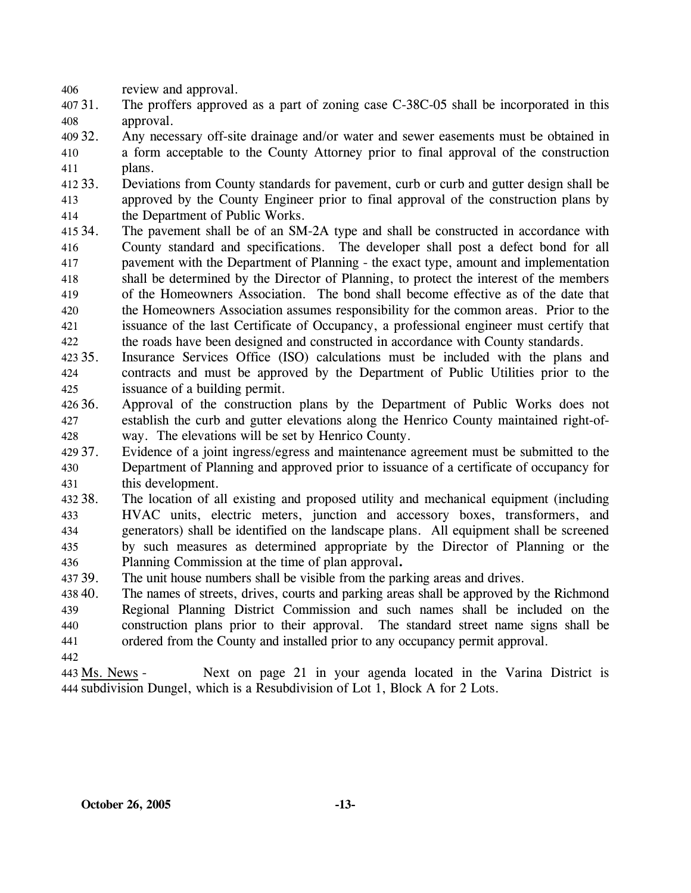review and approval.

31. The proffers approved as a part of zoning case C-38C-05 shall be incorporated in this approval.
32. Any necessary off-site drainage and/or water and sewer easements must be obtained in a form acceptable to the County Attorney prior to final approval of the construction plans.
33. Deviations from County standards for pavement, curb or curb and gutter design shall be approved by the County Engineer prior to final approval of the construction plans by the Department of Public Works.
34. The pavement shall be of an SM-2A type and shall be constructed in accordance with County standard and specifications. The developer shall post a defect bond for all pavement with the Department of Planning - the exact type, amount and implementation shall be determined by the Director of Planning, to protect the interest of the members of the Homeowners Association. The bond shall become effective as of the date that the Homeowners Association assumes responsibility for the common areas. Prior to the issuance of the last Certificate of Occupancy, a professional engineer must certify that the roads have been designed and constructed in accordance with County standards.
35. Insurance Services Office (ISO) calculations must be included with the plans and contracts and must be approved by the Department of Public Utilities prior to the issuance of a building permit.
36. Approval of the construction plans by the Department of Public Works does not establish the curb and gutter elevations along the Henrico County maintained right-of-way. The elevations will be set by Henrico County.
37. Evidence of a joint ingress/egress and maintenance agreement must be submitted to the Department of Planning and approved prior to issuance of a certificate of occupancy for this development.
38. The location of all existing and proposed utility and mechanical equipment (including HVAC units, electric meters, junction and accessory boxes, transformers, and generators) shall be identified on the landscape plans. All equipment shall be screened by such measures as determined appropriate by the Director of Planning or the Planning Commission at the time of plan approval**.**
39. The unit house numbers shall be visible from the parking areas and drives.
40. The names of streets, drives, courts and parking areas shall be approved by the Richmond Regional Planning District Commission and such names shall be included on the construction plans prior to their approval. The standard street name signs shall be ordered from the County and installed prior to any occupancy permit approval.

Ms. News - Next on page 21 in your agenda located in the Varina District is subdivision Dungel, which is a Resubdivision of Lot 1, Block A for 2 Lots.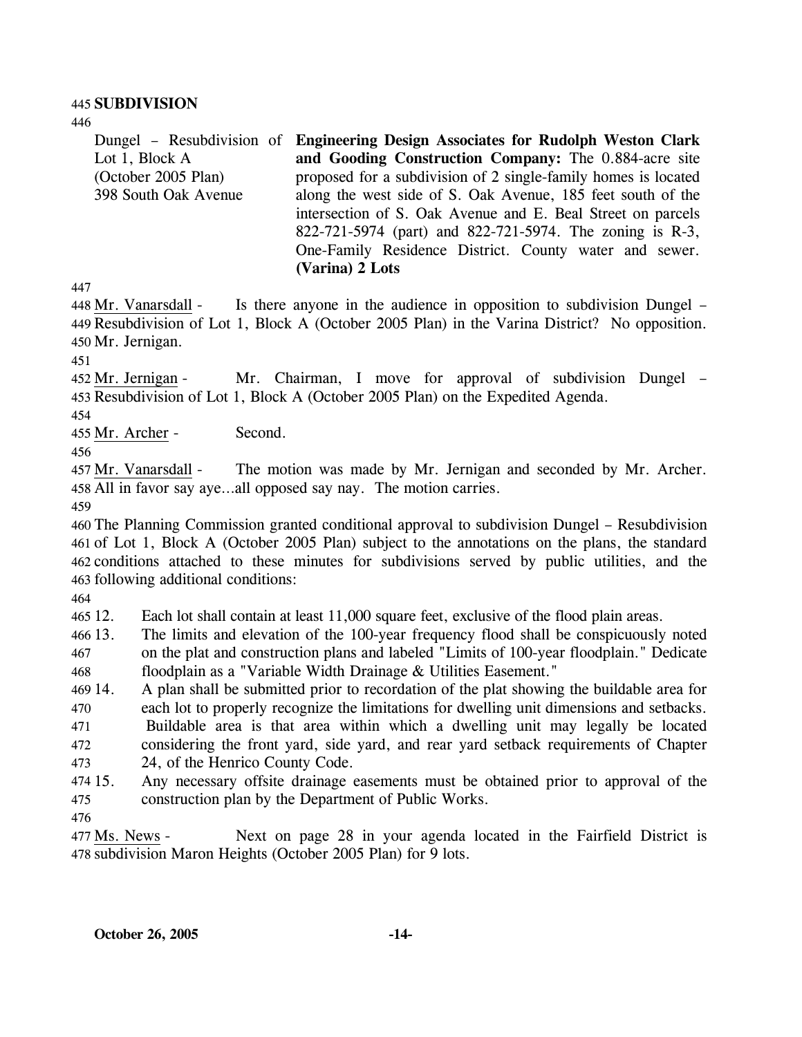## SUBDIVISION

| | |
|---|---|
| Dungel – Resubdivision of Lot 1, Block A (October 2005 Plan) 398 South Oak Avenue | **Engineering Design Associates for Rudolph Weston Clark and Gooding Construction Company:** The 0.884-acre site proposed for a subdivision of 2 single-family homes is located along the west side of S. Oak Avenue, 185 feet south of the intersection of S. Oak Avenue and E. Beal Street on parcels 822-721-5974 (part) and 822-721-5974. The zoning is R-3, One-Family Residence District. County water and sewer. **(Varina) 2 Lots** |

Mr. Vanarsdall - Is there anyone in the audience in opposition to subdivision Dungel – Resubdivision of Lot 1, Block A (October 2005 Plan) in the Varina District? No opposition. Mr. Jernigan.

Mr. Jernigan - Mr. Chairman, I move for approval of subdivision Dungel – Resubdivision of Lot 1, Block A (October 2005 Plan) on the Expedited Agenda.

Mr. Archer - Second.

Mr. Vanarsdall - The motion was made by Mr. Jernigan and seconded by Mr. Archer. All in favor say aye…all opposed say nay. The motion carries.

The Planning Commission granted conditional approval to subdivision Dungel – Resubdivision of Lot 1, Block A (October 2005 Plan) subject to the annotations on the plans, the standard conditions attached to these minutes for subdivisions served by public utilities, and the following additional conditions:

12. Each lot shall contain at least 11,000 square feet, exclusive of the flood plain areas.
13. The limits and elevation of the 100-year frequency flood shall be conspicuously noted on the plat and construction plans and labeled "Limits of 100-year floodplain." Dedicate floodplain as a "Variable Width Drainage & Utilities Easement."
14. A plan shall be submitted prior to recordation of the plat showing the buildable area for each lot to properly recognize the limitations for dwelling unit dimensions and setbacks. Buildable area is that area within which a dwelling unit may legally be located considering the front yard, side yard, and rear yard setback requirements of Chapter 24, of the Henrico County Code.
15. Any necessary offsite drainage easements must be obtained prior to approval of the construction plan by the Department of Public Works.

Ms. News - Next on page 28 in your agenda located in the Fairfield District is subdivision Maron Heights (October 2005 Plan) for 9 lots.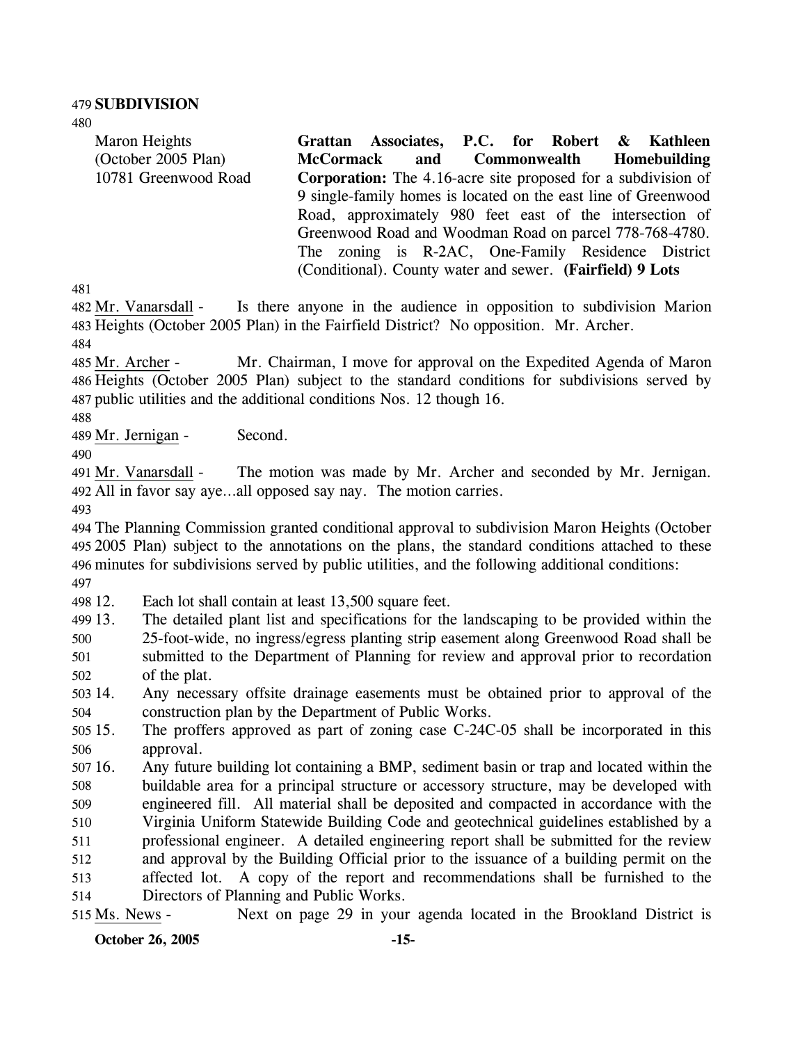**SUBDIVISION**

| | |
|---|---|
| Maron Heights<br>(October 2005 Plan)<br>10781 Greenwood Road | **Grattan Associates, P.C. for Robert & Kathleen McCormack and Commonwealth Homebuilding Corporation:** The 4.16-acre site proposed for a subdivision of 9 single-family homes is located on the east line of Greenwood Road, approximately 980 feet east of the intersection of Greenwood Road and Woodman Road on parcel 778-768-4780. The zoning is R-2AC, One-Family Residence District (Conditional). County water and sewer. **(Fairfield) 9 Lots** |

Mr. Vanarsdall - Is there anyone in the audience in opposition to subdivision Marion Heights (October 2005 Plan) in the Fairfield District? No opposition. Mr. Archer.

Mr. Archer - Mr. Chairman, I move for approval on the Expedited Agenda of Maron Heights (October 2005 Plan) subject to the standard conditions for subdivisions served by public utilities and the additional conditions Nos. 12 though 16.

Mr. Jernigan - Second.

Mr. Vanarsdall - The motion was made by Mr. Archer and seconded by Mr. Jernigan. All in favor say aye…all opposed say nay. The motion carries.

The Planning Commission granted conditional approval to subdivision Maron Heights (October 2005 Plan) subject to the annotations on the plans, the standard conditions attached to these minutes for subdivisions served by public utilities, and the following additional conditions:

12. Each lot shall contain at least 13,500 square feet.
13. The detailed plant list and specifications for the landscaping to be provided within the 25-foot-wide, no ingress/egress planting strip easement along Greenwood Road shall be submitted to the Department of Planning for review and approval prior to recordation of the plat.
14. Any necessary offsite drainage easements must be obtained prior to approval of the construction plan by the Department of Public Works.
15. The proffers approved as part of zoning case C-24C-05 shall be incorporated in this approval.
16. Any future building lot containing a BMP, sediment basin or trap and located within the buildable area for a principal structure or accessory structure, may be developed with engineered fill. All material shall be deposited and compacted in accordance with the Virginia Uniform Statewide Building Code and geotechnical guidelines established by a professional engineer. A detailed engineering report shall be submitted for the review and approval by the Building Official prior to the issuance of a building permit on the affected lot. A copy of the report and recommendations shall be furnished to the Directors of Planning and Public Works.

Ms. News - Next on page 29 in your agenda located in the Brookland District is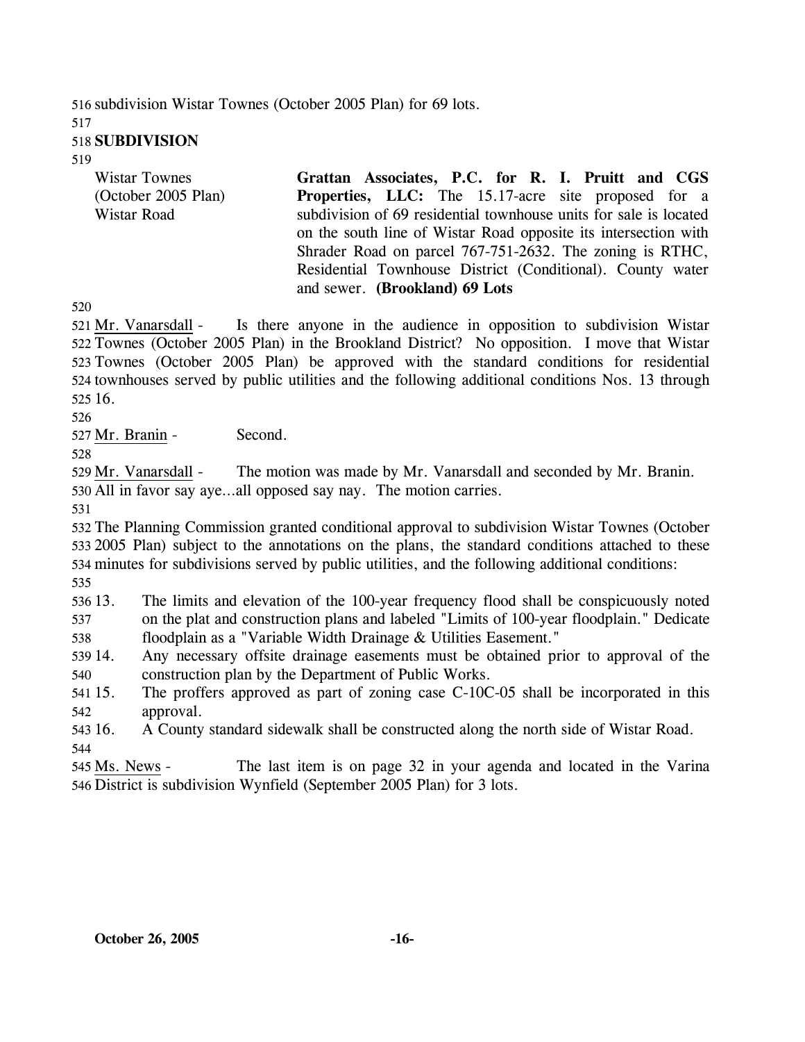subdivision Wistar Townes (October 2005 Plan) for 69 lots.

**SUBDIVISION**

| | |
|---|---|
| Wistar Townes (October 2005 Plan) Wistar Road | **Grattan Associates, P.C. for R. I. Pruitt and CGS Properties, LLC:** The 15.17-acre site proposed for a subdivision of 69 residential townhouse units for sale is located on the south line of Wistar Road opposite its intersection with Shrader Road on parcel 767-751-2632. The zoning is RTHC, Residential Townhouse District (Conditional). County water and sewer. **(Brookland) 69 Lots** |

Mr. Vanarsdall - Is there anyone in the audience in opposition to subdivision Wistar Townes (October 2005 Plan) in the Brookland District? No opposition. I move that Wistar Townes (October 2005 Plan) be approved with the standard conditions for residential townhouses served by public utilities and the following additional conditions Nos. 13 through 16.

Mr. Branin - Second.

Mr. Vanarsdall - The motion was made by Mr. Vanarsdall and seconded by Mr. Branin. All in favor say aye…all opposed say nay. The motion carries.

The Planning Commission granted conditional approval to subdivision Wistar Townes (October 2005 Plan) subject to the annotations on the plans, the standard conditions attached to these minutes for subdivisions served by public utilities, and the following additional conditions:

13. The limits and elevation of the 100-year frequency flood shall be conspicuously noted on the plat and construction plans and labeled "Limits of 100-year floodplain." Dedicate floodplain as a "Variable Width Drainage & Utilities Easement."
14. Any necessary offsite drainage easements must be obtained prior to approval of the construction plan by the Department of Public Works.
15. The proffers approved as part of zoning case C-10C-05 shall be incorporated in this approval.
16. A County standard sidewalk shall be constructed along the north side of Wistar Road.

Ms. News - The last item is on page 32 in your agenda and located in the Varina District is subdivision Wynfield (September 2005 Plan) for 3 lots.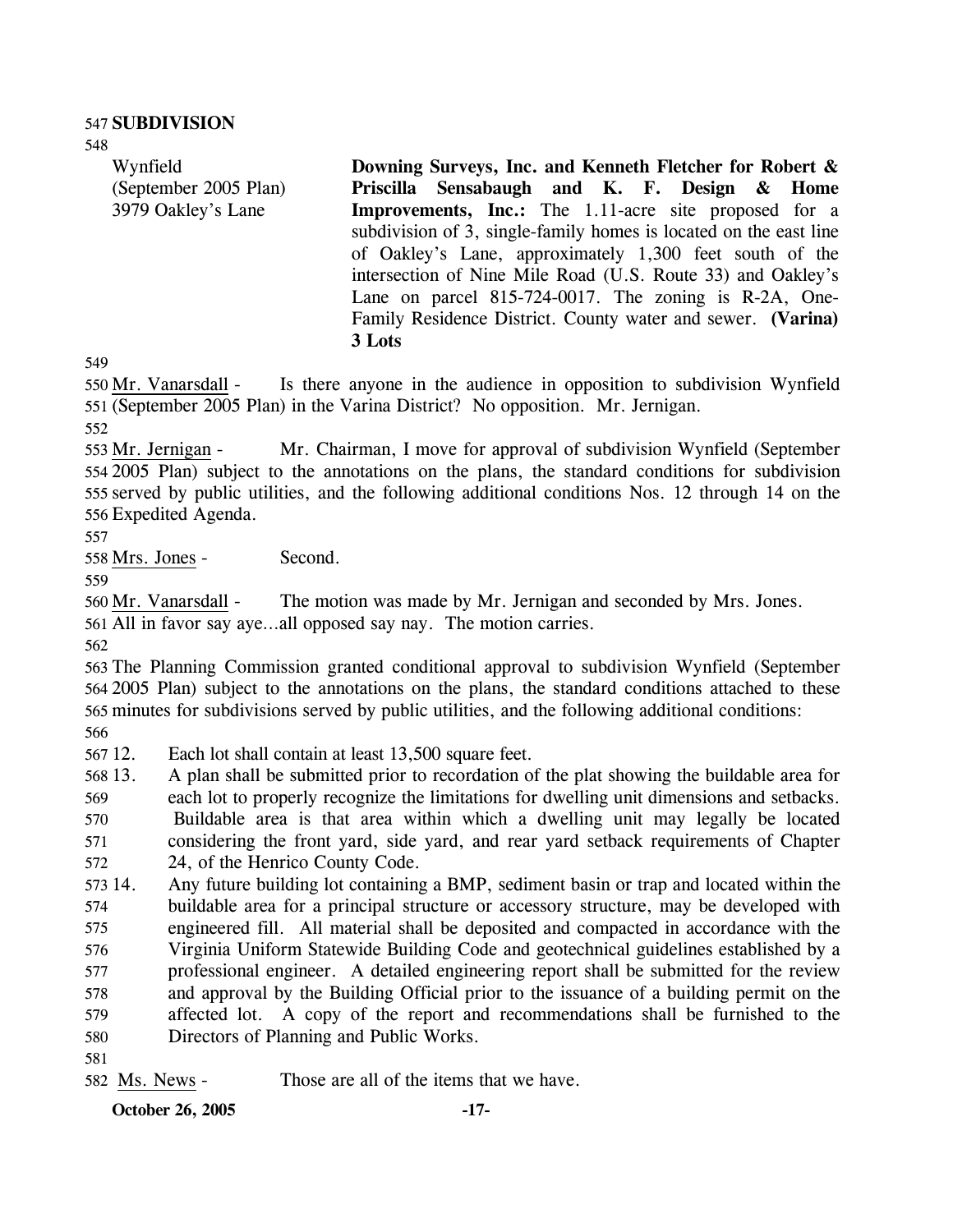**SUBDIVISION**

Wynfield
(September 2005 Plan)
3979 Oakley's Lane

**Downing Surveys, Inc. and Kenneth Fletcher for Robert & Priscilla Sensabaugh and K. F. Design & Home Improvements, Inc.:** The 1.11-acre site proposed for a subdivision of 3, single-family homes is located on the east line of Oakley's Lane, approximately 1,300 feet south of the intersection of Nine Mile Road (U.S. Route 33) and Oakley's Lane on parcel 815-724-0017. The zoning is R-2A, One-Family Residence District. County water and sewer. **(Varina) 3 Lots**

Mr. Vanarsdall - Is there anyone in the audience in opposition to subdivision Wynfield (September 2005 Plan) in the Varina District? No opposition. Mr. Jernigan.

Mr. Jernigan - Mr. Chairman, I move for approval of subdivision Wynfield (September 2005 Plan) subject to the annotations on the plans, the standard conditions for subdivision served by public utilities, and the following additional conditions Nos. 12 through 14 on the Expedited Agenda.

Mrs. Jones - Second.

Mr. Vanarsdall - The motion was made by Mr. Jernigan and seconded by Mrs. Jones. All in favor say aye…all opposed say nay. The motion carries.

The Planning Commission granted conditional approval to subdivision Wynfield (September 2005 Plan) subject to the annotations on the plans, the standard conditions attached to these minutes for subdivisions served by public utilities, and the following additional conditions:

12. Each lot shall contain at least 13,500 square feet.
13. A plan shall be submitted prior to recordation of the plat showing the buildable area for each lot to properly recognize the limitations for dwelling unit dimensions and setbacks. Buildable area is that area within which a dwelling unit may legally be located considering the front yard, side yard, and rear yard setback requirements of Chapter 24, of the Henrico County Code.
14. Any future building lot containing a BMP, sediment basin or trap and located within the buildable area for a principal structure or accessory structure, may be developed with engineered fill. All material shall be deposited and compacted in accordance with the Virginia Uniform Statewide Building Code and geotechnical guidelines established by a professional engineer. A detailed engineering report shall be submitted for the review and approval by the Building Official prior to the issuance of a building permit on the affected lot. A copy of the report and recommendations shall be furnished to the Directors of Planning and Public Works.

Ms. News - Those are all of the items that we have.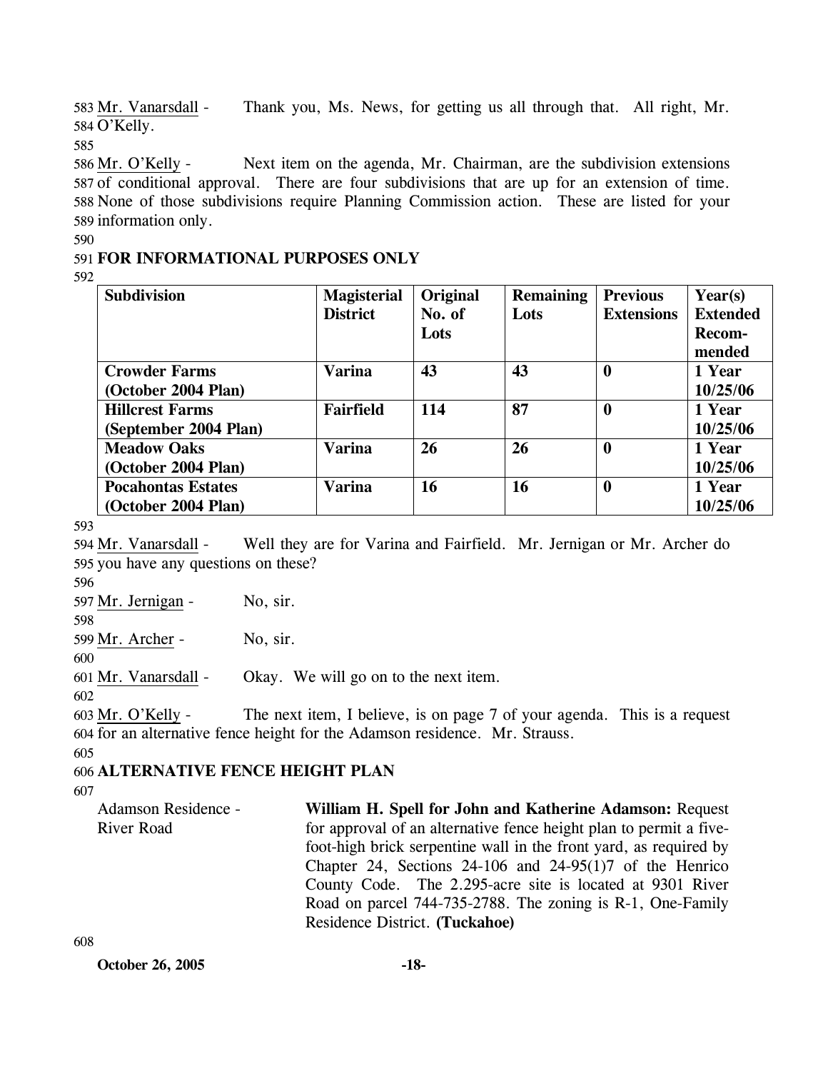Mr. Vanarsdall - Thank you, Ms. News, for getting us all through that. All right, Mr. O'Kelly.

Mr. O'Kelly - Next item on the agenda, Mr. Chairman, are the subdivision extensions of conditional approval. There are four subdivisions that are up for an extension of time. None of those subdivisions require Planning Commission action. These are listed for your information only.

**FOR INFORMATIONAL PURPOSES ONLY**

| Subdivision | Magisterial District | Original No. of Lots | Remaining Lots | Previous Extensions | Year(s) Extended Recom-mended |
|---|---|---|---|---|---|
| **Crowder Farms (October 2004 Plan)** | **Varina** | **43** | **43** | **0** | **1 Year 10/25/06** |
| **Hillcrest Farms (September 2004 Plan)** | **Fairfield** | **114** | **87** | **0** | **1 Year 10/25/06** |
| **Meadow Oaks (October 2004 Plan)** | **Varina** | **26** | **26** | **0** | **1 Year 10/25/06** |
| **Pocahontas Estates (October 2004 Plan)** | **Varina** | **16** | **16** | **0** | **1 Year 10/25/06** |

Mr. Vanarsdall - Well they are for Varina and Fairfield. Mr. Jernigan or Mr. Archer do you have any questions on these?

Mr. Jernigan - No, sir.

Mr. Archer - No, sir.

Mr. Vanarsdall - Okay. We will go on to the next item.

Mr. O'Kelly - The next item, I believe, is on page 7 of your agenda. This is a request for an alternative fence height for the Adamson residence. Mr. Strauss.

**ALTERNATIVE FENCE HEIGHT PLAN**

Adamson Residence - River Road

**William H. Spell for John and Katherine Adamson:** Request for approval of an alternative fence height plan to permit a five-foot-high brick serpentine wall in the front yard, as required by Chapter 24, Sections 24-106 and 24-95(1)7 of the Henrico County Code. The 2.295-acre site is located at 9301 River Road on parcel 744-735-2788. The zoning is R-1, One-Family Residence District. **(Tuckahoe)**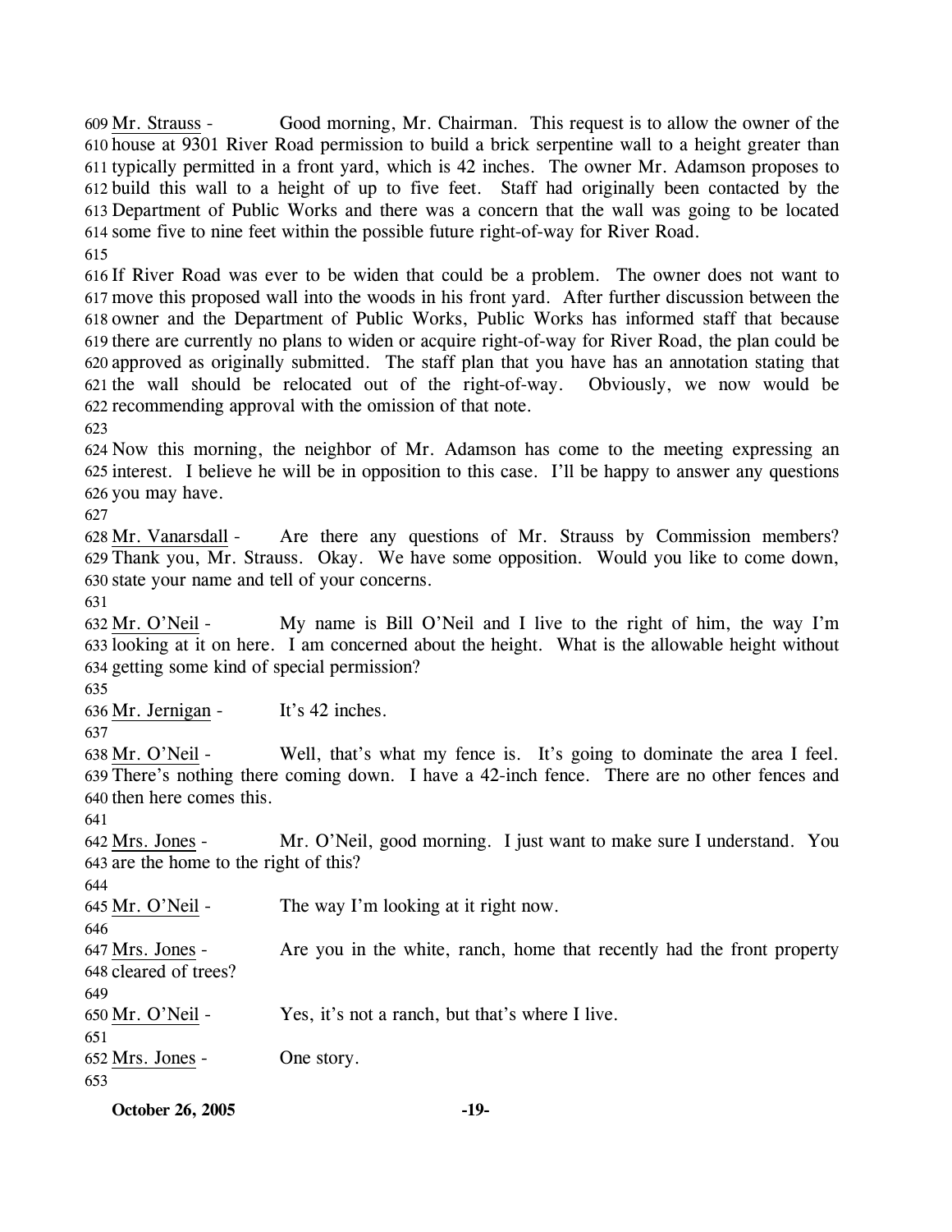609 Mr. Strauss - Good morning, Mr. Chairman. This request is to allow the owner of the 610 house at 9301 River Road permission to build a brick serpentine wall to a height greater than 611 typically permitted in a front yard, which is 42 inches. The owner Mr. Adamson proposes to 612 build this wall to a height of up to five feet. Staff had originally been contacted by the 613 Department of Public Works and there was a concern that the wall was going to be located 614 some five to nine feet within the possible future right-of-way for River Road.

615

616 If River Road was ever to be widen that could be a problem. The owner does not want to 617 move this proposed wall into the woods in his front yard. After further discussion between the 618 owner and the Department of Public Works, Public Works has informed staff that because 619 there are currently no plans to widen or acquire right-of-way for River Road, the plan could be 620 approved as originally submitted. The staff plan that you have has an annotation stating that 621 the wall should be relocated out of the right-of-way. Obviously, we now would be 622 recommending approval with the omission of that note.

623

624 Now this morning, the neighbor of Mr. Adamson has come to the meeting expressing an 625 interest. I believe he will be in opposition to this case. I'll be happy to answer any questions 626 you may have.

627

628 Mr. Vanarsdall - Are there any questions of Mr. Strauss by Commission members? 629 Thank you, Mr. Strauss. Okay. We have some opposition. Would you like to come down, 630 state your name and tell of your concerns.

631

632 Mr. O'Neil - My name is Bill O'Neil and I live to the right of him, the way I'm 633 looking at it on here. I am concerned about the height. What is the allowable height without 634 getting some kind of special permission?

635

636 Mr. Jernigan - It's 42 inches.

637

638 Mr. O'Neil - Well, that's what my fence is. It's going to dominate the area I feel. 639 There's nothing there coming down. I have a 42-inch fence. There are no other fences and 640 then here comes this.

641

642 Mrs. Jones - Mr. O'Neil, good morning. I just want to make sure I understand. You 643 are the home to the right of this?

644

645 Mr. O'Neil - The way I'm looking at it right now.

646

647 Mrs. Jones - Are you in the white, ranch, home that recently had the front property 648 cleared of trees?

649

650 Mr. O'Neil - Yes, it's not a ranch, but that's where I live.

651

652 Mrs. Jones - One story.

653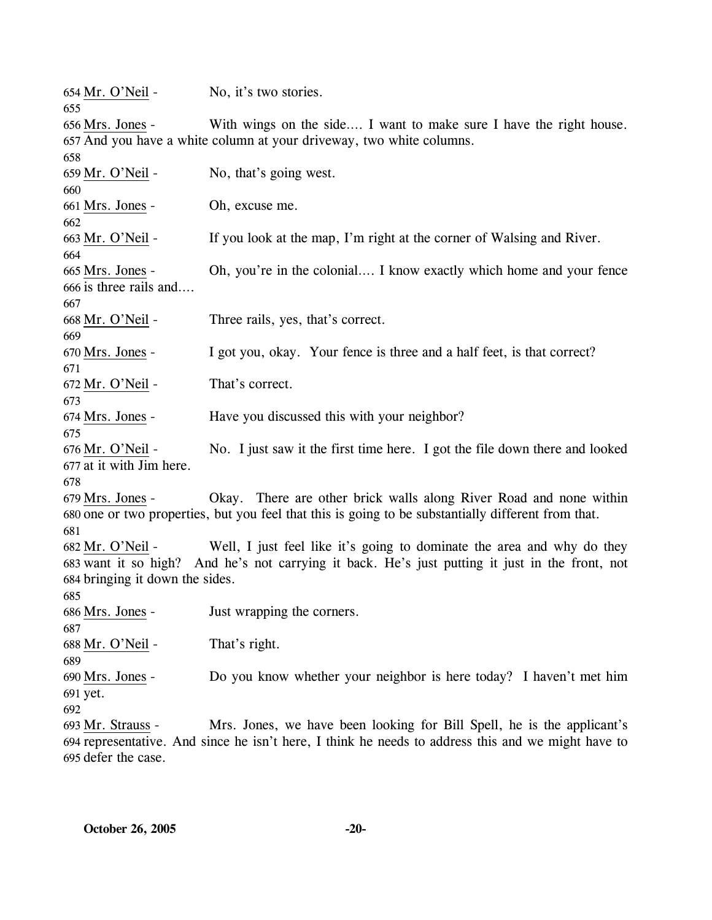654 <u>Mr. O'Neil</u> - No, it's two stories.

655

656 <u>Mrs. Jones</u> - With wings on the side…. I want to make sure I have the right house.
657 And you have a white column at your driveway, two white columns.

658

659 <u>Mr. O'Neil</u> - No, that's going west.

660

661 <u>Mrs. Jones</u> - Oh, excuse me.

662

663 <u>Mr. O'Neil</u> - If you look at the map, I'm right at the corner of Walsing and River.

664

665 <u>Mrs. Jones</u> - Oh, you're in the colonial…. I know exactly which home and your fence
666 is three rails and….

667

668 <u>Mr. O'Neil</u> - Three rails, yes, that's correct.

669

670 <u>Mrs. Jones</u> - I got you, okay. Your fence is three and a half feet, is that correct?

671

672 <u>Mr. O'Neil</u> - That's correct.

673

674 <u>Mrs. Jones</u> - Have you discussed this with your neighbor?

675

676 <u>Mr. O'Neil</u> - No. I just saw it the first time here. I got the file down there and looked
677 at it with Jim here.

678

679 <u>Mrs. Jones</u> - Okay. There are other brick walls along River Road and none within
680 one or two properties, but you feel that this is going to be substantially different from that.

681

682 <u>Mr. O'Neil</u> - Well, I just feel like it's going to dominate the area and why do they
683 want it so high? And he's not carrying it back. He's just putting it just in the front, not
684 bringing it down the sides.

685

686 <u>Mrs. Jones</u> - Just wrapping the corners.

687

688 <u>Mr. O'Neil</u> - That's right.

689

690 <u>Mrs. Jones</u> - Do you know whether your neighbor is here today? I haven't met him
691 yet.

692

693 <u>Mr. Strauss</u> - Mrs. Jones, we have been looking for Bill Spell, he is the applicant's
694 representative. And since he isn't here, I think he needs to address this and we might have to
695 defer the case.

**October 26, 2005**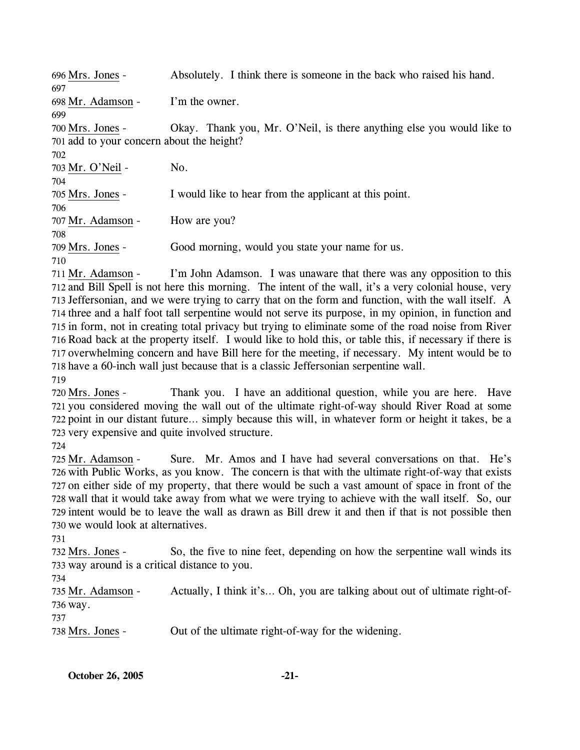696 Mrs. Jones - Absolutely. I think there is someone in the back who raised his hand.
697
698 Mr. Adamson - I'm the owner.
699
700 Mrs. Jones - Okay. Thank you, Mr. O'Neil, is there anything else you would like to
701 add to your concern about the height?
702
703 Mr. O'Neil - No.
704
705 Mrs. Jones - I would like to hear from the applicant at this point.
706
707 Mr. Adamson - How are you?
708
709 Mrs. Jones - Good morning, would you state your name for us.
710
711 Mr. Adamson - I'm John Adamson. I was unaware that there was any opposition to this
712 and Bill Spell is not here this morning. The intent of the wall, it's a very colonial house, very
713 Jeffersonian, and we were trying to carry that on the form and function, with the wall itself. A
714 three and a half foot tall serpentine would not serve its purpose, in my opinion, in function and
715 in form, not in creating total privacy but trying to eliminate some of the road noise from River
716 Road back at the property itself. I would like to hold this, or table this, if necessary if there is
717 overwhelming concern and have Bill here for the meeting, if necessary. My intent would be to
718 have a 60-inch wall just because that is a classic Jeffersonian serpentine wall.
719
720 Mrs. Jones - Thank you. I have an additional question, while you are here. Have
721 you considered moving the wall out of the ultimate right-of-way should River Road at some
722 point in our distant future... simply because this will, in whatever form or height it takes, be a
723 very expensive and quite involved structure.
724
725 Mr. Adamson - Sure. Mr. Amos and I have had several conversations on that. He's
726 with Public Works, as you know. The concern is that with the ultimate right-of-way that exists
727 on either side of my property, that there would be such a vast amount of space in front of the
728 wall that it would take away from what we were trying to achieve with the wall itself. So, our
729 intent would be to leave the wall as drawn as Bill drew it and then if that is not possible then
730 we would look at alternatives.
731
732 Mrs. Jones - So, the five to nine feet, depending on how the serpentine wall winds its
733 way around is a critical distance to you.
734
735 Mr. Adamson - Actually, I think it's... Oh, you are talking about out of ultimate right-of-
736 way.
737
738 Mrs. Jones - Out of the ultimate right-of-way for the widening.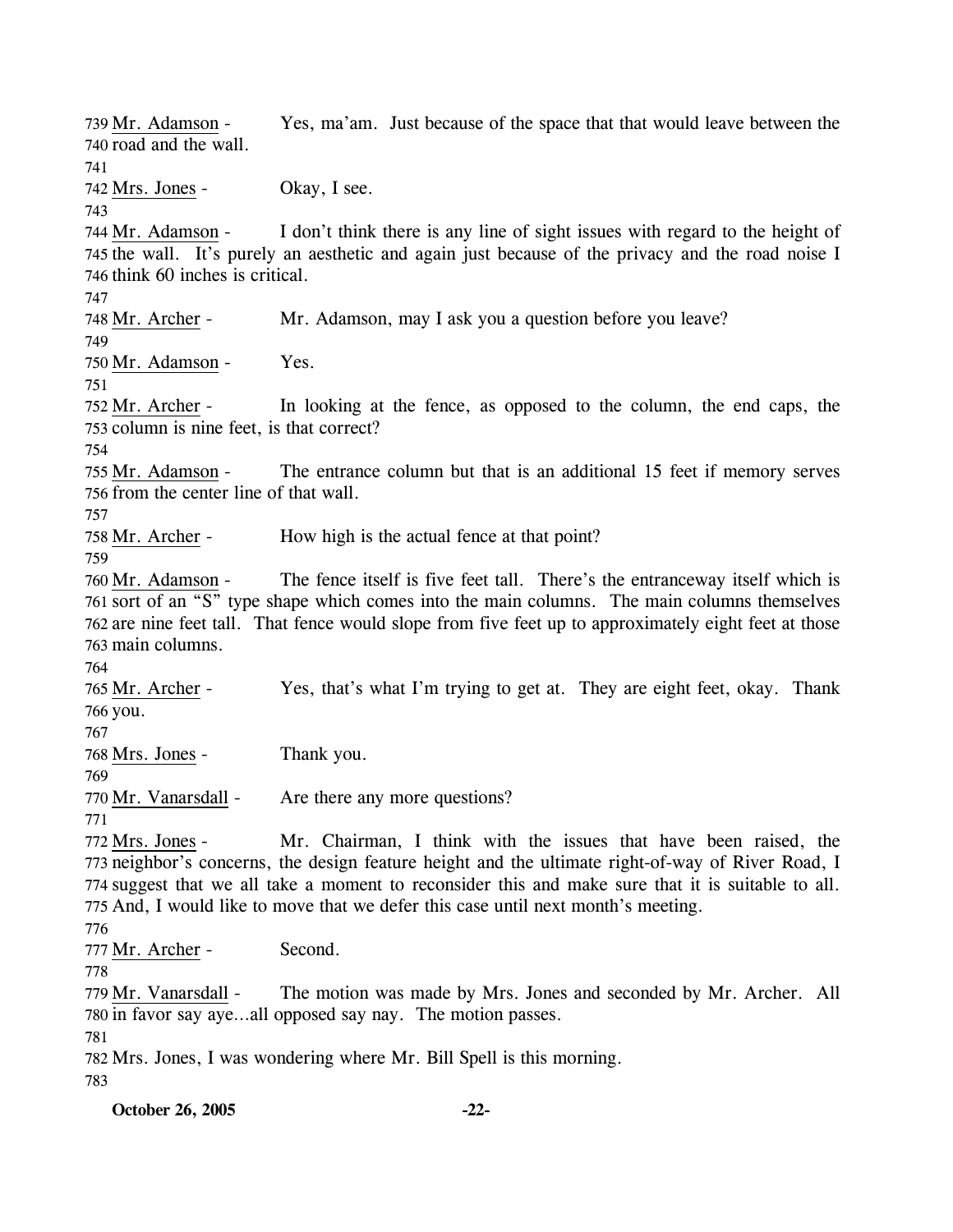Mr. Adamson - Yes, ma'am. Just because of the space that that would leave between the road and the wall.

Mrs. Jones - Okay, I see.

Mr. Adamson - I don't think there is any line of sight issues with regard to the height of the wall. It's purely an aesthetic and again just because of the privacy and the road noise I think 60 inches is critical.

Mr. Archer - Mr. Adamson, may I ask you a question before you leave?

Mr. Adamson - Yes.

Mr. Archer - In looking at the fence, as opposed to the column, the end caps, the column is nine feet, is that correct?

Mr. Adamson - The entrance column but that is an additional 15 feet if memory serves from the center line of that wall.

Mr. Archer - How high is the actual fence at that point?

Mr. Adamson - The fence itself is five feet tall. There's the entranceway itself which is sort of an "S" type shape which comes into the main columns. The main columns themselves are nine feet tall. That fence would slope from five feet up to approximately eight feet at those main columns.

Mr. Archer - Yes, that's what I'm trying to get at. They are eight feet, okay. Thank you.

Mrs. Jones - Thank you.

Mr. Vanarsdall - Are there any more questions?

Mrs. Jones - Mr. Chairman, I think with the issues that have been raised, the neighbor's concerns, the design feature height and the ultimate right-of-way of River Road, I suggest that we all take a moment to reconsider this and make sure that it is suitable to all. And, I would like to move that we defer this case until next month's meeting.

Mr. Archer - Second.

Mr. Vanarsdall - The motion was made by Mrs. Jones and seconded by Mr. Archer. All in favor say aye…all opposed say nay. The motion passes.

Mrs. Jones, I was wondering where Mr. Bill Spell is this morning.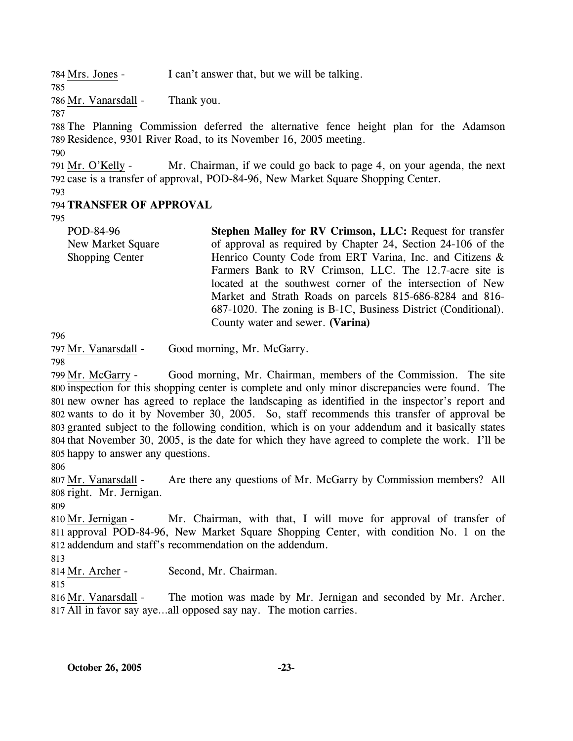Mrs. Jones - I can't answer that, but we will be talking.

Mr. Vanarsdall - Thank you.

The Planning Commission deferred the alternative fence height plan for the Adamson Residence, 9301 River Road, to its November 16, 2005 meeting.

Mr. O'Kelly - Mr. Chairman, if we could go back to page 4, on your agenda, the next case is a transfer of approval, POD-84-96, New Market Square Shopping Center.

**TRANSFER OF APPROVAL**

POD-84-96
New Market Square Shopping Center

**Stephen Malley for RV Crimson, LLC:** Request for transfer of approval as required by Chapter 24, Section 24-106 of the Henrico County Code from ERT Varina, Inc. and Citizens & Farmers Bank to RV Crimson, LLC. The 12.7-acre site is located at the southwest corner of the intersection of New Market and Strath Roads on parcels 815-686-8284 and 816-687-1020. The zoning is B-1C, Business District (Conditional). County water and sewer. **(Varina)**

Mr. Vanarsdall - Good morning, Mr. McGarry.

Mr. McGarry - Good morning, Mr. Chairman, members of the Commission. The site inspection for this shopping center is complete and only minor discrepancies were found. The new owner has agreed to replace the landscaping as identified in the inspector's report and wants to do it by November 30, 2005. So, staff recommends this transfer of approval be granted subject to the following condition, which is on your addendum and it basically states that November 30, 2005, is the date for which they have agreed to complete the work. I'll be happy to answer any questions.

Mr. Vanarsdall - Are there any questions of Mr. McGarry by Commission members? All right. Mr. Jernigan.

Mr. Jernigan - Mr. Chairman, with that, I will move for approval of transfer of approval POD-84-96, New Market Square Shopping Center, with condition No. 1 on the addendum and staff's recommendation on the addendum.

Mr. Archer - Second, Mr. Chairman.

Mr. Vanarsdall - The motion was made by Mr. Jernigan and seconded by Mr. Archer. All in favor say aye…all opposed say nay. The motion carries.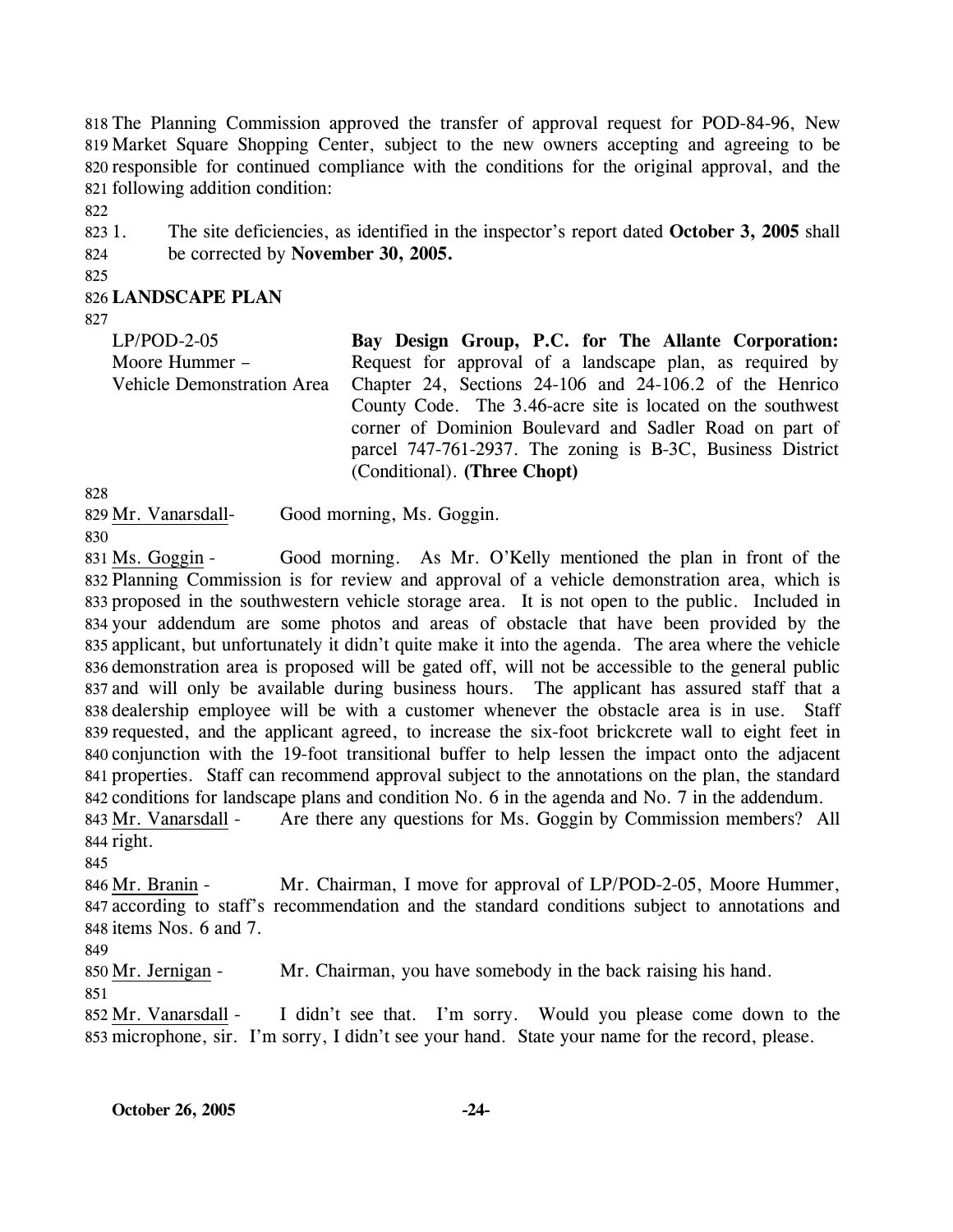The Planning Commission approved the transfer of approval request for POD-84-96, New Market Square Shopping Center, subject to the new owners accepting and agreeing to be responsible for continued compliance with the conditions for the original approval, and the following addition condition:

1. The site deficiencies, as identified in the inspector's report dated **October 3, 2005** shall be corrected by **November 30, 2005.**

## LANDSCAPE PLAN

| | |
|---|---|
| LP/POD-2-05<br>Moore Hummer –<br>Vehicle Demonstration Area | **Bay Design Group, P.C. for The Allante Corporation:** Request for approval of a landscape plan, as required by Chapter 24, Sections 24-106 and 24-106.2 of the Henrico County Code. The 3.46-acre site is located on the southwest corner of Dominion Boulevard and Sadler Road on part of parcel 747-761-2937. The zoning is B-3C, Business District (Conditional). **(Three Chopt)** |

Mr. Vanarsdall- Good morning, Ms. Goggin.

Ms. Goggin - Good morning. As Mr. O'Kelly mentioned the plan in front of the Planning Commission is for review and approval of a vehicle demonstration area, which is proposed in the southwestern vehicle storage area. It is not open to the public. Included in your addendum are some photos and areas of obstacle that have been provided by the applicant, but unfortunately it didn't quite make it into the agenda. The area where the vehicle demonstration area is proposed will be gated off, will not be accessible to the general public and will only be available during business hours. The applicant has assured staff that a dealership employee will be with a customer whenever the obstacle area is in use. Staff requested, and the applicant agreed, to increase the six-foot brickcrete wall to eight feet in conjunction with the 19-foot transitional buffer to help lessen the impact onto the adjacent properties. Staff can recommend approval subject to the annotations on the plan, the standard conditions for landscape plans and condition No. 6 in the agenda and No. 7 in the addendum.

Mr. Vanarsdall - Are there any questions for Ms. Goggin by Commission members? All right.

Mr. Branin - Mr. Chairman, I move for approval of LP/POD-2-05, Moore Hummer, according to staff's recommendation and the standard conditions subject to annotations and items Nos. 6 and 7.

Mr. Jernigan - Mr. Chairman, you have somebody in the back raising his hand.

Mr. Vanarsdall - I didn't see that. I'm sorry. Would you please come down to the microphone, sir. I'm sorry, I didn't see your hand. State your name for the record, please.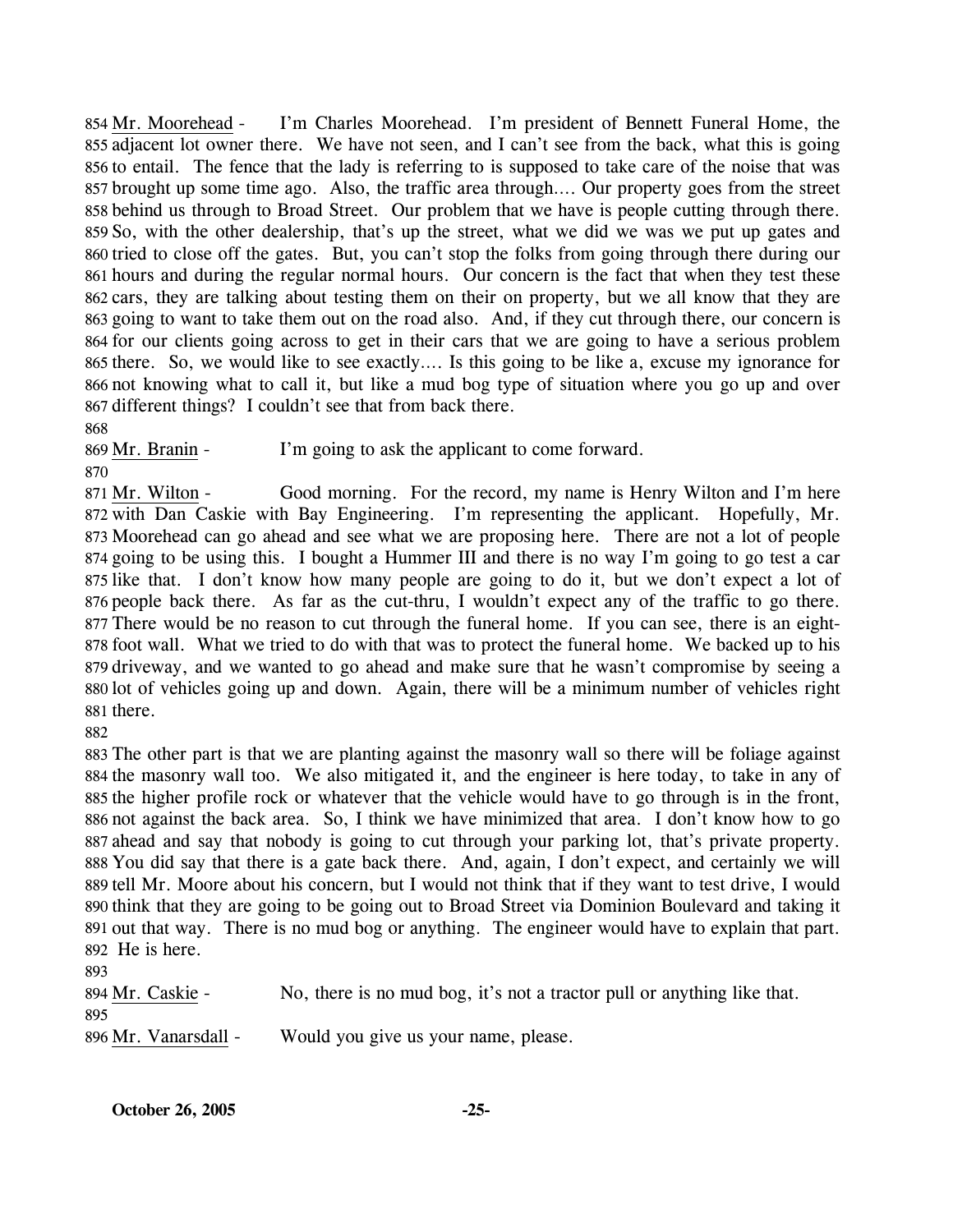854 Mr. Moorehead - I'm Charles Moorehead. I'm president of Bennett Funeral Home, the 855 adjacent lot owner there. We have not seen, and I can't see from the back, what this is going 856 to entail. The fence that the lady is referring to is supposed to take care of the noise that was 857 brought up some time ago. Also, the traffic area through…. Our property goes from the street 858 behind us through to Broad Street. Our problem that we have is people cutting through there. 859 So, with the other dealership, that's up the street, what we did we was we put up gates and 860 tried to close off the gates. But, you can't stop the folks from going through there during our 861 hours and during the regular normal hours. Our concern is the fact that when they test these 862 cars, they are talking about testing them on their on property, but we all know that they are 863 going to want to take them out on the road also. And, if they cut through there, our concern is 864 for our clients going across to get in their cars that we are going to have a serious problem 865 there. So, we would like to see exactly…. Is this going to be like a, excuse my ignorance for 866 not knowing what to call it, but like a mud bog type of situation where you go up and over 867 different things? I couldn't see that from back there.

868

869 Mr. Branin - I'm going to ask the applicant to come forward.

870

871 Mr. Wilton - Good morning. For the record, my name is Henry Wilton and I'm here 872 with Dan Caskie with Bay Engineering. I'm representing the applicant. Hopefully, Mr. 873 Moorehead can go ahead and see what we are proposing here. There are not a lot of people 874 going to be using this. I bought a Hummer III and there is no way I'm going to go test a car 875 like that. I don't know how many people are going to do it, but we don't expect a lot of 876 people back there. As far as the cut-thru, I wouldn't expect any of the traffic to go there. 877 There would be no reason to cut through the funeral home. If you can see, there is an eight-878 foot wall. What we tried to do with that was to protect the funeral home. We backed up to his 879 driveway, and we wanted to go ahead and make sure that he wasn't compromise by seeing a 880 lot of vehicles going up and down. Again, there will be a minimum number of vehicles right 881 there.

882

883 The other part is that we are planting against the masonry wall so there will be foliage against 884 the masonry wall too. We also mitigated it, and the engineer is here today, to take in any of 885 the higher profile rock or whatever that the vehicle would have to go through is in the front, 886 not against the back area. So, I think we have minimized that area. I don't know how to go 887 ahead and say that nobody is going to cut through your parking lot, that's private property. 888 You did say that there is a gate back there. And, again, I don't expect, and certainly we will 889 tell Mr. Moore about his concern, but I would not think that if they want to test drive, I would 890 think that they are going to be going out to Broad Street via Dominion Boulevard and taking it 891 out that way. There is no mud bog or anything. The engineer would have to explain that part. 892 He is here.

893

894 Mr. Caskie - No, there is no mud bog, it's not a tractor pull or anything like that.

895

896 Mr. Vanarsdall - Would you give us your name, please.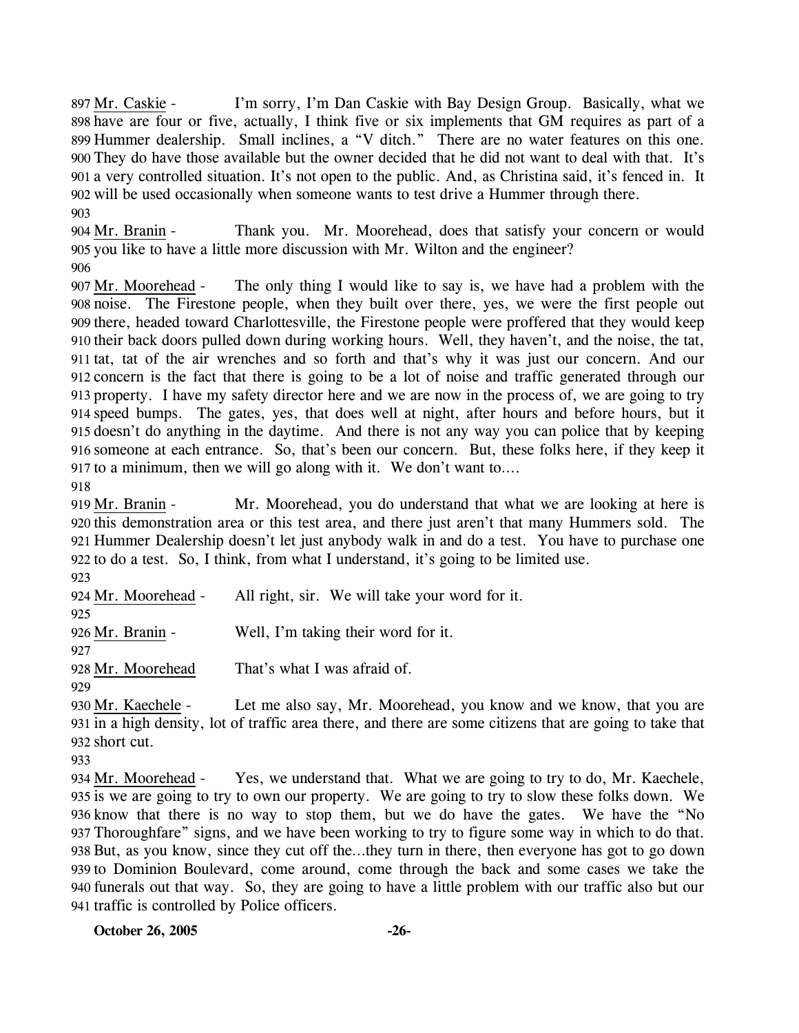Mr. Caskie - I'm sorry, I'm Dan Caskie with Bay Design Group. Basically, what we have are four or five, actually, I think five or six implements that GM requires as part of a Hummer dealership. Small inclines, a "V ditch." There are no water features on this one. They do have those available but the owner decided that he did not want to deal with that. It's a very controlled situation. It's not open to the public. And, as Christina said, it's fenced in. It will be used occasionally when someone wants to test drive a Hummer through there.

Mr. Branin - Thank you. Mr. Moorehead, does that satisfy your concern or would you like to have a little more discussion with Mr. Wilton and the engineer?

Mr. Moorehead - The only thing I would like to say is, we have had a problem with the noise. The Firestone people, when they built over there, yes, we were the first people out there, headed toward Charlottesville, the Firestone people were proffered that they would keep their back doors pulled down during working hours. Well, they haven't, and the noise, the tat, tat, tat of the air wrenches and so forth and that's why it was just our concern. And our concern is the fact that there is going to be a lot of noise and traffic generated through our property. I have my safety director here and we are now in the process of, we are going to try speed bumps. The gates, yes, that does well at night, after hours and before hours, but it doesn't do anything in the daytime. And there is not any way you can police that by keeping someone at each entrance. So, that's been our concern. But, these folks here, if they keep it to a minimum, then we will go along with it. We don't want to….

Mr. Branin - Mr. Moorehead, you do understand that what we are looking at here is this demonstration area or this test area, and there just aren't that many Hummers sold. The Hummer Dealership doesn't let just anybody walk in and do a test. You have to purchase one to do a test. So, I think, from what I understand, it's going to be limited use.

Mr. Moorehead - All right, sir. We will take your word for it.

Mr. Branin - Well, I'm taking their word for it.

Mr. Moorehead That's what I was afraid of.

Mr. Kaechele - Let me also say, Mr. Moorehead, you know and we know, that you are in a high density, lot of traffic area there, and there are some citizens that are going to take that short cut.

Mr. Moorehead - Yes, we understand that. What we are going to try to do, Mr. Kaechele, is we are going to try to own our property. We are going to try to slow these folks down. We know that there is no way to stop them, but we do have the gates. We have the "No Thoroughfare" signs, and we have been working to try to figure some way in which to do that. But, as you know, since they cut off the…they turn in there, then everyone has got to go down to Dominion Boulevard, come around, come through the back and some cases we take the funerals out that way. So, they are going to have a little problem with our traffic also but our traffic is controlled by Police officers.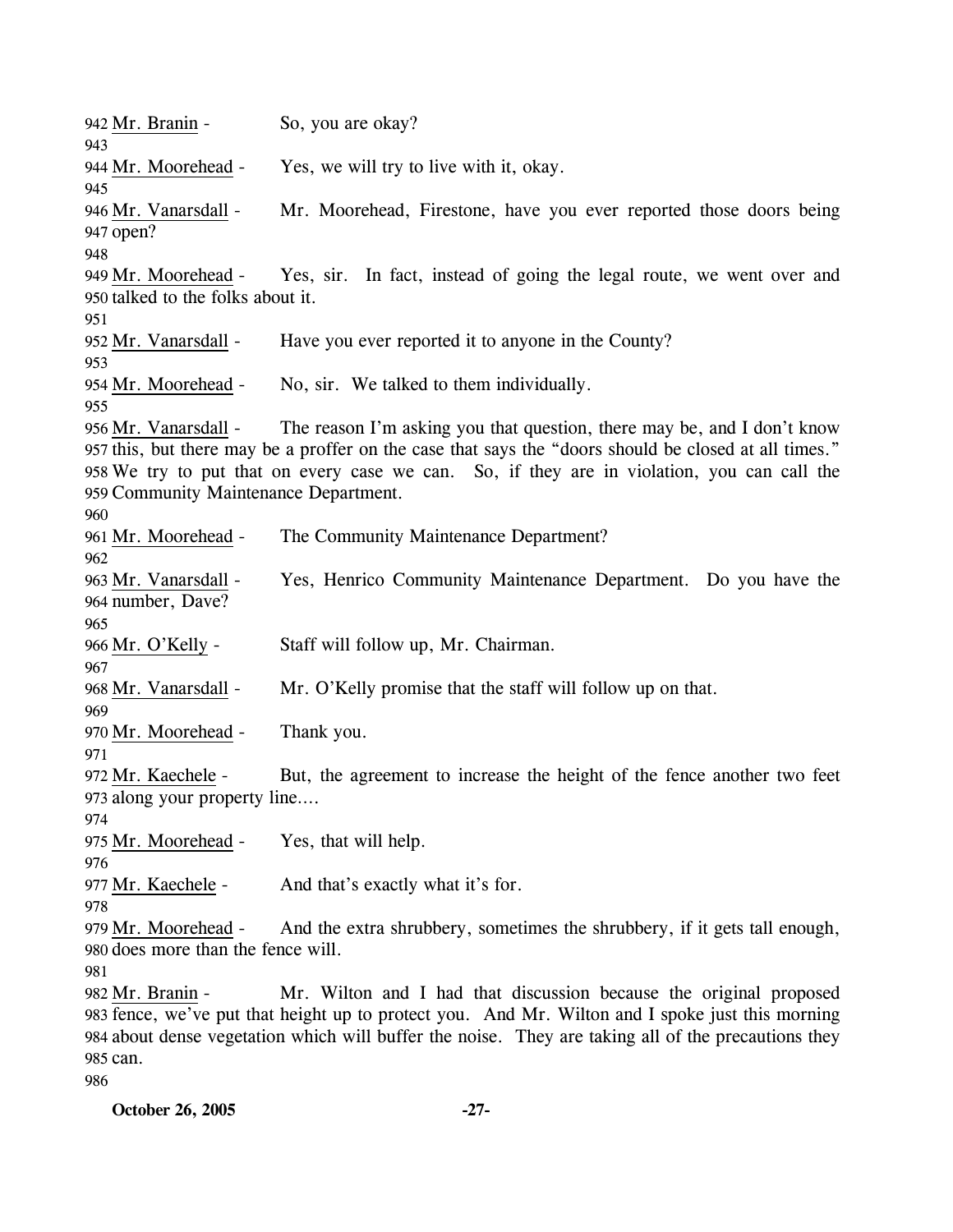942 Mr. Branin - So, you are okay?
943
944 Mr. Moorehead - Yes, we will try to live with it, okay.
945
946 Mr. Vanarsdall - Mr. Moorehead, Firestone, have you ever reported those doors being
947 open?
948
949 Mr. Moorehead - Yes, sir. In fact, instead of going the legal route, we went over and
950 talked to the folks about it.
951
952 Mr. Vanarsdall - Have you ever reported it to anyone in the County?
953
954 Mr. Moorehead - No, sir. We talked to them individually.
955
956 Mr. Vanarsdall - The reason I'm asking you that question, there may be, and I don't know
957 this, but there may be a proffer on the case that says the "doors should be closed at all times."
958 We try to put that on every case we can. So, if they are in violation, you can call the
959 Community Maintenance Department.
960
961 Mr. Moorehead - The Community Maintenance Department?
962
963 Mr. Vanarsdall - Yes, Henrico Community Maintenance Department. Do you have the
964 number, Dave?
965
966 Mr. O'Kelly - Staff will follow up, Mr. Chairman.
967
968 Mr. Vanarsdall - Mr. O'Kelly promise that the staff will follow up on that.
969
970 Mr. Moorehead - Thank you.
971
972 Mr. Kaechele - But, the agreement to increase the height of the fence another two feet
973 along your property line....
974
975 Mr. Moorehead - Yes, that will help.
976
977 Mr. Kaechele - And that's exactly what it's for.
978
979 Mr. Moorehead - And the extra shrubbery, sometimes the shrubbery, if it gets tall enough,
980 does more than the fence will.
981
982 Mr. Branin - Mr. Wilton and I had that discussion because the original proposed
983 fence, we've put that height up to protect you. And Mr. Wilton and I spoke just this morning
984 about dense vegetation which will buffer the noise. They are taking all of the precautions they
985 can.
986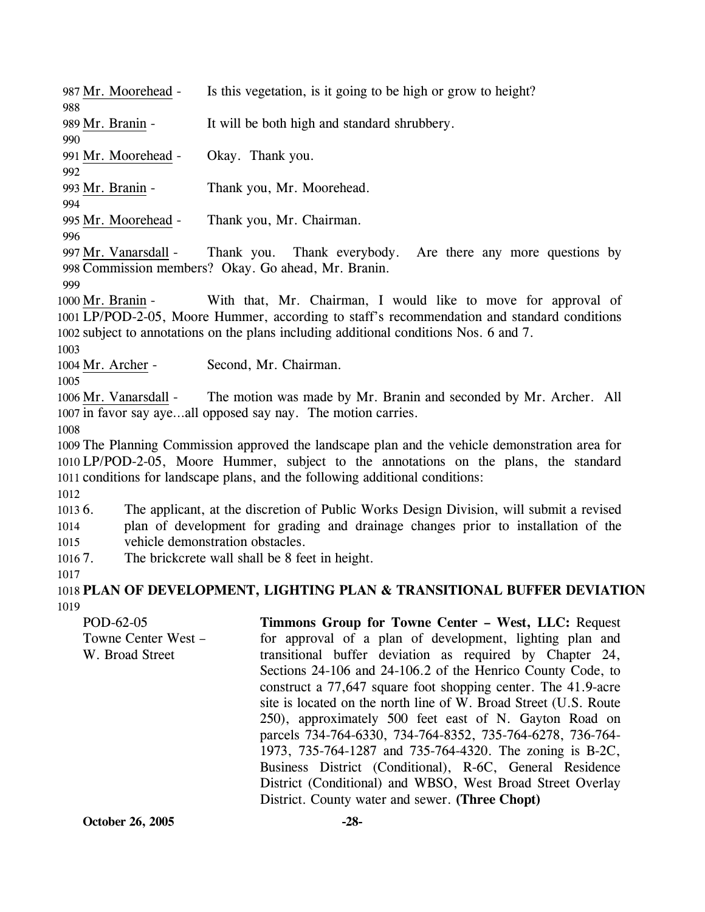Mr. Moorehead - Is this vegetation, is it going to be high or grow to height?

Mr. Branin - It will be both high and standard shrubbery.

Mr. Moorehead - Okay. Thank you.

Mr. Branin - Thank you, Mr. Moorehead.

Mr. Moorehead - Thank you, Mr. Chairman.

Mr. Vanarsdall - Thank you. Thank everybody. Are there any more questions by Commission members? Okay. Go ahead, Mr. Branin.

Mr. Branin - With that, Mr. Chairman, I would like to move for approval of LP/POD-2-05, Moore Hummer, according to staff's recommendation and standard conditions subject to annotations on the plans including additional conditions Nos. 6 and 7.

Mr. Archer - Second, Mr. Chairman.

Mr. Vanarsdall - The motion was made by Mr. Branin and seconded by Mr. Archer. All in favor say aye…all opposed say nay. The motion carries.

The Planning Commission approved the landscape plan and the vehicle demonstration area for LP/POD-2-05, Moore Hummer, subject to the annotations on the plans, the standard conditions for landscape plans, and the following additional conditions:

6. The applicant, at the discretion of Public Works Design Division, will submit a revised plan of development for grading and drainage changes prior to installation of the vehicle demonstration obstacles.
7. The brickcrete wall shall be 8 feet in height.

## PLAN OF DEVELOPMENT, LIGHTING PLAN & TRANSITIONAL BUFFER DEVIATION

POD-62-05
Towne Center West –
W. Broad Street

**Timmons Group for Towne Center – West, LLC:** Request for approval of a plan of development, lighting plan and transitional buffer deviation as required by Chapter 24, Sections 24-106 and 24-106.2 of the Henrico County Code, to construct a 77,647 square foot shopping center. The 41.9-acre site is located on the north line of W. Broad Street (U.S. Route 250), approximately 500 feet east of N. Gayton Road on parcels 734-764-6330, 734-764-8352, 735-764-6278, 736-764-1973, 735-764-1287 and 735-764-4320. The zoning is B-2C, Business District (Conditional), R-6C, General Residence District (Conditional) and WBSO, West Broad Street Overlay District. County water and sewer. **(Three Chopt)**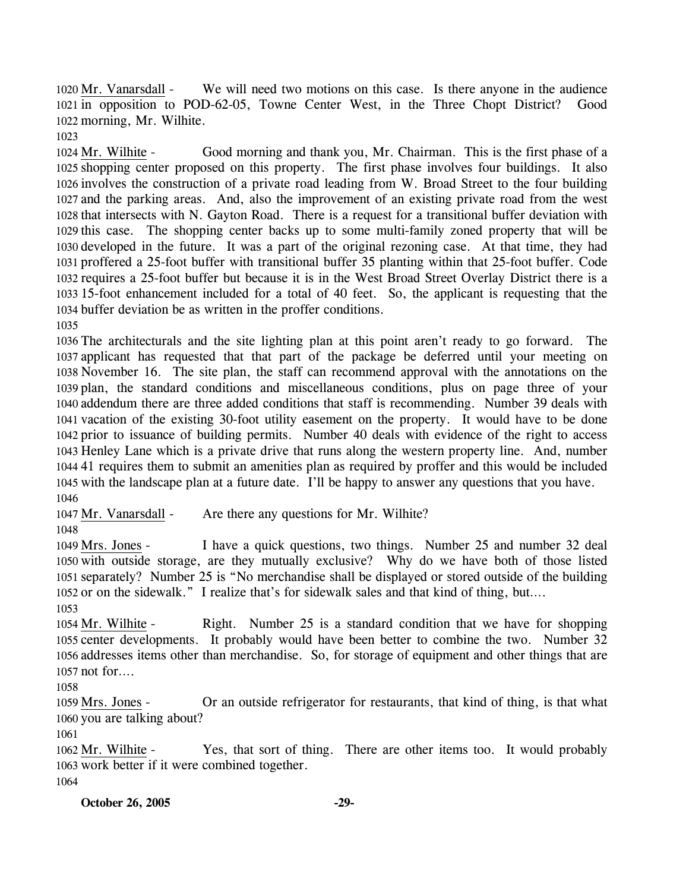1020 Mr. Vanarsdall - We will need two motions on this case. Is there anyone in the audience 1021 in opposition to POD-62-05, Towne Center West, in the Three Chopt District? Good 1022 morning, Mr. Wilhite.

1023

1024 Mr. Wilhite - Good morning and thank you, Mr. Chairman. This is the first phase of a 1025 shopping center proposed on this property. The first phase involves four buildings. It also 1026 involves the construction of a private road leading from W. Broad Street to the four building 1027 and the parking areas. And, also the improvement of an existing private road from the west 1028 that intersects with N. Gayton Road. There is a request for a transitional buffer deviation with 1029 this case. The shopping center backs up to some multi-family zoned property that will be 1030 developed in the future. It was a part of the original rezoning case. At that time, they had 1031 proffered a 25-foot buffer with transitional buffer 35 planting within that 25-foot buffer. Code 1032 requires a 25-foot buffer but because it is in the West Broad Street Overlay District there is a 1033 15-foot enhancement included for a total of 40 feet. So, the applicant is requesting that the 1034 buffer deviation be as written in the proffer conditions.

1035

1036 The architecturals and the site lighting plan at this point aren't ready to go forward. The 1037 applicant has requested that that part of the package be deferred until your meeting on 1038 November 16. The site plan, the staff can recommend approval with the annotations on the 1039 plan, the standard conditions and miscellaneous conditions, plus on page three of your 1040 addendum there are three added conditions that staff is recommending. Number 39 deals with 1041 vacation of the existing 30-foot utility easement on the property. It would have to be done 1042 prior to issuance of building permits. Number 40 deals with evidence of the right to access 1043 Henley Lane which is a private drive that runs along the western property line. And, number 1044 41 requires them to submit an amenities plan as required by proffer and this would be included 1045 with the landscape plan at a future date. I'll be happy to answer any questions that you have.

1046

1047 Mr. Vanarsdall - Are there any questions for Mr. Wilhite?

1048

1049 Mrs. Jones - I have a quick questions, two things. Number 25 and number 32 deal 1050 with outside storage, are they mutually exclusive? Why do we have both of those listed 1051 separately? Number 25 is "No merchandise shall be displayed or stored outside of the building 1052 or on the sidewalk." I realize that's for sidewalk sales and that kind of thing, but....

1053

1054 Mr. Wilhite - Right. Number 25 is a standard condition that we have for shopping 1055 center developments. It probably would have been better to combine the two. Number 32 1056 addresses items other than merchandise. So, for storage of equipment and other things that are 1057 not for....

1058

1059 Mrs. Jones - Or an outside refrigerator for restaurants, that kind of thing, is that what 1060 you are talking about?

1061

1062 Mr. Wilhite - Yes, that sort of thing. There are other items too. It would probably 1063 work better if it were combined together.

1064

**October 26, 2005**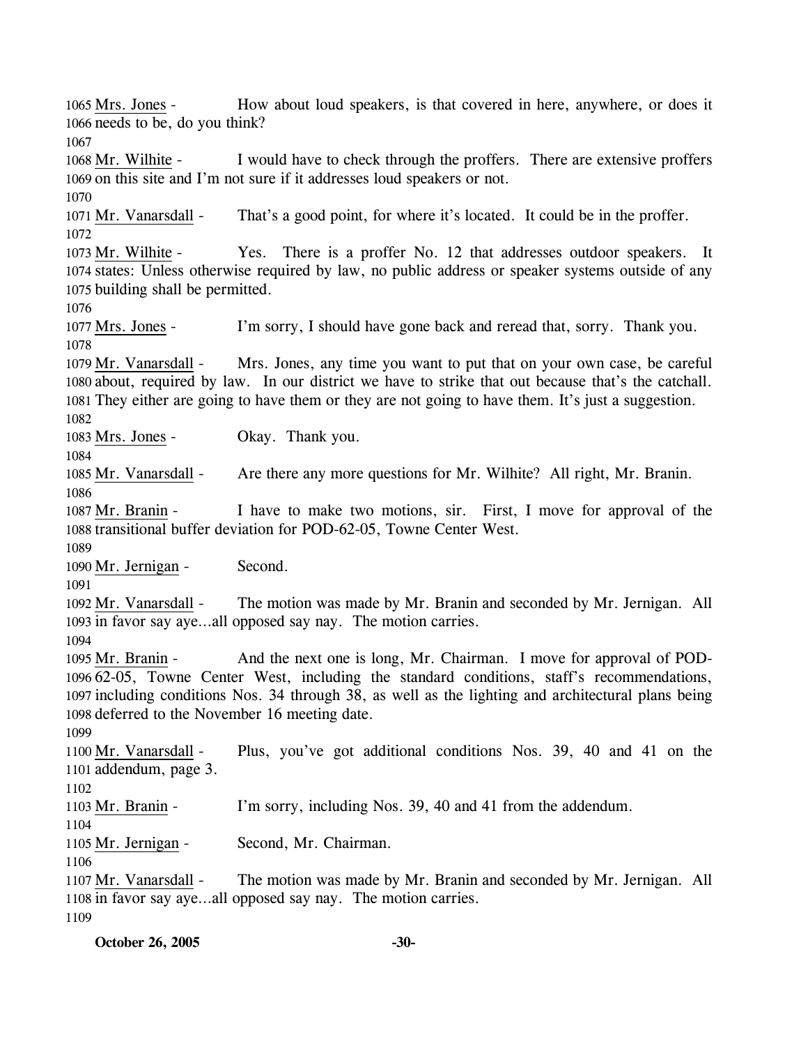1065 Mrs. Jones - How about loud speakers, is that covered in here, anywhere, or does it
1066 needs to be, do you think?
1067
1068 Mr. Wilhite - I would have to check through the proffers. There are extensive proffers
1069 on this site and I'm not sure if it addresses loud speakers or not.
1070
1071 Mr. Vanarsdall - That's a good point, for where it's located. It could be in the proffer.
1072
1073 Mr. Wilhite - Yes. There is a proffer No. 12 that addresses outdoor speakers. It
1074 states: Unless otherwise required by law, no public address or speaker systems outside of any
1075 building shall be permitted.
1076
1077 Mrs. Jones - I'm sorry, I should have gone back and reread that, sorry. Thank you.
1078
1079 Mr. Vanarsdall - Mrs. Jones, any time you want to put that on your own case, be careful
1080 about, required by law. In our district we have to strike that out because that's the catchall.
1081 They either are going to have them or they are not going to have them. It's just a suggestion.
1082
1083 Mrs. Jones - Okay. Thank you.
1084
1085 Mr. Vanarsdall - Are there any more questions for Mr. Wilhite? All right, Mr. Branin.
1086
1087 Mr. Branin - I have to make two motions, sir. First, I move for approval of the
1088 transitional buffer deviation for POD-62-05, Towne Center West.
1089
1090 Mr. Jernigan - Second.
1091
1092 Mr. Vanarsdall - The motion was made by Mr. Branin and seconded by Mr. Jernigan. All
1093 in favor say aye…all opposed say nay. The motion carries.
1094
1095 Mr. Branin - And the next one is long, Mr. Chairman. I move for approval of POD-
1096 62-05, Towne Center West, including the standard conditions, staff's recommendations,
1097 including conditions Nos. 34 through 38, as well as the lighting and architectural plans being
1098 deferred to the November 16 meeting date.
1099
1100 Mr. Vanarsdall - Plus, you've got additional conditions Nos. 39, 40 and 41 on the
1101 addendum, page 3.
1102
1103 Mr. Branin - I'm sorry, including Nos. 39, 40 and 41 from the addendum.
1104
1105 Mr. Jernigan - Second, Mr. Chairman.
1106
1107 Mr. Vanarsdall - The motion was made by Mr. Branin and seconded by Mr. Jernigan. All
1108 in favor say aye…all opposed say nay. The motion carries.
1109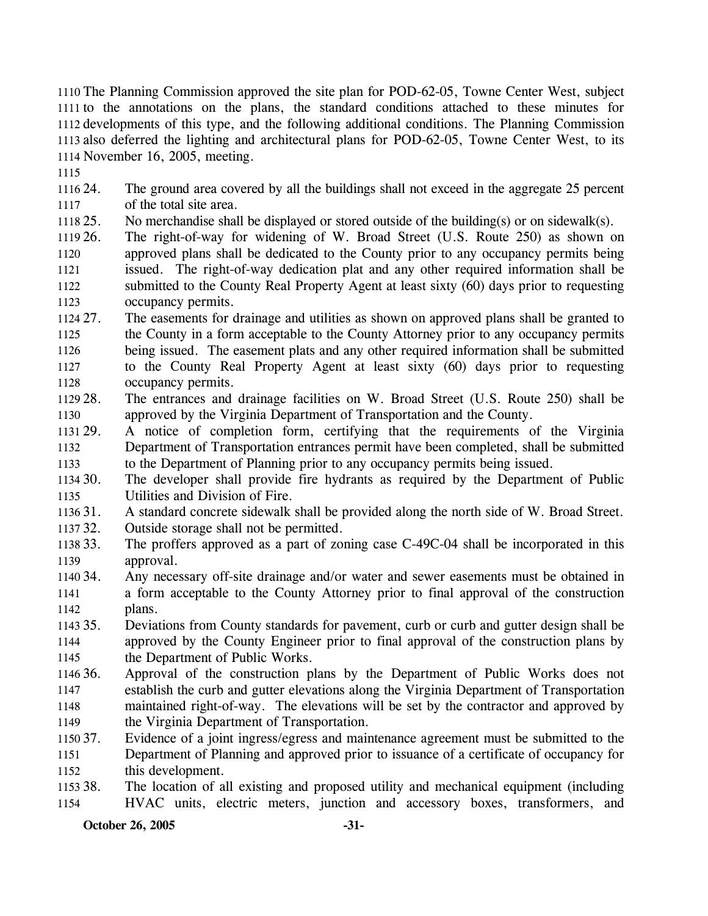The Planning Commission approved the site plan for POD-62-05, Towne Center West, subject to the annotations on the plans, the standard conditions attached to these minutes for developments of this type, and the following additional conditions. The Planning Commission also deferred the lighting and architectural plans for POD-62-05, Towne Center West, to its November 16, 2005, meeting.

24. The ground area covered by all the buildings shall not exceed in the aggregate 25 percent of the total site area.
25. No merchandise shall be displayed or stored outside of the building(s) or on sidewalk(s).
26. The right-of-way for widening of W. Broad Street (U.S. Route 250) as shown on approved plans shall be dedicated to the County prior to any occupancy permits being issued. The right-of-way dedication plat and any other required information shall be submitted to the County Real Property Agent at least sixty (60) days prior to requesting occupancy permits.
27. The easements for drainage and utilities as shown on approved plans shall be granted to the County in a form acceptable to the County Attorney prior to any occupancy permits being issued. The easement plats and any other required information shall be submitted to the County Real Property Agent at least sixty (60) days prior to requesting occupancy permits.
28. The entrances and drainage facilities on W. Broad Street (U.S. Route 250) shall be approved by the Virginia Department of Transportation and the County.
29. A notice of completion form, certifying that the requirements of the Virginia Department of Transportation entrances permit have been completed, shall be submitted to the Department of Planning prior to any occupancy permits being issued.
30. The developer shall provide fire hydrants as required by the Department of Public Utilities and Division of Fire.
31. A standard concrete sidewalk shall be provided along the north side of W. Broad Street.
32. Outside storage shall not be permitted.
33. The proffers approved as a part of zoning case C-49C-04 shall be incorporated in this approval.
34. Any necessary off-site drainage and/or water and sewer easements must be obtained in a form acceptable to the County Attorney prior to final approval of the construction plans.
35. Deviations from County standards for pavement, curb or curb and gutter design shall be approved by the County Engineer prior to final approval of the construction plans by the Department of Public Works.
36. Approval of the construction plans by the Department of Public Works does not establish the curb and gutter elevations along the Virginia Department of Transportation maintained right-of-way. The elevations will be set by the contractor and approved by the Virginia Department of Transportation.
37. Evidence of a joint ingress/egress and maintenance agreement must be submitted to the Department of Planning and approved prior to issuance of a certificate of occupancy for this development.
38. The location of all existing and proposed utility and mechanical equipment (including HVAC units, electric meters, junction and accessory boxes, transformers, and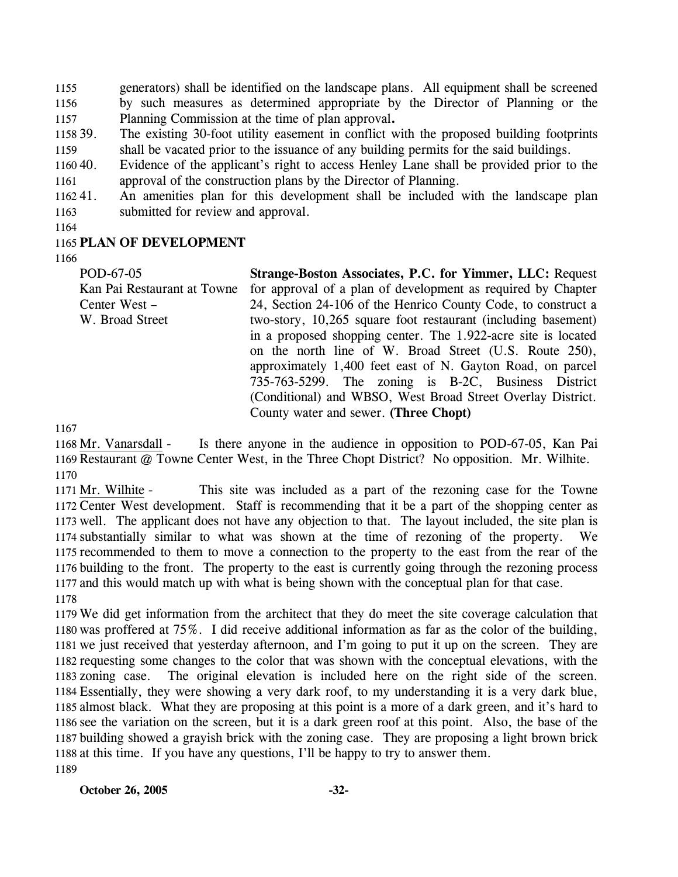generators) shall be identified on the landscape plans. All equipment shall be screened by such measures as determined appropriate by the Director of Planning or the Planning Commission at the time of plan approval**.**

39. The existing 30-foot utility easement in conflict with the proposed building footprints shall be vacated prior to the issuance of any building permits for the said buildings.
40. Evidence of the applicant's right to access Henley Lane shall be provided prior to the approval of the construction plans by the Director of Planning.
41. An amenities plan for this development shall be included with the landscape plan submitted for review and approval.

## PLAN OF DEVELOPMENT

| | |
|---|---|
| POD-67-05<br>Kan Pai Restaurant at Towne Center West –<br>W. Broad Street | **Strange-Boston Associates, P.C. for Yimmer, LLC:** Request for approval of a plan of development as required by Chapter 24, Section 24-106 of the Henrico County Code, to construct a two-story, 10,265 square foot restaurant (including basement) in a proposed shopping center. The 1.922-acre site is located on the north line of W. Broad Street (U.S. Route 250), approximately 1,400 feet east of N. Gayton Road, on parcel 735-763-5299. The zoning is B-2C, Business District (Conditional) and WBSO, West Broad Street Overlay District. County water and sewer. **(Three Chopt)** |

Mr. Vanarsdall - Is there anyone in the audience in opposition to POD-67-05, Kan Pai Restaurant @ Towne Center West, in the Three Chopt District? No opposition. Mr. Wilhite.

Mr. Wilhite - This site was included as a part of the rezoning case for the Towne Center West development. Staff is recommending that it be a part of the shopping center as well. The applicant does not have any objection to that. The layout included, the site plan is substantially similar to what was shown at the time of rezoning of the property. We recommended to them to move a connection to the property to the east from the rear of the building to the front. The property to the east is currently going through the rezoning process and this would match up with what is being shown with the conceptual plan for that case.

We did get information from the architect that they do meet the site coverage calculation that was proffered at 75%. I did receive additional information as far as the color of the building, we just received that yesterday afternoon, and I'm going to put it up on the screen. They are requesting some changes to the color that was shown with the conceptual elevations, with the zoning case. The original elevation is included here on the right side of the screen. Essentially, they were showing a very dark roof, to my understanding it is a very dark blue, almost black. What they are proposing at this point is a more of a dark green, and it's hard to see the variation on the screen, but it is a dark green roof at this point. Also, the base of the building showed a grayish brick with the zoning case. They are proposing a light brown brick at this time. If you have any questions, I'll be happy to try to answer them.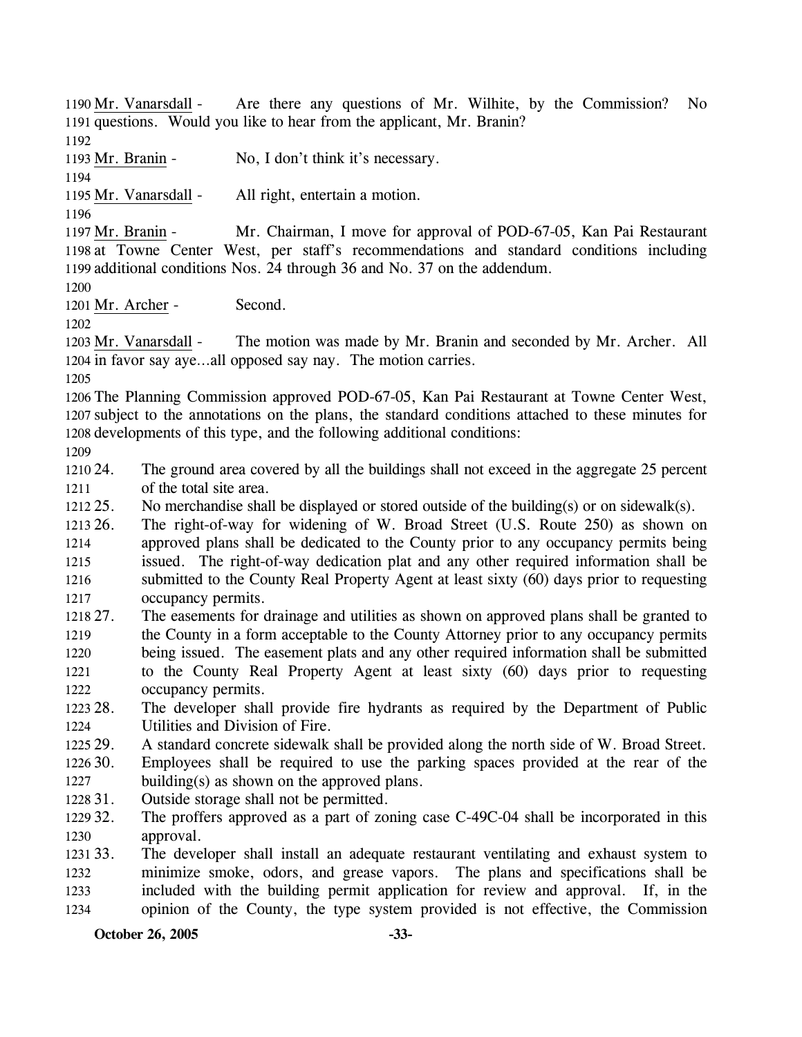Mr. Vanarsdall - Are there any questions of Mr. Wilhite, by the Commission? No questions. Would you like to hear from the applicant, Mr. Branin?

Mr. Branin - No, I don't think it's necessary.

Mr. Vanarsdall - All right, entertain a motion.

Mr. Branin - Mr. Chairman, I move for approval of POD-67-05, Kan Pai Restaurant at Towne Center West, per staff's recommendations and standard conditions including additional conditions Nos. 24 through 36 and No. 37 on the addendum.

Mr. Archer - Second.

Mr. Vanarsdall - The motion was made by Mr. Branin and seconded by Mr. Archer. All in favor say aye…all opposed say nay. The motion carries.

The Planning Commission approved POD-67-05, Kan Pai Restaurant at Towne Center West, subject to the annotations on the plans, the standard conditions attached to these minutes for developments of this type, and the following additional conditions:

24. The ground area covered by all the buildings shall not exceed in the aggregate 25 percent of the total site area.
25. No merchandise shall be displayed or stored outside of the building(s) or on sidewalk(s).
26. The right-of-way for widening of W. Broad Street (U.S. Route 250) as shown on approved plans shall be dedicated to the County prior to any occupancy permits being issued. The right-of-way dedication plat and any other required information shall be submitted to the County Real Property Agent at least sixty (60) days prior to requesting occupancy permits.
27. The easements for drainage and utilities as shown on approved plans shall be granted to the County in a form acceptable to the County Attorney prior to any occupancy permits being issued. The easement plats and any other required information shall be submitted to the County Real Property Agent at least sixty (60) days prior to requesting occupancy permits.
28. The developer shall provide fire hydrants as required by the Department of Public Utilities and Division of Fire.
29. A standard concrete sidewalk shall be provided along the north side of W. Broad Street.
30. Employees shall be required to use the parking spaces provided at the rear of the building(s) as shown on the approved plans.
31. Outside storage shall not be permitted.
32. The proffers approved as a part of zoning case C-49C-04 shall be incorporated in this approval.
33. The developer shall install an adequate restaurant ventilating and exhaust system to minimize smoke, odors, and grease vapors. The plans and specifications shall be included with the building permit application for review and approval. If, in the opinion of the County, the type system provided is not effective, the Commission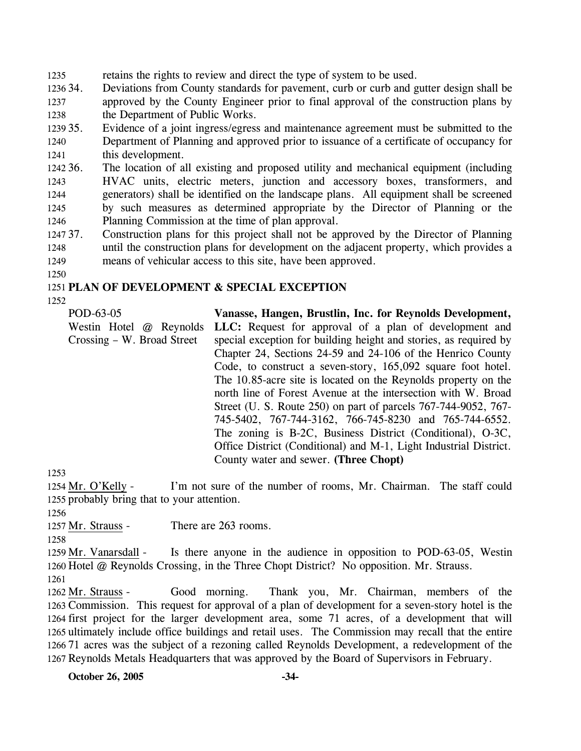retains the rights to review and direct the type of system to be used.

34. Deviations from County standards for pavement, curb or curb and gutter design shall be approved by the County Engineer prior to final approval of the construction plans by the Department of Public Works.

35. Evidence of a joint ingress/egress and maintenance agreement must be submitted to the Department of Planning and approved prior to issuance of a certificate of occupancy for this development.

36. The location of all existing and proposed utility and mechanical equipment (including HVAC units, electric meters, junction and accessory boxes, transformers, and generators) shall be identified on the landscape plans. All equipment shall be screened by such measures as determined appropriate by the Director of Planning or the Planning Commission at the time of plan approval.

37. Construction plans for this project shall not be approved by the Director of Planning until the construction plans for development on the adjacent property, which provides a means of vehicular access to this site, have been approved.

## PLAN OF DEVELOPMENT & SPECIAL EXCEPTION

POD-63-05
Westin Hotel @ Reynolds Crossing – W. Broad Street

**Vanasse, Hangen, Brustlin, Inc. for Reynolds Development, LLC:** Request for approval of a plan of development and special exception for building height and stories, as required by Chapter 24, Sections 24-59 and 24-106 of the Henrico County Code, to construct a seven-story, 165,092 square foot hotel. The 10.85-acre site is located on the Reynolds property on the north line of Forest Avenue at the intersection with W. Broad Street (U. S. Route 250) on part of parcels 767-744-9052, 767-745-5402, 767-744-3162, 766-745-8230 and 765-744-6552. The zoning is B-2C, Business District (Conditional), O-3C, Office District (Conditional) and M-1, Light Industrial District. County water and sewer. **(Three Chopt)**

Mr. O'Kelly - I'm not sure of the number of rooms, Mr. Chairman. The staff could probably bring that to your attention.

Mr. Strauss - There are 263 rooms.

Mr. Vanarsdall - Is there anyone in the audience in opposition to POD-63-05, Westin Hotel @ Reynolds Crossing, in the Three Chopt District? No opposition. Mr. Strauss.

Mr. Strauss - Good morning. Thank you, Mr. Chairman, members of the Commission. This request for approval of a plan of development for a seven-story hotel is the first project for the larger development area, some 71 acres, of a development that will ultimately include office buildings and retail uses. The Commission may recall that the entire 71 acres was the subject of a rezoning called Reynolds Development, a redevelopment of the Reynolds Metals Headquarters that was approved by the Board of Supervisors in February.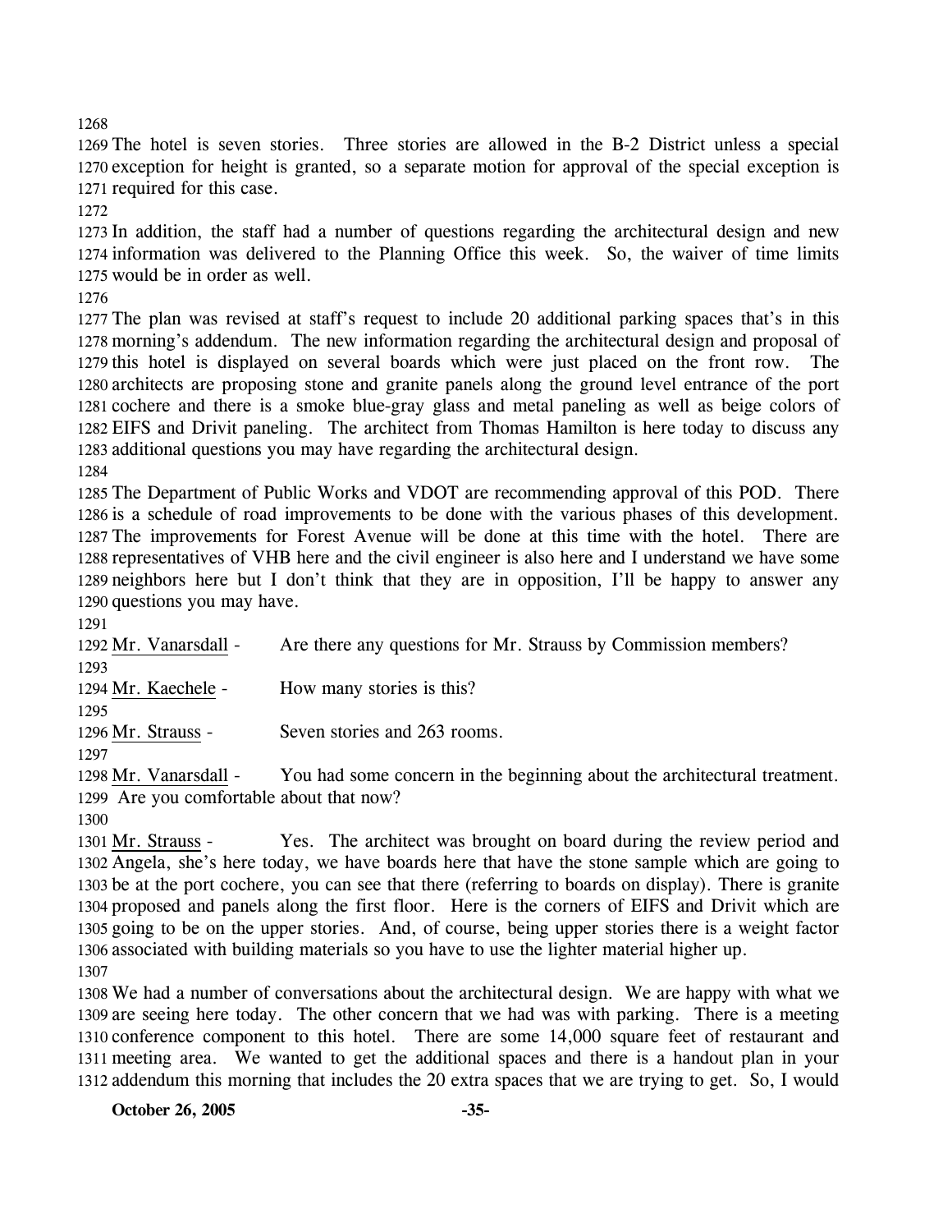The hotel is seven stories. Three stories are allowed in the B-2 District unless a special exception for height is granted, so a separate motion for approval of the special exception is required for this case.

In addition, the staff had a number of questions regarding the architectural design and new information was delivered to the Planning Office this week. So, the waiver of time limits would be in order as well.

The plan was revised at staff's request to include 20 additional parking spaces that's in this morning's addendum. The new information regarding the architectural design and proposal of this hotel is displayed on several boards which were just placed on the front row. The architects are proposing stone and granite panels along the ground level entrance of the port cochere and there is a smoke blue-gray glass and metal paneling as well as beige colors of EIFS and Drivit paneling. The architect from Thomas Hamilton is here today to discuss any additional questions you may have regarding the architectural design.

The Department of Public Works and VDOT are recommending approval of this POD. There is a schedule of road improvements to be done with the various phases of this development. The improvements for Forest Avenue will be done at this time with the hotel. There are representatives of VHB here and the civil engineer is also here and I understand we have some neighbors here but I don't think that they are in opposition, I'll be happy to answer any questions you may have.

Mr. Vanarsdall - Are there any questions for Mr. Strauss by Commission members?

Mr. Kaechele - How many stories is this?

Mr. Strauss - Seven stories and 263 rooms.

Mr. Vanarsdall - You had some concern in the beginning about the architectural treatment. Are you comfortable about that now?

Mr. Strauss - Yes. The architect was brought on board during the review period and Angela, she's here today, we have boards here that have the stone sample which are going to be at the port cochere, you can see that there (referring to boards on display). There is granite proposed and panels along the first floor. Here is the corners of EIFS and Drivit which are going to be on the upper stories. And, of course, being upper stories there is a weight factor associated with building materials so you have to use the lighter material higher up.

We had a number of conversations about the architectural design. We are happy with what we are seeing here today. The other concern that we had was with parking. There is a meeting conference component to this hotel. There are some 14,000 square feet of restaurant and meeting area. We wanted to get the additional spaces and there is a handout plan in your addendum this morning that includes the 20 extra spaces that we are trying to get. So, I would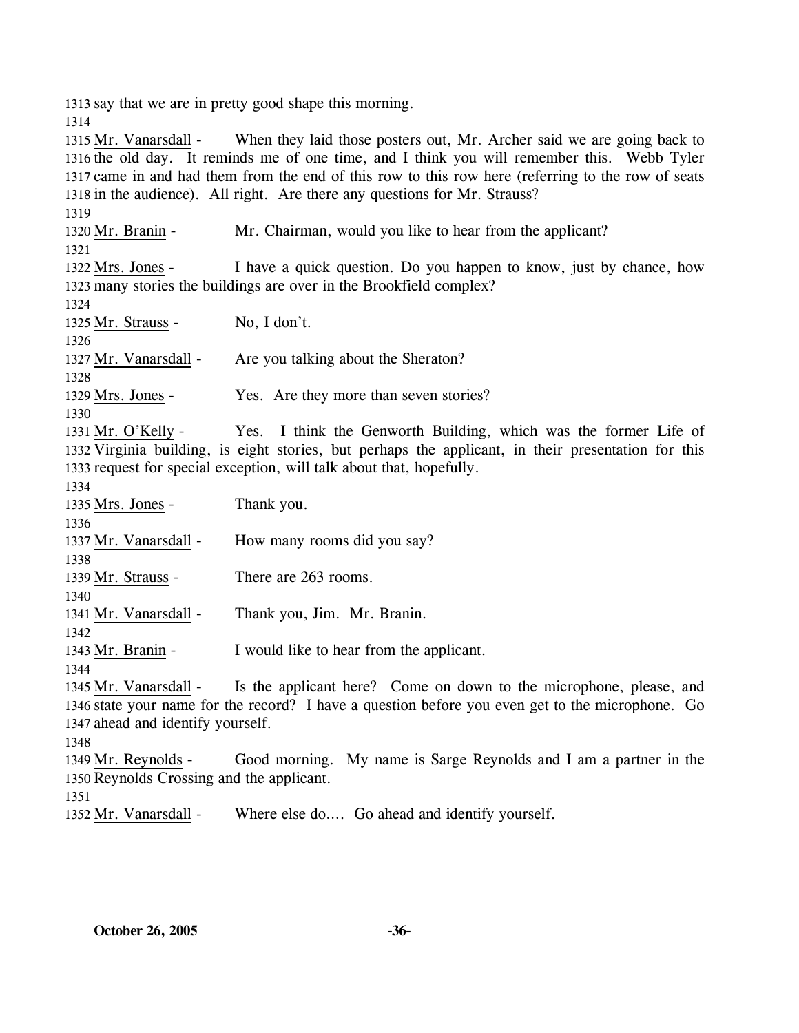1313 say that we are in pretty good shape this morning.
1314

1315 Mr. Vanarsdall - When they laid those posters out, Mr. Archer said we are going back to
1316 the old day. It reminds me of one time, and I think you will remember this. Webb Tyler
1317 came in and had them from the end of this row to this row here (referring to the row of seats
1318 in the audience). All right. Are there any questions for Mr. Strauss?
1319

1320 Mr. Branin - Mr. Chairman, would you like to hear from the applicant?
1321

1322 Mrs. Jones - I have a quick question. Do you happen to know, just by chance, how
1323 many stories the buildings are over in the Brookfield complex?
1324

1325 Mr. Strauss - No, I don't.
1326

1327 Mr. Vanarsdall - Are you talking about the Sheraton?
1328

1329 Mrs. Jones - Yes. Are they more than seven stories?
1330

1331 Mr. O'Kelly - Yes. I think the Genworth Building, which was the former Life of
1332 Virginia building, is eight stories, but perhaps the applicant, in their presentation for this
1333 request for special exception, will talk about that, hopefully.
1334

1335 Mrs. Jones - Thank you.
1336

1337 Mr. Vanarsdall - How many rooms did you say?
1338

1339 Mr. Strauss - There are 263 rooms.
1340

1341 Mr. Vanarsdall - Thank you, Jim. Mr. Branin.
1342

1343 Mr. Branin - I would like to hear from the applicant.
1344

1345 Mr. Vanarsdall - Is the applicant here? Come on down to the microphone, please, and
1346 state your name for the record? I have a question before you even get to the microphone. Go
1347 ahead and identify yourself.
1348

1349 Mr. Reynolds - Good morning. My name is Sarge Reynolds and I am a partner in the
1350 Reynolds Crossing and the applicant.
1351

1352 Mr. Vanarsdall - Where else do.... Go ahead and identify yourself.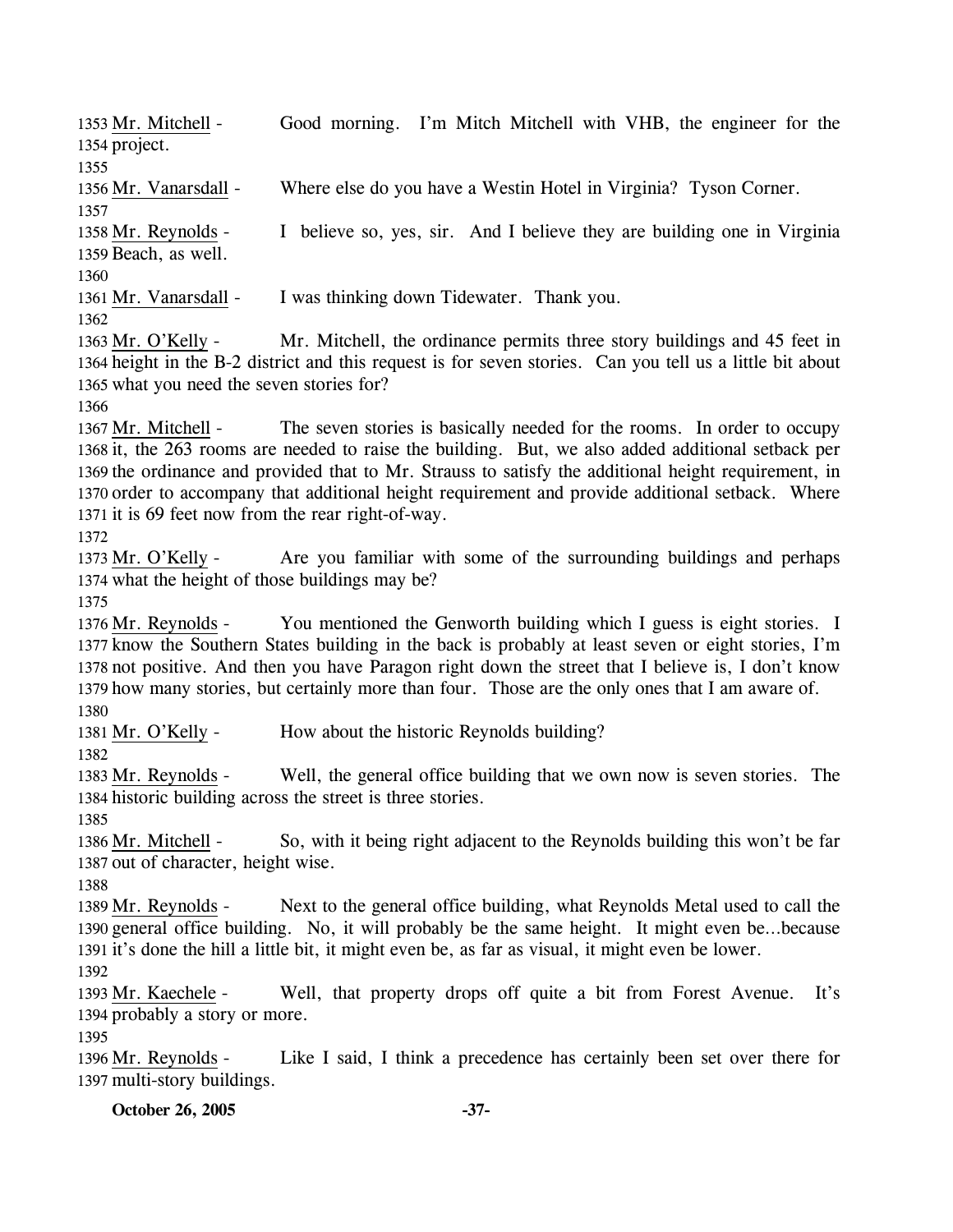1353 Mr. Mitchell - Good morning. I'm Mitch Mitchell with VHB, the engineer for the
1354 project.
1355
1356 Mr. Vanarsdall - Where else do you have a Westin Hotel in Virginia? Tyson Corner.
1357
1358 Mr. Reynolds - I believe so, yes, sir. And I believe they are building one in Virginia
1359 Beach, as well.
1360
1361 Mr. Vanarsdall - I was thinking down Tidewater. Thank you.
1362
1363 Mr. O'Kelly - Mr. Mitchell, the ordinance permits three story buildings and 45 feet in
1364 height in the B-2 district and this request is for seven stories. Can you tell us a little bit about
1365 what you need the seven stories for?
1366
1367 Mr. Mitchell - The seven stories is basically needed for the rooms. In order to occupy
1368 it, the 263 rooms are needed to raise the building. But, we also added additional setback per
1369 the ordinance and provided that to Mr. Strauss to satisfy the additional height requirement, in
1370 order to accompany that additional height requirement and provide additional setback. Where
1371 it is 69 feet now from the rear right-of-way.
1372
1373 Mr. O'Kelly - Are you familiar with some of the surrounding buildings and perhaps
1374 what the height of those buildings may be?
1375
1376 Mr. Reynolds - You mentioned the Genworth building which I guess is eight stories. I
1377 know the Southern States building in the back is probably at least seven or eight stories, I'm
1378 not positive. And then you have Paragon right down the street that I believe is, I don't know
1379 how many stories, but certainly more than four. Those are the only ones that I am aware of.
1380
1381 Mr. O'Kelly - How about the historic Reynolds building?
1382
1383 Mr. Reynolds - Well, the general office building that we own now is seven stories. The
1384 historic building across the street is three stories.
1385
1386 Mr. Mitchell - So, with it being right adjacent to the Reynolds building this won't be far
1387 out of character, height wise.
1388
1389 Mr. Reynolds - Next to the general office building, what Reynolds Metal used to call the
1390 general office building. No, it will probably be the same height. It might even be...because
1391 it's done the hill a little bit, it might even be, as far as visual, it might even be lower.
1392
1393 Mr. Kaechele - Well, that property drops off quite a bit from Forest Avenue. It's
1394 probably a story or more.
1395
1396 Mr. Reynolds - Like I said, I think a precedence has certainly been set over there for
1397 multi-story buildings.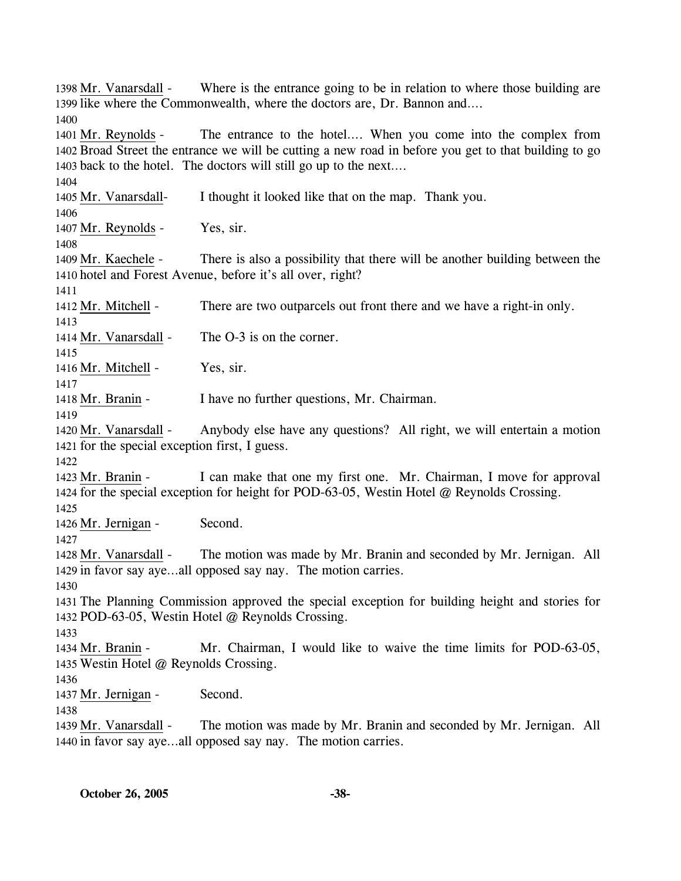1398 Mr. Vanarsdall - Where is the entrance going to be in relation to where those building are
1399 like where the Commonwealth, where the doctors are, Dr. Bannon and....

1400

1401 Mr. Reynolds - The entrance to the hotel.... When you come into the complex from
1402 Broad Street the entrance we will be cutting a new road in before you get to that building to go
1403 back to the hotel. The doctors will still go up to the next....

1404

1405 Mr. Vanarsdall- I thought it looked like that on the map. Thank you.

1406

1407 Mr. Reynolds - Yes, sir.

1408

1409 Mr. Kaechele - There is also a possibility that there will be another building between the
1410 hotel and Forest Avenue, before it's all over, right?

1411

1412 Mr. Mitchell - There are two outparcels out front there and we have a right-in only.

1413

1414 Mr. Vanarsdall - The O-3 is on the corner.

1415

1416 Mr. Mitchell - Yes, sir.

1417

1418 Mr. Branin - I have no further questions, Mr. Chairman.

1419

1420 Mr. Vanarsdall - Anybody else have any questions? All right, we will entertain a motion
1421 for the special exception first, I guess.

1422

1423 Mr. Branin - I can make that one my first one. Mr. Chairman, I move for approval
1424 for the special exception for height for POD-63-05, Westin Hotel @ Reynolds Crossing.

1425

1426 Mr. Jernigan - Second.

1427

1428 Mr. Vanarsdall - The motion was made by Mr. Branin and seconded by Mr. Jernigan. All
1429 in favor say aye...all opposed say nay. The motion carries.

1430

1431 The Planning Commission approved the special exception for building height and stories for
1432 POD-63-05, Westin Hotel @ Reynolds Crossing.

1433

1434 Mr. Branin - Mr. Chairman, I would like to waive the time limits for POD-63-05,
1435 Westin Hotel @ Reynolds Crossing.

1436

1437 Mr. Jernigan - Second.

1438

1439 Mr. Vanarsdall - The motion was made by Mr. Branin and seconded by Mr. Jernigan. All
1440 in favor say aye...all opposed say nay. The motion carries.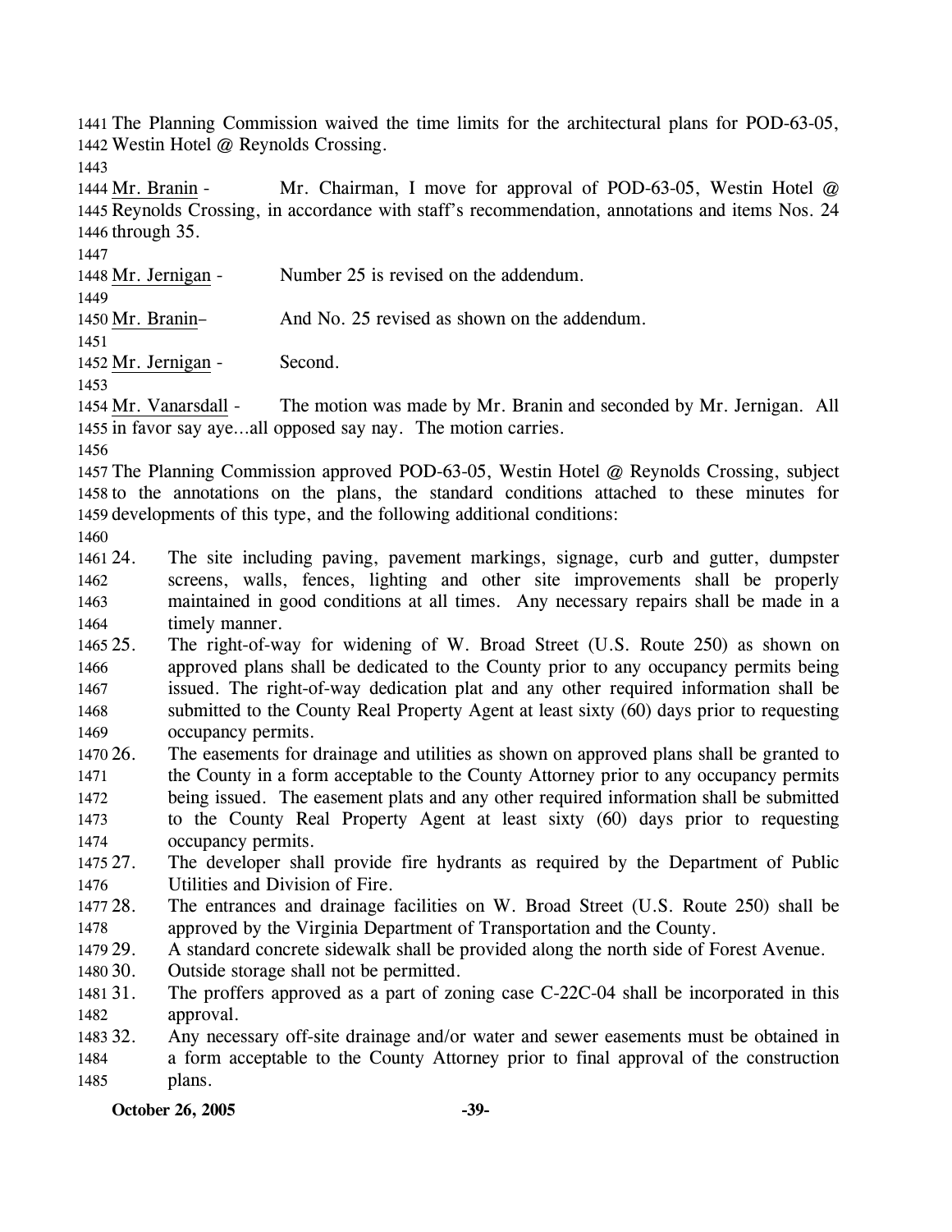The Planning Commission waived the time limits for the architectural plans for POD-63-05, Westin Hotel @ Reynolds Crossing.

Mr. Branin - Mr. Chairman, I move for approval of POD-63-05, Westin Hotel @ Reynolds Crossing, in accordance with staff's recommendation, annotations and items Nos. 24 through 35.

Mr. Jernigan - Number 25 is revised on the addendum.

Mr. Branin– And No. 25 revised as shown on the addendum.

Mr. Jernigan - Second.

Mr. Vanarsdall - The motion was made by Mr. Branin and seconded by Mr. Jernigan. All in favor say aye...all opposed say nay. The motion carries.

The Planning Commission approved POD-63-05, Westin Hotel @ Reynolds Crossing, subject to the annotations on the plans, the standard conditions attached to these minutes for developments of this type, and the following additional conditions:

24. The site including paving, pavement markings, signage, curb and gutter, dumpster screens, walls, fences, lighting and other site improvements shall be properly maintained in good conditions at all times. Any necessary repairs shall be made in a timely manner.
25. The right-of-way for widening of W. Broad Street (U.S. Route 250) as shown on approved plans shall be dedicated to the County prior to any occupancy permits being issued. The right-of-way dedication plat and any other required information shall be submitted to the County Real Property Agent at least sixty (60) days prior to requesting occupancy permits.
26. The easements for drainage and utilities as shown on approved plans shall be granted to the County in a form acceptable to the County Attorney prior to any occupancy permits being issued. The easement plats and any other required information shall be submitted to the County Real Property Agent at least sixty (60) days prior to requesting occupancy permits.
27. The developer shall provide fire hydrants as required by the Department of Public Utilities and Division of Fire.
28. The entrances and drainage facilities on W. Broad Street (U.S. Route 250) shall be approved by the Virginia Department of Transportation and the County.
29. A standard concrete sidewalk shall be provided along the north side of Forest Avenue.
30. Outside storage shall not be permitted.
31. The proffers approved as a part of zoning case C-22C-04 shall be incorporated in this approval.
32. Any necessary off-site drainage and/or water and sewer easements must be obtained in a form acceptable to the County Attorney prior to final approval of the construction plans.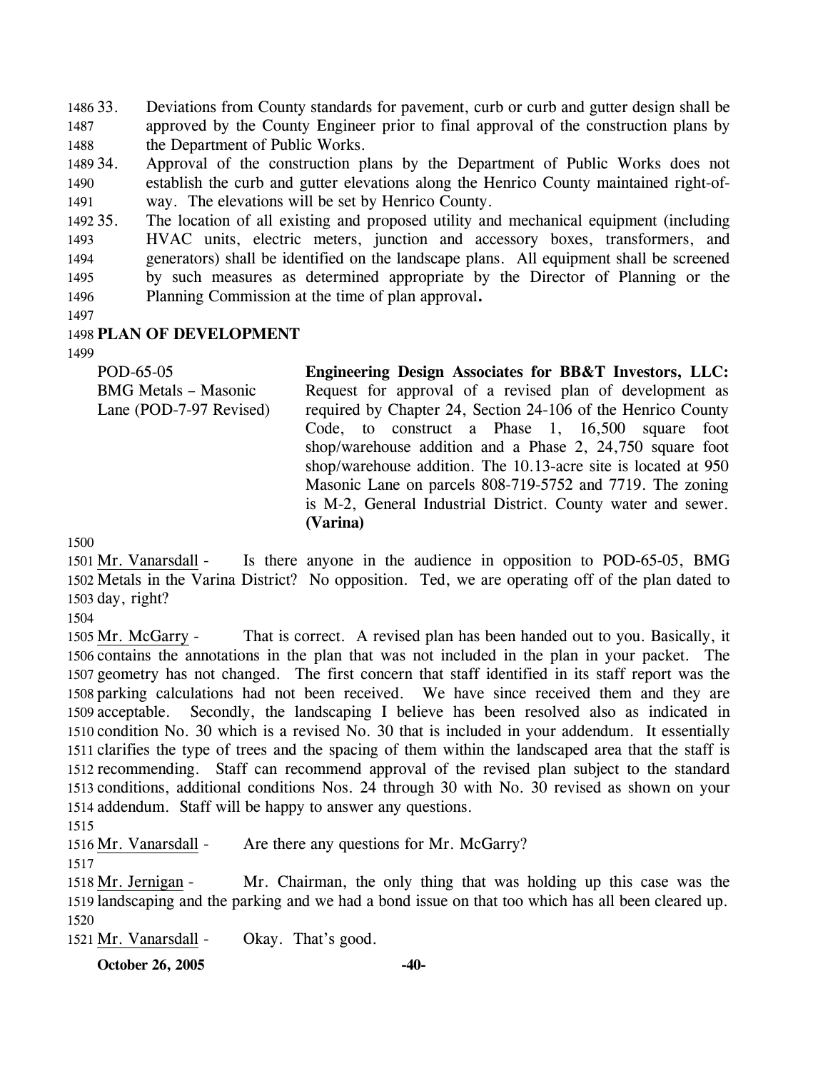33. Deviations from County standards for pavement, curb or curb and gutter design shall be approved by the County Engineer prior to final approval of the construction plans by the Department of Public Works.
34. Approval of the construction plans by the Department of Public Works does not establish the curb and gutter elevations along the Henrico County maintained right-of-way. The elevations will be set by Henrico County.
35. The location of all existing and proposed utility and mechanical equipment (including HVAC units, electric meters, junction and accessory boxes, transformers, and generators) shall be identified on the landscape plans. All equipment shall be screened by such measures as determined appropriate by the Director of Planning or the Planning Commission at the time of plan approval.

## PLAN OF DEVELOPMENT

POD-65-05
BMG Metals – Masonic Lane (POD-7-97 Revised)

**Engineering Design Associates for BB&T Investors, LLC:** Request for approval of a revised plan of development as required by Chapter 24, Section 24-106 of the Henrico County Code, to construct a Phase 1, 16,500 square foot shop/warehouse addition and a Phase 2, 24,750 square foot shop/warehouse addition. The 10.13-acre site is located at 950 Masonic Lane on parcels 808-719-5752 and 7719. The zoning is M-2, General Industrial District. County water and sewer. **(Varina)**

Mr. Vanarsdall - Is there anyone in the audience in opposition to POD-65-05, BMG Metals in the Varina District? No opposition. Ted, we are operating off of the plan dated to day, right?

Mr. McGarry - That is correct. A revised plan has been handed out to you. Basically, it contains the annotations in the plan that was not included in the plan in your packet. The geometry has not changed. The first concern that staff identified in its staff report was the parking calculations had not been received. We have since received them and they are acceptable. Secondly, the landscaping I believe has been resolved also as indicated in condition No. 30 which is a revised No. 30 that is included in your addendum. It essentially clarifies the type of trees and the spacing of them within the landscaped area that the staff is recommending. Staff can recommend approval of the revised plan subject to the standard conditions, additional conditions Nos. 24 through 30 with No. 30 revised as shown on your addendum. Staff will be happy to answer any questions.

Mr. Vanarsdall - Are there any questions for Mr. McGarry?

Mr. Jernigan - Mr. Chairman, the only thing that was holding up this case was the landscaping and the parking and we had a bond issue on that too which has all been cleared up.

Mr. Vanarsdall - Okay. That's good.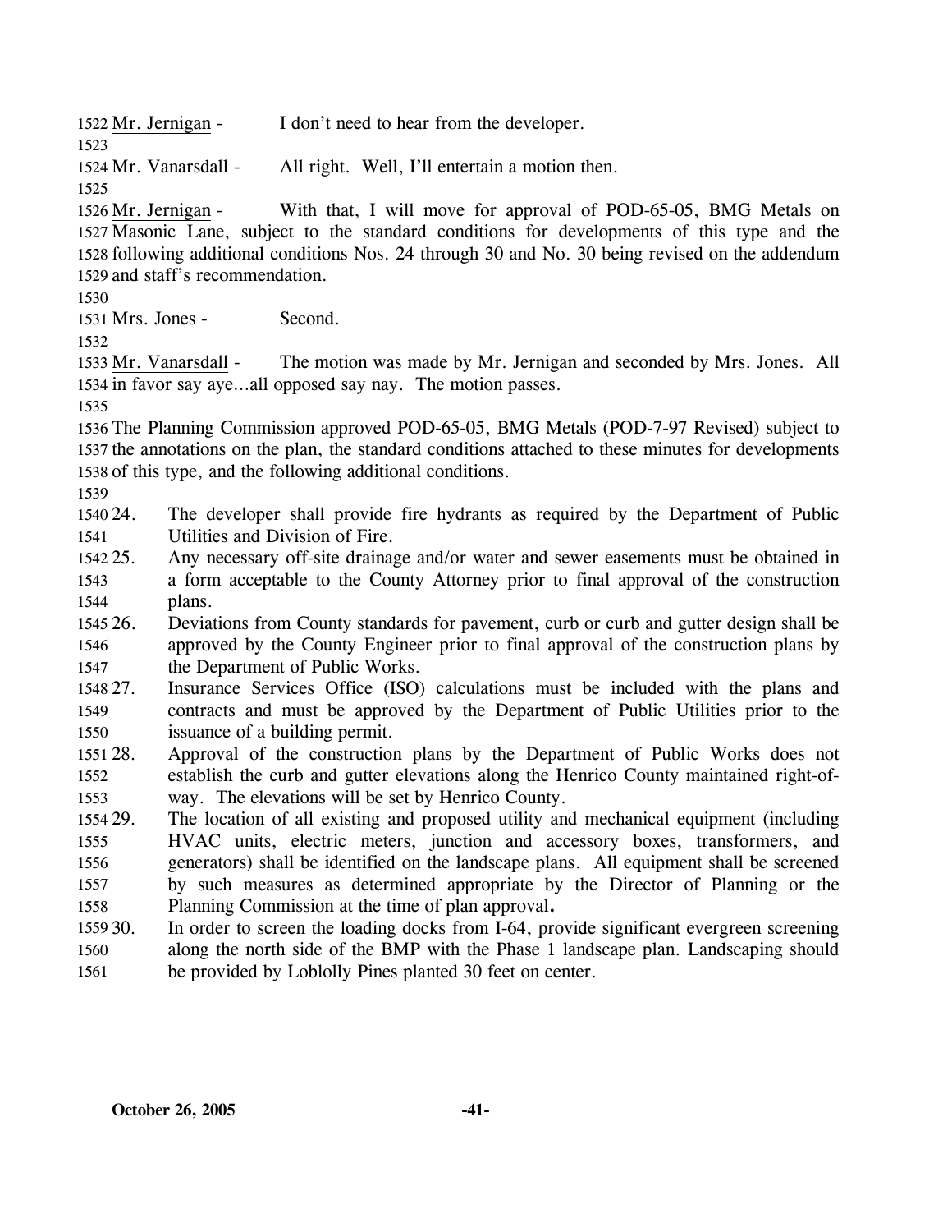Mr. Jernigan - I don't need to hear from the developer.

Mr. Vanarsdall - All right. Well, I'll entertain a motion then.

Mr. Jernigan - With that, I will move for approval of POD-65-05, BMG Metals on Masonic Lane, subject to the standard conditions for developments of this type and the following additional conditions Nos. 24 through 30 and No. 30 being revised on the addendum and staff's recommendation.

Mrs. Jones - Second.

Mr. Vanarsdall - The motion was made by Mr. Jernigan and seconded by Mrs. Jones. All in favor say aye…all opposed say nay. The motion passes.

The Planning Commission approved POD-65-05, BMG Metals (POD-7-97 Revised) subject to the annotations on the plan, the standard conditions attached to these minutes for developments of this type, and the following additional conditions.

24. The developer shall provide fire hydrants as required by the Department of Public Utilities and Division of Fire.
25. Any necessary off-site drainage and/or water and sewer easements must be obtained in a form acceptable to the County Attorney prior to final approval of the construction plans.
26. Deviations from County standards for pavement, curb or curb and gutter design shall be approved by the County Engineer prior to final approval of the construction plans by the Department of Public Works.
27. Insurance Services Office (ISO) calculations must be included with the plans and contracts and must be approved by the Department of Public Utilities prior to the issuance of a building permit.
28. Approval of the construction plans by the Department of Public Works does not establish the curb and gutter elevations along the Henrico County maintained right-of-way. The elevations will be set by Henrico County.
29. The location of all existing and proposed utility and mechanical equipment (including HVAC units, electric meters, junction and accessory boxes, transformers, and generators) shall be identified on the landscape plans. All equipment shall be screened by such measures as determined appropriate by the Director of Planning or the Planning Commission at the time of plan approval**.**
30. In order to screen the loading docks from I-64, provide significant evergreen screening along the north side of the BMP with the Phase 1 landscape plan. Landscaping should be provided by Loblolly Pines planted 30 feet on center.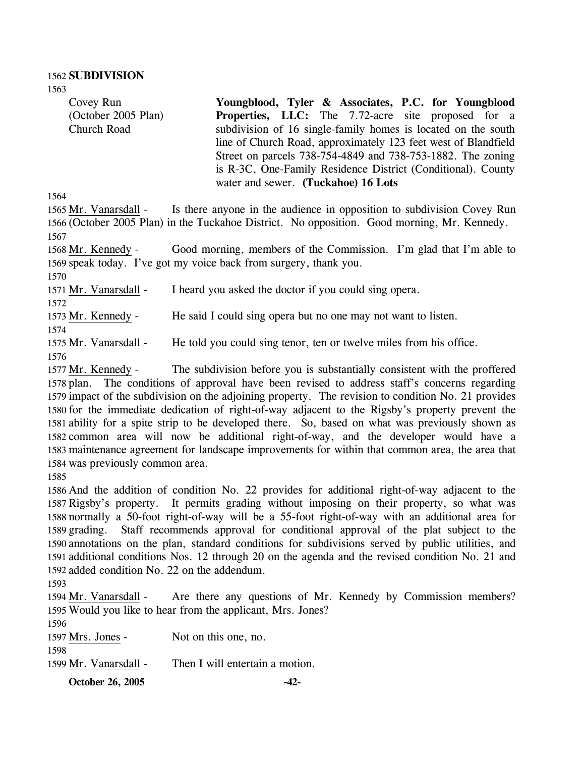**SUBDIVISION**

Covey Run
(October 2005 Plan)
Church Road

**Youngblood, Tyler & Associates, P.C. for Youngblood Properties, LLC:** The 7.72-acre site proposed for a subdivision of 16 single-family homes is located on the south line of Church Road, approximately 123 feet west of Blandfield Street on parcels 738-754-4849 and 738-753-1882. The zoning is R-3C, One-Family Residence District (Conditional). County water and sewer. **(Tuckahoe) 16 Lots**

Mr. Vanarsdall - Is there anyone in the audience in opposition to subdivision Covey Run (October 2005 Plan) in the Tuckahoe District. No opposition. Good morning, Mr. Kennedy.

Mr. Kennedy - Good morning, members of the Commission. I'm glad that I'm able to speak today. I've got my voice back from surgery, thank you.

Mr. Vanarsdall - I heard you asked the doctor if you could sing opera.

Mr. Kennedy - He said I could sing opera but no one may not want to listen.

Mr. Vanarsdall - He told you could sing tenor, ten or twelve miles from his office.

Mr. Kennedy - The subdivision before you is substantially consistent with the proffered plan. The conditions of approval have been revised to address staff's concerns regarding impact of the subdivision on the adjoining property. The revision to condition No. 21 provides for the immediate dedication of right-of-way adjacent to the Rigsby's property prevent the ability for a spite strip to be developed there. So, based on what was previously shown as common area will now be additional right-of-way, and the developer would have a maintenance agreement for landscape improvements for within that common area, the area that was previously common area.

And the addition of condition No. 22 provides for additional right-of-way adjacent to the Rigsby's property. It permits grading without imposing on their property, so what was normally a 50-foot right-of-way will be a 55-foot right-of-way with an additional area for grading. Staff recommends approval for conditional approval of the plat subject to the annotations on the plan, standard conditions for subdivisions served by public utilities, and additional conditions Nos. 12 through 20 on the agenda and the revised condition No. 21 and added condition No. 22 on the addendum.

Mr. Vanarsdall - Are there any questions of Mr. Kennedy by Commission members? Would you like to hear from the applicant, Mrs. Jones?

Mrs. Jones - Not on this one, no.

Mr. Vanarsdall - Then I will entertain a motion.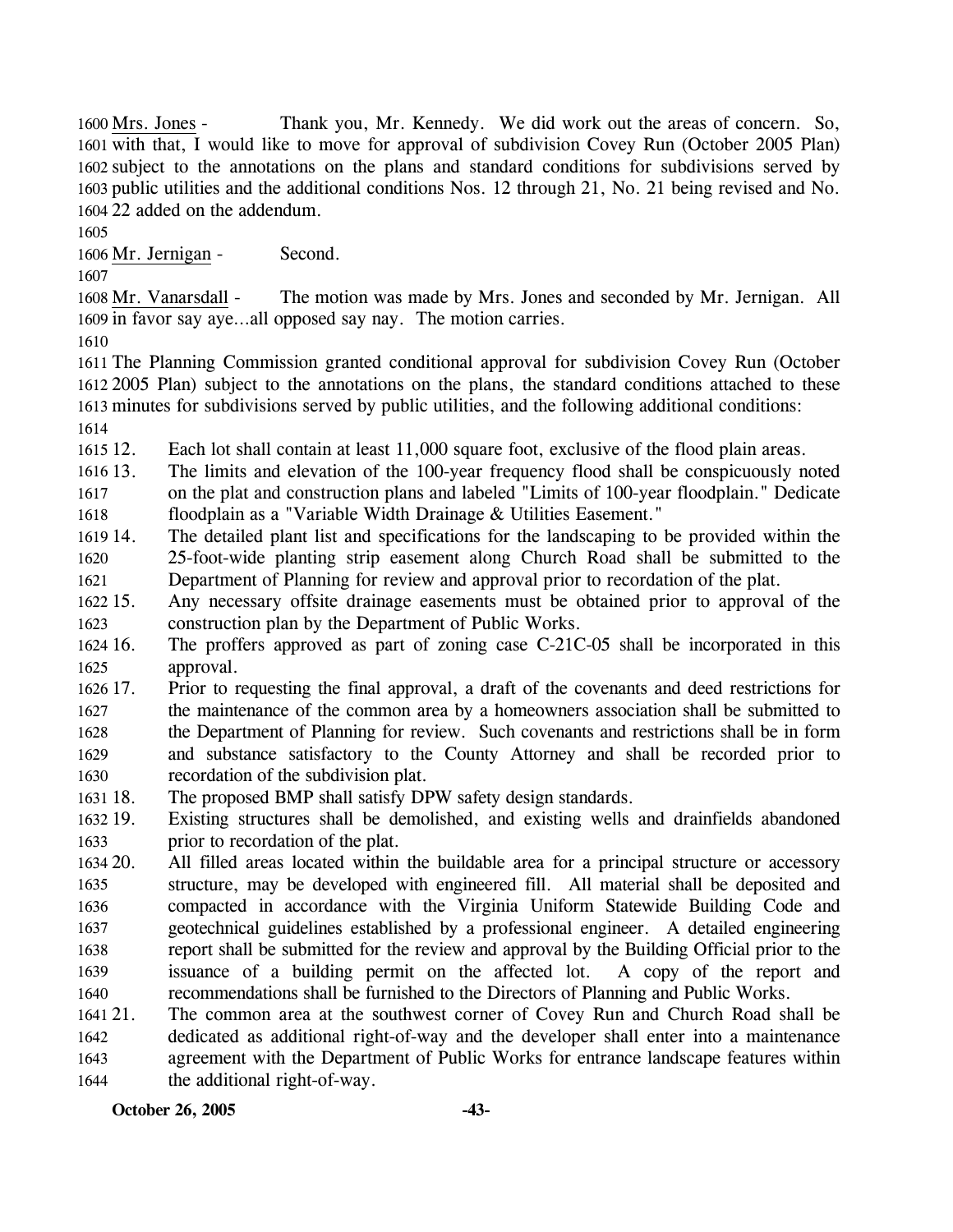Mrs. Jones - Thank you, Mr. Kennedy. We did work out the areas of concern. So, with that, I would like to move for approval of subdivision Covey Run (October 2005 Plan) subject to the annotations on the plans and standard conditions for subdivisions served by public utilities and the additional conditions Nos. 12 through 21, No. 21 being revised and No. 22 added on the addendum.

Mr. Jernigan - Second.

Mr. Vanarsdall - The motion was made by Mrs. Jones and seconded by Mr. Jernigan. All in favor say aye…all opposed say nay. The motion carries.

The Planning Commission granted conditional approval for subdivision Covey Run (October 2005 Plan) subject to the annotations on the plans, the standard conditions attached to these minutes for subdivisions served by public utilities, and the following additional conditions:

12. Each lot shall contain at least 11,000 square foot, exclusive of the flood plain areas.
13. The limits and elevation of the 100-year frequency flood shall be conspicuously noted on the plat and construction plans and labeled "Limits of 100-year floodplain." Dedicate floodplain as a "Variable Width Drainage & Utilities Easement."
14. The detailed plant list and specifications for the landscaping to be provided within the 25-foot-wide planting strip easement along Church Road shall be submitted to the Department of Planning for review and approval prior to recordation of the plat.
15. Any necessary offsite drainage easements must be obtained prior to approval of the construction plan by the Department of Public Works.
16. The proffers approved as part of zoning case C-21C-05 shall be incorporated in this approval.
17. Prior to requesting the final approval, a draft of the covenants and deed restrictions for the maintenance of the common area by a homeowners association shall be submitted to the Department of Planning for review. Such covenants and restrictions shall be in form and substance satisfactory to the County Attorney and shall be recorded prior to recordation of the subdivision plat.
18. The proposed BMP shall satisfy DPW safety design standards.
19. Existing structures shall be demolished, and existing wells and drainfields abandoned prior to recordation of the plat.
20. All filled areas located within the buildable area for a principal structure or accessory structure, may be developed with engineered fill. All material shall be deposited and compacted in accordance with the Virginia Uniform Statewide Building Code and geotechnical guidelines established by a professional engineer. A detailed engineering report shall be submitted for the review and approval by the Building Official prior to the issuance of a building permit on the affected lot. A copy of the report and recommendations shall be furnished to the Directors of Planning and Public Works.
21. The common area at the southwest corner of Covey Run and Church Road shall be dedicated as additional right-of-way and the developer shall enter into a maintenance agreement with the Department of Public Works for entrance landscape features within the additional right-of-way.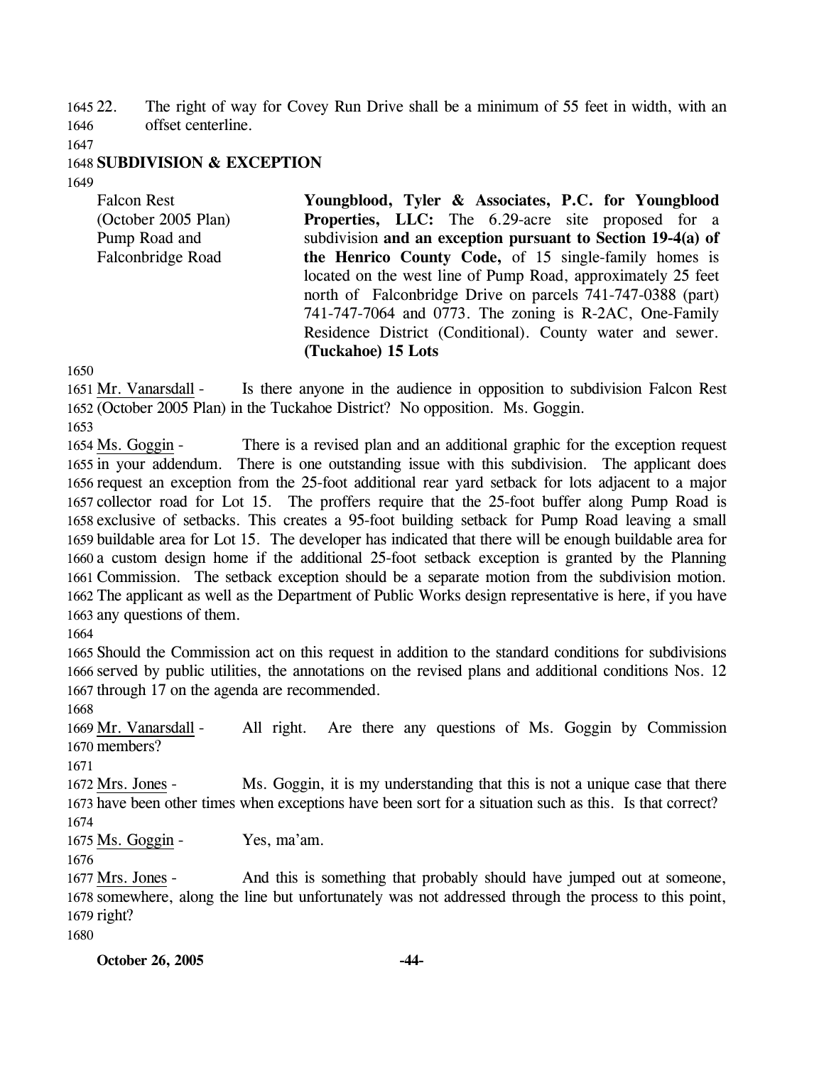22. The right of way for Covey Run Drive shall be a minimum of 55 feet in width, with an offset centerline.

**SUBDIVISION & EXCEPTION**

Falcon Rest (October 2005 Plan) Pump Road and Falconbridge Road

**Youngblood, Tyler & Associates, P.C. for Youngblood Properties, LLC:** The 6.29-acre site proposed for a subdivision **and an exception pursuant to Section 19-4(a) of the Henrico County Code,** of 15 single-family homes is located on the west line of Pump Road, approximately 25 feet north of Falconbridge Drive on parcels 741-747-0388 (part) 741-747-7064 and 0773. The zoning is R-2AC, One-Family Residence District (Conditional). County water and sewer. **(Tuckahoe) 15 Lots**

Mr. Vanarsdall - Is there anyone in the audience in opposition to subdivision Falcon Rest (October 2005 Plan) in the Tuckahoe District? No opposition. Ms. Goggin.

Ms. Goggin - There is a revised plan and an additional graphic for the exception request in your addendum. There is one outstanding issue with this subdivision. The applicant does request an exception from the 25-foot additional rear yard setback for lots adjacent to a major collector road for Lot 15. The proffers require that the 25-foot buffer along Pump Road is exclusive of setbacks. This creates a 95-foot building setback for Pump Road leaving a small buildable area for Lot 15. The developer has indicated that there will be enough buildable area for a custom design home if the additional 25-foot setback exception is granted by the Planning Commission. The setback exception should be a separate motion from the subdivision motion. The applicant as well as the Department of Public Works design representative is here, if you have any questions of them.

Should the Commission act on this request in addition to the standard conditions for subdivisions served by public utilities, the annotations on the revised plans and additional conditions Nos. 12 through 17 on the agenda are recommended.

Mr. Vanarsdall - All right. Are there any questions of Ms. Goggin by Commission members?

Mrs. Jones - Ms. Goggin, it is my understanding that this is not a unique case that there have been other times when exceptions have been sort for a situation such as this. Is that correct?

Ms. Goggin - Yes, ma'am.

Mrs. Jones - And this is something that probably should have jumped out at someone, somewhere, along the line but unfortunately was not addressed through the process to this point, right?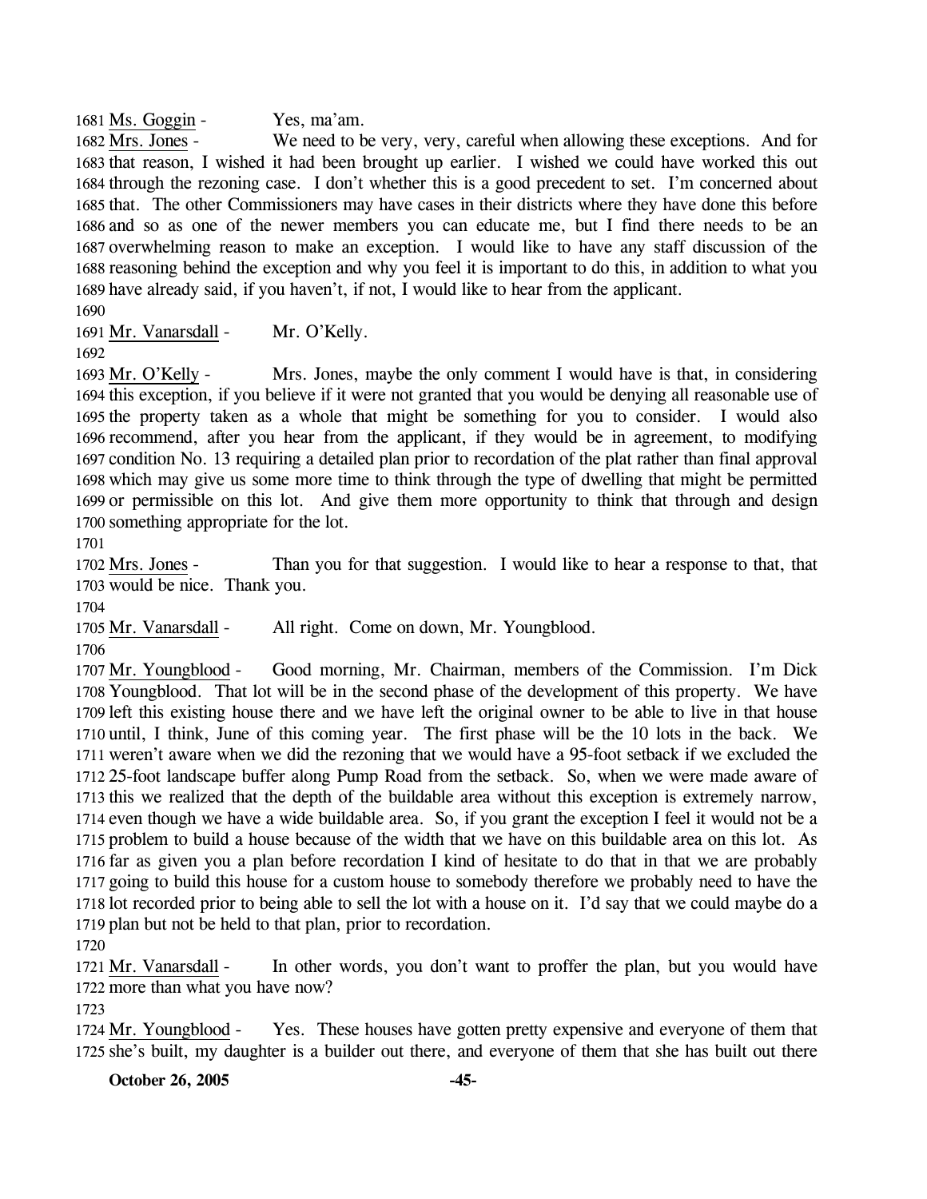1681 Ms. Goggin - Yes, ma'am.

1682 Mrs. Jones - We need to be very, very, careful when allowing these exceptions. And for 1683 that reason, I wished it had been brought up earlier. I wished we could have worked this out 1684 through the rezoning case. I don't whether this is a good precedent to set. I'm concerned about 1685 that. The other Commissioners may have cases in their districts where they have done this before 1686 and so as one of the newer members you can educate me, but I find there needs to be an 1687 overwhelming reason to make an exception. I would like to have any staff discussion of the 1688 reasoning behind the exception and why you feel it is important to do this, in addition to what you 1689 have already said, if you haven't, if not, I would like to hear from the applicant.

1690

1691 Mr. Vanarsdall - Mr. O'Kelly.

1692

1693 Mr. O'Kelly - Mrs. Jones, maybe the only comment I would have is that, in considering 1694 this exception, if you believe if it were not granted that you would be denying all reasonable use of 1695 the property taken as a whole that might be something for you to consider. I would also 1696 recommend, after you hear from the applicant, if they would be in agreement, to modifying 1697 condition No. 13 requiring a detailed plan prior to recordation of the plat rather than final approval 1698 which may give us some more time to think through the type of dwelling that might be permitted 1699 or permissible on this lot. And give them more opportunity to think that through and design 1700 something appropriate for the lot.

1701

1702 Mrs. Jones - Than you for that suggestion. I would like to hear a response to that, that 1703 would be nice. Thank you.

1704

1705 Mr. Vanarsdall - All right. Come on down, Mr. Youngblood.

1706

1707 Mr. Youngblood - Good morning, Mr. Chairman, members of the Commission. I'm Dick 1708 Youngblood. That lot will be in the second phase of the development of this property. We have 1709 left this existing house there and we have left the original owner to be able to live in that house 1710 until, I think, June of this coming year. The first phase will be the 10 lots in the back. We 1711 weren't aware when we did the rezoning that we would have a 95-foot setback if we excluded the 1712 25-foot landscape buffer along Pump Road from the setback. So, when we were made aware of 1713 this we realized that the depth of the buildable area without this exception is extremely narrow, 1714 even though we have a wide buildable area. So, if you grant the exception I feel it would not be a 1715 problem to build a house because of the width that we have on this buildable area on this lot. As 1716 far as given you a plan before recordation I kind of hesitate to do that in that we are probably 1717 going to build this house for a custom house to somebody therefore we probably need to have the 1718 lot recorded prior to being able to sell the lot with a house on it. I'd say that we could maybe do a 1719 plan but not be held to that plan, prior to recordation.

1720

1721 Mr. Vanarsdall - In other words, you don't want to proffer the plan, but you would have 1722 more than what you have now?

1723

1724 Mr. Youngblood - Yes. These houses have gotten pretty expensive and everyone of them that 1725 she's built, my daughter is a builder out there, and everyone of them that she has built out there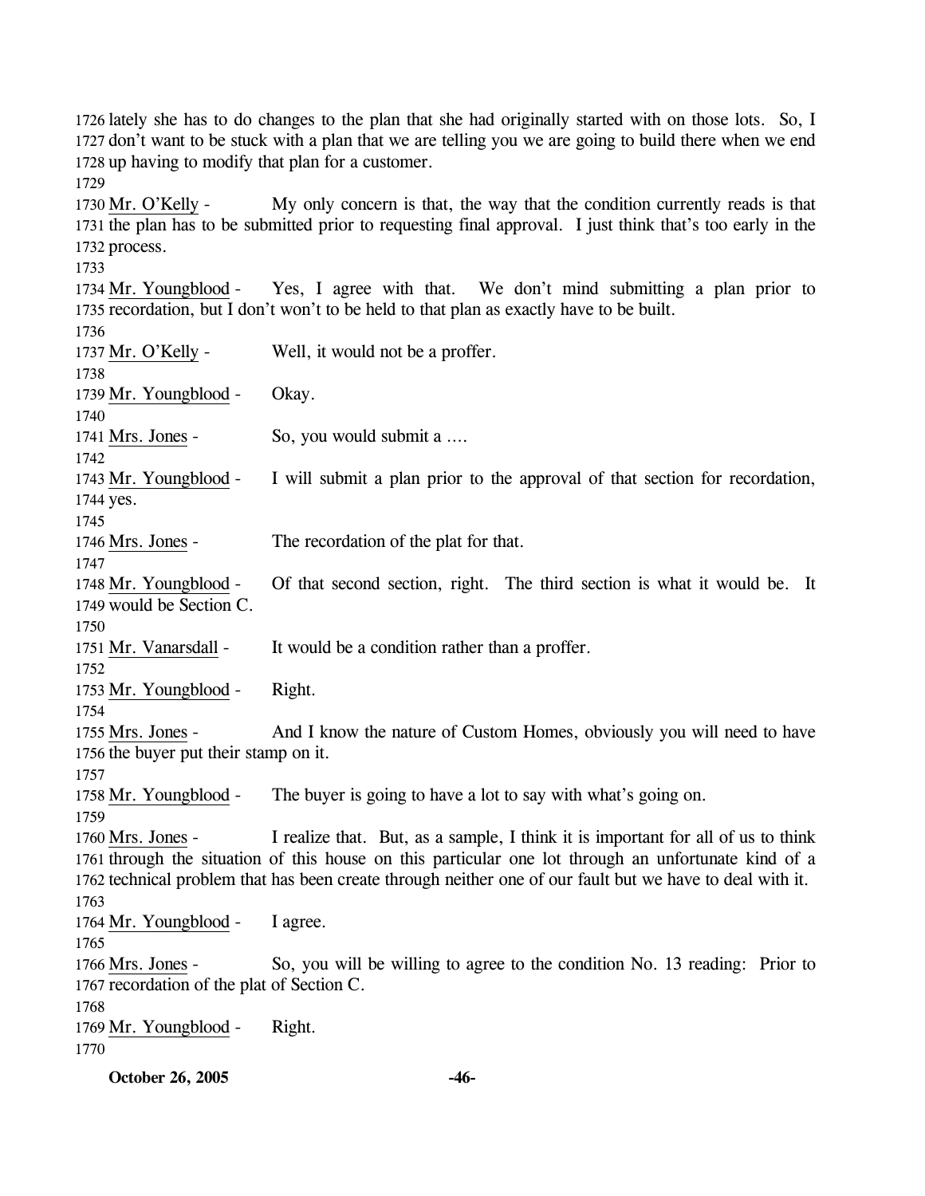1726 lately she has to do changes to the plan that she had originally started with on those lots. So, I
1727 don't want to be stuck with a plan that we are telling you we are going to build there when we end
1728 up having to modify that plan for a customer.
1729

1730 Mr. O'Kelly - My only concern is that, the way that the condition currently reads is that
1731 the plan has to be submitted prior to requesting final approval. I just think that's too early in the
1732 process.
1733

1734 Mr. Youngblood - Yes, I agree with that. We don't mind submitting a plan prior to
1735 recordation, but I don't won't to be held to that plan as exactly have to be built.
1736

1737 Mr. O'Kelly - Well, it would not be a proffer.
1738

1739 Mr. Youngblood - Okay.
1740

1741 Mrs. Jones - So, you would submit a ….
1742

1743 Mr. Youngblood - I will submit a plan prior to the approval of that section for recordation,
1744 yes.
1745

1746 Mrs. Jones - The recordation of the plat for that.
1747

1748 Mr. Youngblood - Of that second section, right. The third section is what it would be. It
1749 would be Section C.
1750

1751 Mr. Vanarsdall - It would be a condition rather than a proffer.
1752

1753 Mr. Youngblood - Right.
1754

1755 Mrs. Jones - And I know the nature of Custom Homes, obviously you will need to have
1756 the buyer put their stamp on it.
1757

1758 Mr. Youngblood - The buyer is going to have a lot to say with what's going on.
1759

1760 Mrs. Jones - I realize that. But, as a sample, I think it is important for all of us to think
1761 through the situation of this house on this particular one lot through an unfortunate kind of a
1762 technical problem that has been create through neither one of our fault but we have to deal with it.
1763

1764 Mr. Youngblood - I agree.
1765

1766 Mrs. Jones - So, you will be willing to agree to the condition No. 13 reading: Prior to
1767 recordation of the plat of Section C.
1768

1769 Mr. Youngblood - Right.
1770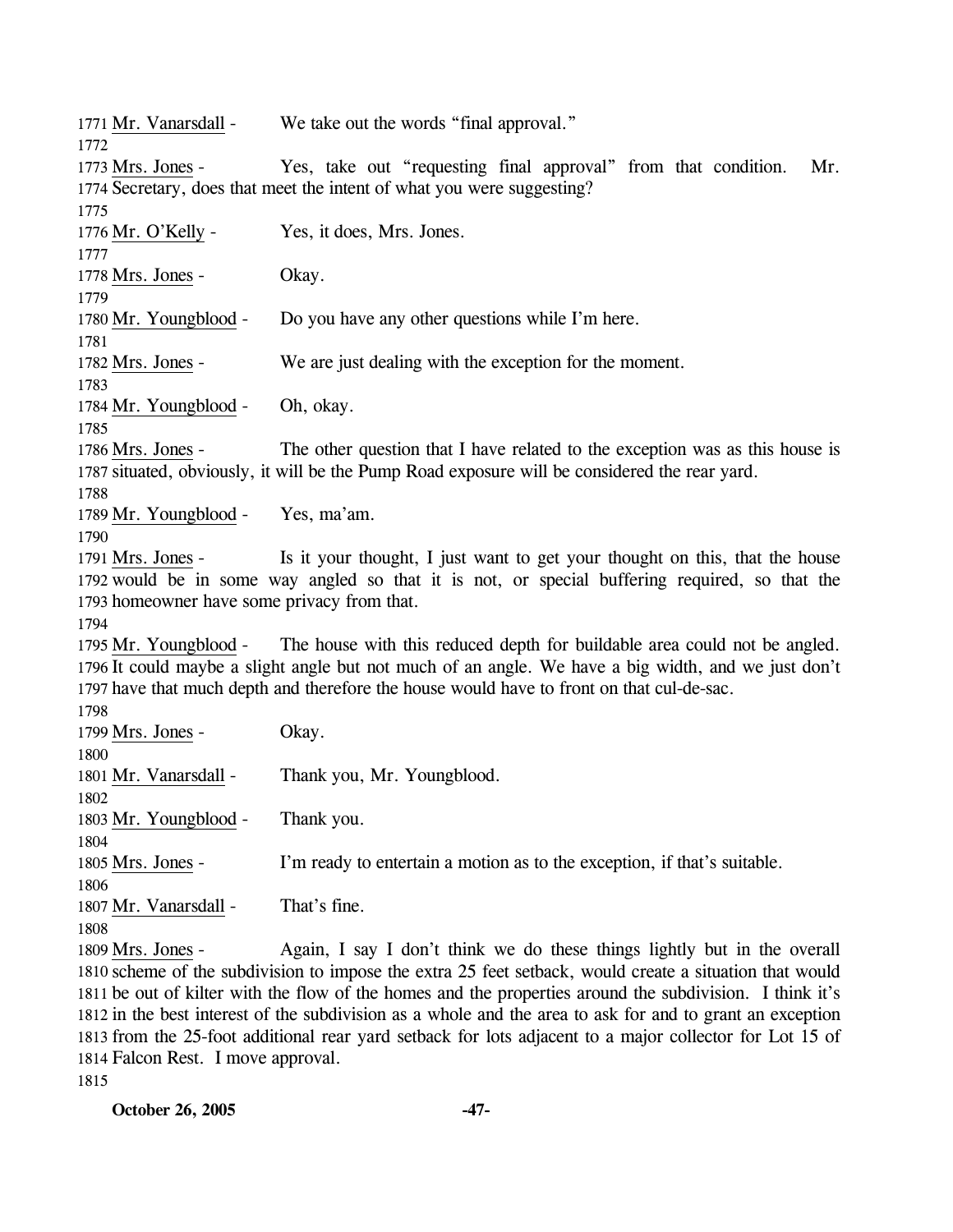1771 Mr. Vanarsdall - We take out the words "final approval."

1772

1773 Mrs. Jones - Yes, take out "requesting final approval" from that condition. Mr.
1774 Secretary, does that meet the intent of what you were suggesting?

1775

1776 Mr. O'Kelly - Yes, it does, Mrs. Jones.

1777

1778 Mrs. Jones - Okay.

1779

1780 Mr. Youngblood - Do you have any other questions while I'm here.

1781

1782 Mrs. Jones - We are just dealing with the exception for the moment.

1783

1784 Mr. Youngblood - Oh, okay.

1785

1786 Mrs. Jones - The other question that I have related to the exception was as this house is
1787 situated, obviously, it will be the Pump Road exposure will be considered the rear yard.

1788

1789 Mr. Youngblood - Yes, ma'am.

1790

1791 Mrs. Jones - Is it your thought, I just want to get your thought on this, that the house
1792 would be in some way angled so that it is not, or special buffering required, so that the
1793 homeowner have some privacy from that.

1794

1795 Mr. Youngblood - The house with this reduced depth for buildable area could not be angled.
1796 It could maybe a slight angle but not much of an angle. We have a big width, and we just don't
1797 have that much depth and therefore the house would have to front on that cul-de-sac.

1798

1799 Mrs. Jones - Okay.

1800

1801 Mr. Vanarsdall - Thank you, Mr. Youngblood.

1802

1803 Mr. Youngblood - Thank you.

1804

1805 Mrs. Jones - I'm ready to entertain a motion as to the exception, if that's suitable.

1806

1807 Mr. Vanarsdall - That's fine.

1808

1809 Mrs. Jones - Again, I say I don't think we do these things lightly but in the overall
1810 scheme of the subdivision to impose the extra 25 feet setback, would create a situation that would
1811 be out of kilter with the flow of the homes and the properties around the subdivision. I think it's
1812 in the best interest of the subdivision as a whole and the area to ask for and to grant an exception
1813 from the 25-foot additional rear yard setback for lots adjacent to a major collector for Lot 15 of
1814 Falcon Rest. I move approval.

1815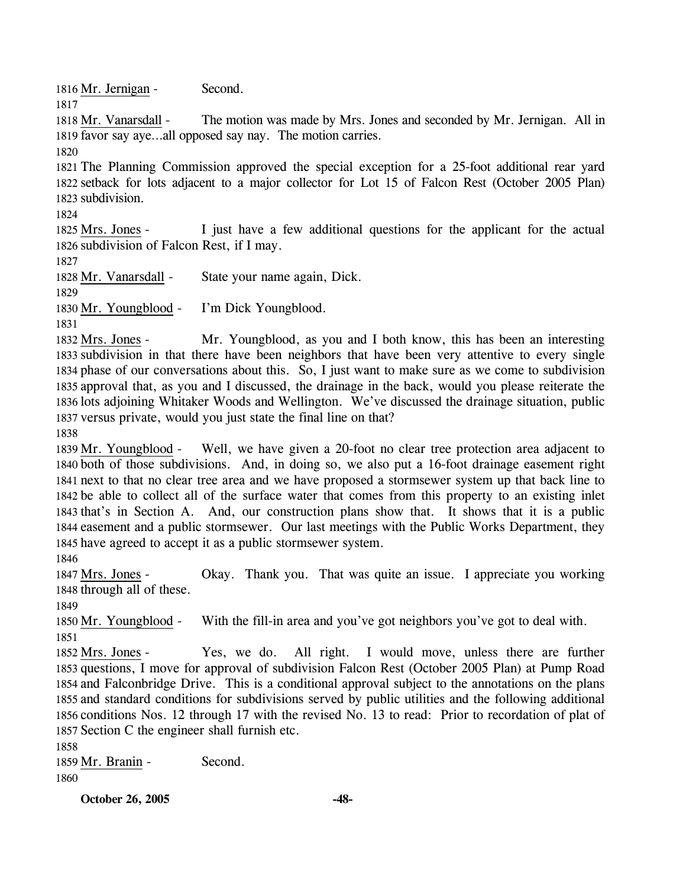Mr. Jernigan - Second.

Mr. Vanarsdall - The motion was made by Mrs. Jones and seconded by Mr. Jernigan. All in favor say aye…all opposed say nay. The motion carries.

The Planning Commission approved the special exception for a 25-foot additional rear yard setback for lots adjacent to a major collector for Lot 15 of Falcon Rest (October 2005 Plan) subdivision.

Mrs. Jones - I just have a few additional questions for the applicant for the actual subdivision of Falcon Rest, if I may.

Mr. Vanarsdall - State your name again, Dick.

Mr. Youngblood - I'm Dick Youngblood.

Mrs. Jones - Mr. Youngblood, as you and I both know, this has been an interesting subdivision in that there have been neighbors that have been very attentive to every single phase of our conversations about this. So, I just want to make sure as we come to subdivision approval that, as you and I discussed, the drainage in the back, would you please reiterate the lots adjoining Whitaker Woods and Wellington. We've discussed the drainage situation, public versus private, would you just state the final line on that?

Mr. Youngblood - Well, we have given a 20-foot no clear tree protection area adjacent to both of those subdivisions. And, in doing so, we also put a 16-foot drainage easement right next to that no clear tree area and we have proposed a stormsewer system up that back line to be able to collect all of the surface water that comes from this property to an existing inlet that's in Section A. And, our construction plans show that. It shows that it is a public easement and a public stormsewer. Our last meetings with the Public Works Department, they have agreed to accept it as a public stormsewer system.

Mrs. Jones - Okay. Thank you. That was quite an issue. I appreciate you working through all of these.

Mr. Youngblood - With the fill-in area and you've got neighbors you've got to deal with.

Mrs. Jones - Yes, we do. All right. I would move, unless there are further questions, I move for approval of subdivision Falcon Rest (October 2005 Plan) at Pump Road and Falconbridge Drive. This is a conditional approval subject to the annotations on the plans and standard conditions for subdivisions served by public utilities and the following additional conditions Nos. 12 through 17 with the revised No. 13 to read: Prior to recordation of plat of Section C the engineer shall furnish etc.

Mr. Branin - Second.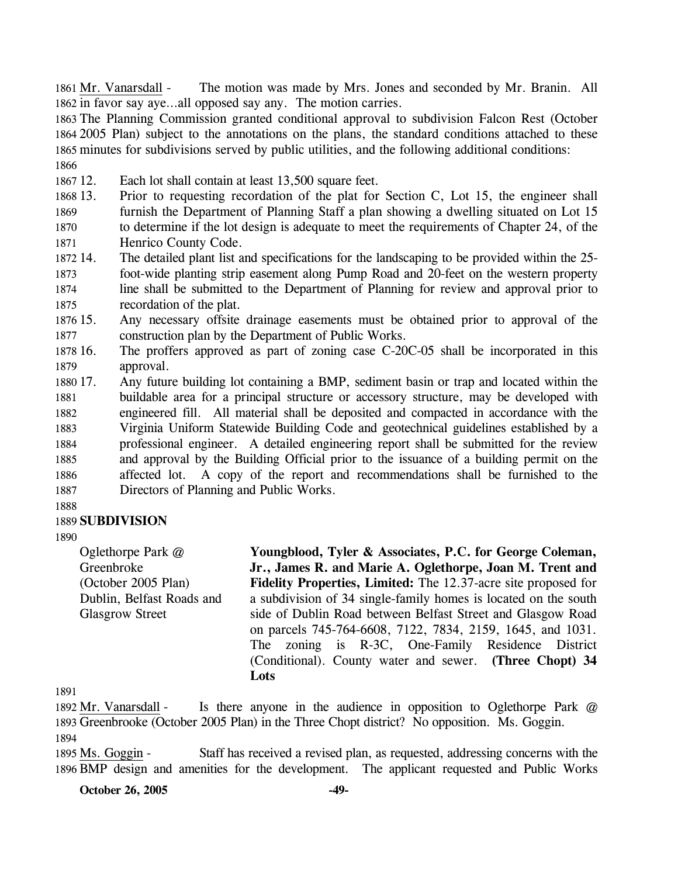Mr. Vanarsdall - The motion was made by Mrs. Jones and seconded by Mr. Branin. All in favor say aye…all opposed say any. The motion carries.

The Planning Commission granted conditional approval to subdivision Falcon Rest (October 2005 Plan) subject to the annotations on the plans, the standard conditions attached to these minutes for subdivisions served by public utilities, and the following additional conditions:

12. Each lot shall contain at least 13,500 square feet.
13. Prior to requesting recordation of the plat for Section C, Lot 15, the engineer shall furnish the Department of Planning Staff a plan showing a dwelling situated on Lot 15 to determine if the lot design is adequate to meet the requirements of Chapter 24, of the Henrico County Code.
14. The detailed plant list and specifications for the landscaping to be provided within the 25-foot-wide planting strip easement along Pump Road and 20-feet on the western property line shall be submitted to the Department of Planning for review and approval prior to recordation of the plat.
15. Any necessary offsite drainage easements must be obtained prior to approval of the construction plan by the Department of Public Works.
16. The proffers approved as part of zoning case C-20C-05 shall be incorporated in this approval.
17. Any future building lot containing a BMP, sediment basin or trap and located within the buildable area for a principal structure or accessory structure, may be developed with engineered fill. All material shall be deposited and compacted in accordance with the Virginia Uniform Statewide Building Code and geotechnical guidelines established by a professional engineer. A detailed engineering report shall be submitted for the review and approval by the Building Official prior to the issuance of a building permit on the affected lot. A copy of the report and recommendations shall be furnished to the Directors of Planning and Public Works.

## SUBDIVISION

Oglethorpe Park @ Greenbroke (October 2005 Plan) Dublin, Belfast Roads and Glasgrow Street

**Youngblood, Tyler & Associates, P.C. for George Coleman, Jr., James R. and Marie A. Oglethorpe, Joan M. Trent and Fidelity Properties, Limited:** The 12.37-acre site proposed for a subdivision of 34 single-family homes is located on the south side of Dublin Road between Belfast Street and Glasgow Road on parcels 745-764-6608, 7122, 7834, 2159, 1645, and 1031. The zoning is R-3C, One-Family Residence District (Conditional). County water and sewer. **(Three Chopt) 34 Lots**

Mr. Vanarsdall - Is there anyone in the audience in opposition to Oglethorpe Park @ Greenbrooke (October 2005 Plan) in the Three Chopt district? No opposition. Ms. Goggin.

Ms. Goggin - Staff has received a revised plan, as requested, addressing concerns with the BMP design and amenities for the development. The applicant requested and Public Works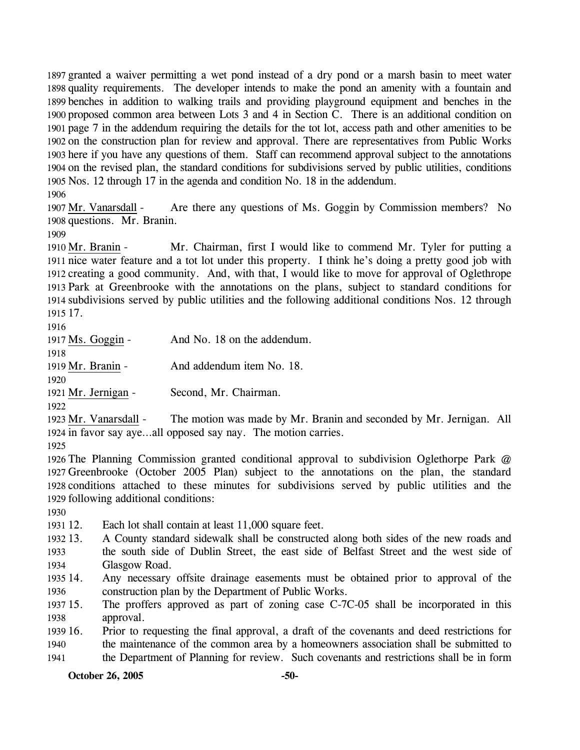granted a waiver permitting a wet pond instead of a dry pond or a marsh basin to meet water quality requirements. The developer intends to make the pond an amenity with a fountain and benches in addition to walking trails and providing playground equipment and benches in the proposed common area between Lots 3 and 4 in Section C. There is an additional condition on page 7 in the addendum requiring the details for the tot lot, access path and other amenities to be on the construction plan for review and approval. There are representatives from Public Works here if you have any questions of them. Staff can recommend approval subject to the annotations on the revised plan, the standard conditions for subdivisions served by public utilities, conditions Nos. 12 through 17 in the agenda and condition No. 18 in the addendum.

Mr. Vanarsdall - Are there any questions of Ms. Goggin by Commission members? No questions. Mr. Branin.

Mr. Branin - Mr. Chairman, first I would like to commend Mr. Tyler for putting a nice water feature and a tot lot under this property. I think he's doing a pretty good job with creating a good community. And, with that, I would like to move for approval of Oglethrope Park at Greenbrooke with the annotations on the plans, subject to standard conditions for subdivisions served by public utilities and the following additional conditions Nos. 12 through 17.

Ms. Goggin - And No. 18 on the addendum.

Mr. Branin - And addendum item No. 18.

Mr. Jernigan - Second, Mr. Chairman.

Mr. Vanarsdall - The motion was made by Mr. Branin and seconded by Mr. Jernigan. All in favor say aye…all opposed say nay. The motion carries.

The Planning Commission granted conditional approval to subdivision Oglethorpe Park @ Greenbrooke (October 2005 Plan) subject to the annotations on the plan, the standard conditions attached to these minutes for subdivisions served by public utilities and the following additional conditions:

12. Each lot shall contain at least 11,000 square feet.
13. A County standard sidewalk shall be constructed along both sides of the new roads and the south side of Dublin Street, the east side of Belfast Street and the west side of Glasgow Road.
14. Any necessary offsite drainage easements must be obtained prior to approval of the construction plan by the Department of Public Works.
15. The proffers approved as part of zoning case C-7C-05 shall be incorporated in this approval.
16. Prior to requesting the final approval, a draft of the covenants and deed restrictions for the maintenance of the common area by a homeowners association shall be submitted to the Department of Planning for review. Such covenants and restrictions shall be in form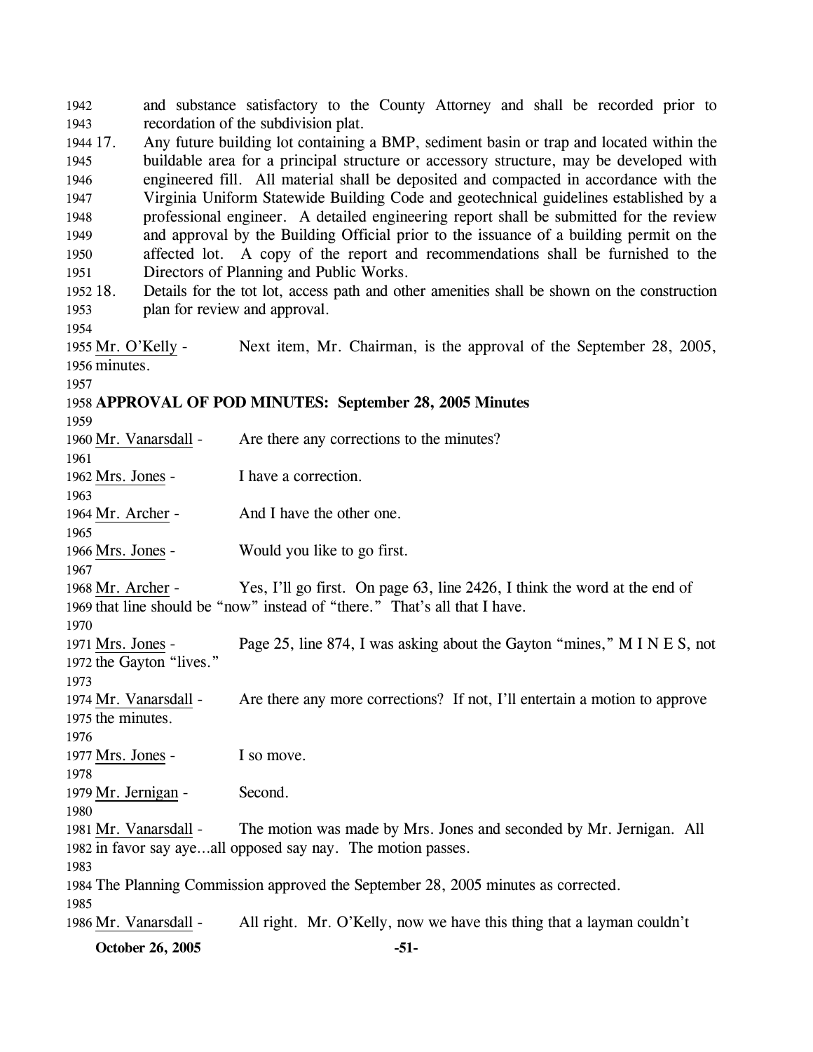and substance satisfactory to the County Attorney and shall be recorded prior to recordation of the subdivision plat.

17. Any future building lot containing a BMP, sediment basin or trap and located within the buildable area for a principal structure or accessory structure, may be developed with engineered fill. All material shall be deposited and compacted in accordance with the Virginia Uniform Statewide Building Code and geotechnical guidelines established by a professional engineer. A detailed engineering report shall be submitted for the review and approval by the Building Official prior to the issuance of a building permit on the affected lot. A copy of the report and recommendations shall be furnished to the Directors of Planning and Public Works.
18. Details for the tot lot, access path and other amenities shall be shown on the construction plan for review and approval.

Mr. O'Kelly - Next item, Mr. Chairman, is the approval of the September 28, 2005, minutes.

**APPROVAL OF POD MINUTES: September 28, 2005 Minutes**

Mr. Vanarsdall - Are there any corrections to the minutes?

Mrs. Jones - I have a correction.

Mr. Archer - And I have the other one.

Mrs. Jones - Would you like to go first.

Mr. Archer - Yes, I'll go first. On page 63, line 2426, I think the word at the end of that line should be "now" instead of "there." That's all that I have.

Mrs. Jones - Page 25, line 874, I was asking about the Gayton "mines," M I N E S, not the Gayton "lives."

Mr. Vanarsdall - Are there any more corrections? If not, I'll entertain a motion to approve the minutes.

Mrs. Jones - I so move.

Mr. Jernigan - Second.

Mr. Vanarsdall - The motion was made by Mrs. Jones and seconded by Mr. Jernigan. All in favor say aye…all opposed say nay. The motion passes.

The Planning Commission approved the September 28, 2005 minutes as corrected.

Mr. Vanarsdall - All right. Mr. O'Kelly, now we have this thing that a layman couldn't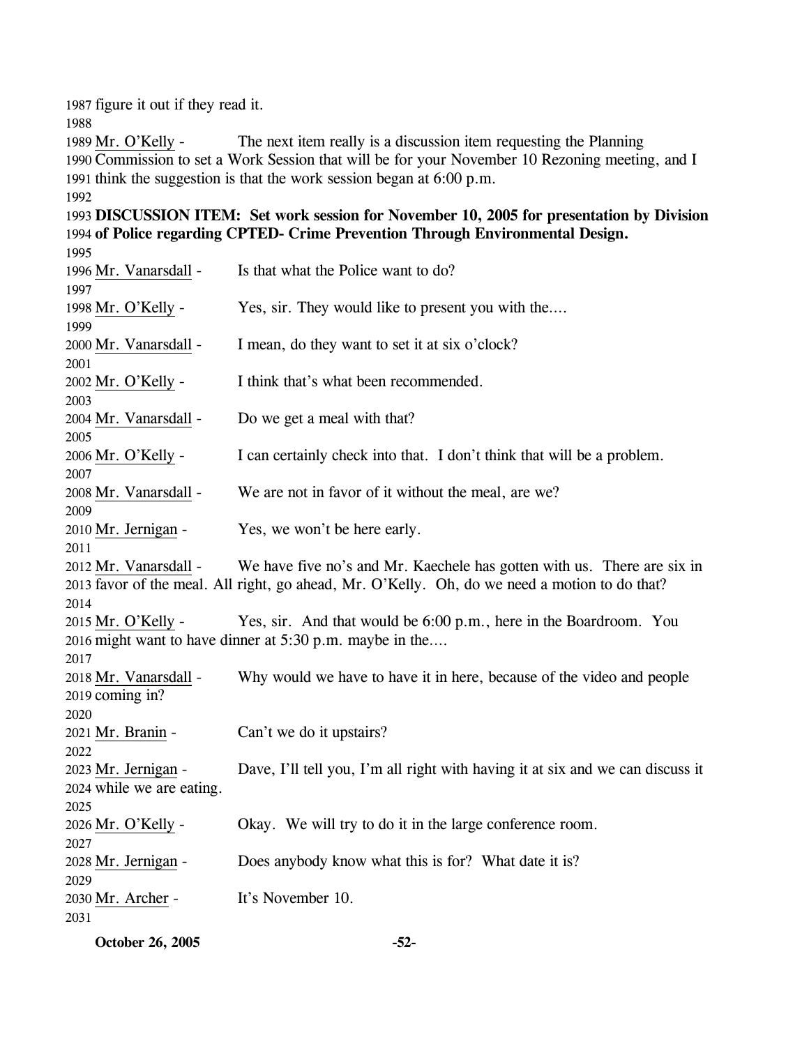figure it out if they read it.

Mr. O'Kelly - The next item really is a discussion item requesting the Planning Commission to set a Work Session that will be for your November 10 Rezoning meeting, and I think the suggestion is that the work session began at 6:00 p.m.

**DISCUSSION ITEM: Set work session for November 10, 2005 for presentation by Division of Police regarding CPTED- Crime Prevention Through Environmental Design.**

Mr. Vanarsdall - Is that what the Police want to do?

Mr. O'Kelly - Yes, sir. They would like to present you with the....

Mr. Vanarsdall - I mean, do they want to set it at six o'clock?

Mr. O'Kelly - I think that's what been recommended.

Mr. Vanarsdall - Do we get a meal with that?

Mr. O'Kelly - I can certainly check into that. I don't think that will be a problem.

Mr. Vanarsdall - We are not in favor of it without the meal, are we?

Mr. Jernigan - Yes, we won't be here early.

Mr. Vanarsdall - We have five no's and Mr. Kaechele has gotten with us. There are six in favor of the meal. All right, go ahead, Mr. O'Kelly. Oh, do we need a motion to do that?

Mr. O'Kelly - Yes, sir. And that would be 6:00 p.m., here in the Boardroom. You might want to have dinner at 5:30 p.m. maybe in the....

Mr. Vanarsdall - Why would we have to have it in here, because of the video and people coming in?

Mr. Branin - Can't we do it upstairs?

Mr. Jernigan - Dave, I'll tell you, I'm all right with having it at six and we can discuss it while we are eating.

Mr. O'Kelly - Okay. We will try to do it in the large conference room.

Mr. Jernigan - Does anybody know what this is for? What date it is?

Mr. Archer - It's November 10.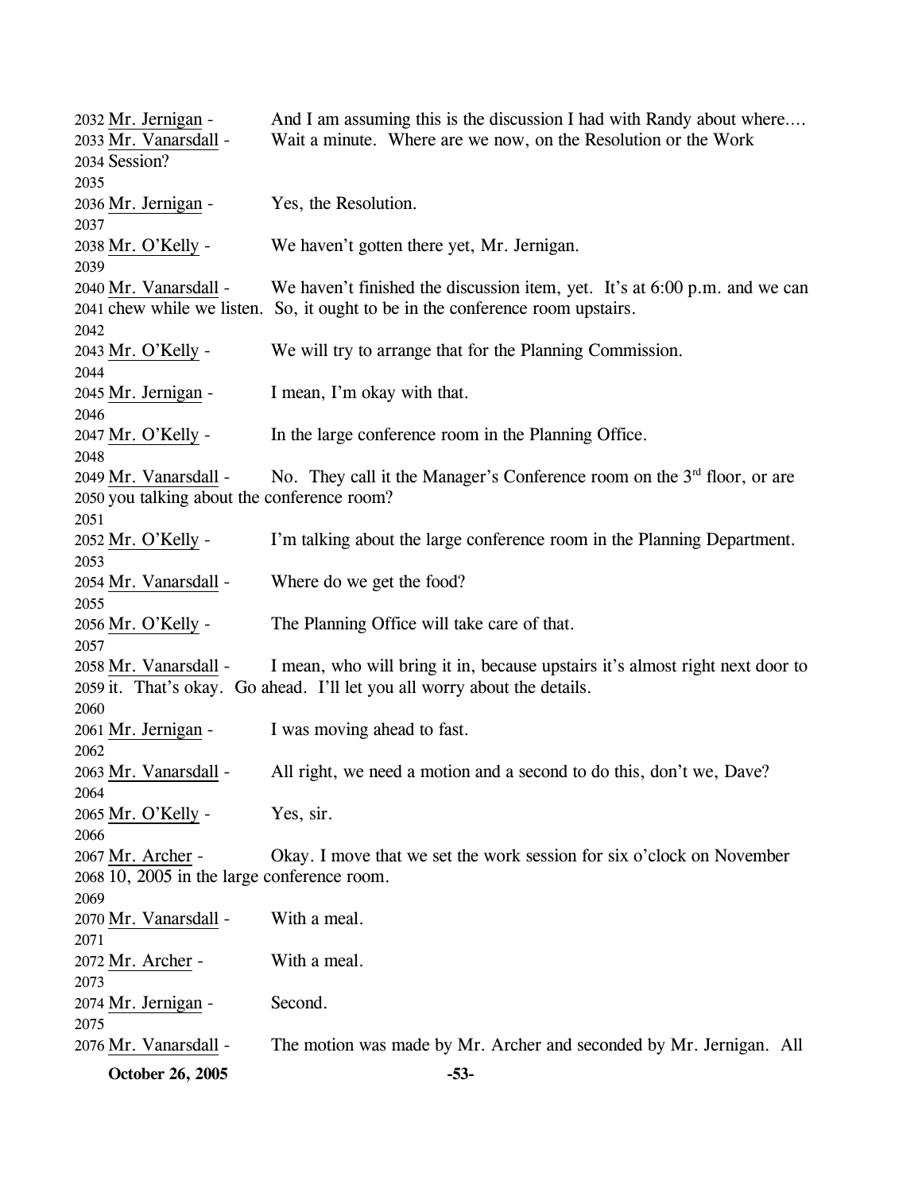2032 Mr. Jernigan - And I am assuming this is the discussion I had with Randy about where....

2033 Mr. Vanarsdall - Wait a minute. Where are we now, on the Resolution or the Work
2034 Session?
2035
2036 Mr. Jernigan - Yes, the Resolution.
2037
2038 Mr. O'Kelly - We haven't gotten there yet, Mr. Jernigan.
2039
2040 Mr. Vanarsdall - We haven't finished the discussion item, yet. It's at 6:00 p.m. and we can
2041 chew while we listen. So, it ought to be in the conference room upstairs.
2042
2043 Mr. O'Kelly - We will try to arrange that for the Planning Commission.
2044
2045 Mr. Jernigan - I mean, I'm okay with that.
2046
2047 Mr. O'Kelly - In the large conference room in the Planning Office.
2048
2049 Mr. Vanarsdall - No. They call it the Manager's Conference room on the 3rd floor, or are
2050 you talking about the conference room?
2051
2052 Mr. O'Kelly - I'm talking about the large conference room in the Planning Department.
2053
2054 Mr. Vanarsdall - Where do we get the food?
2055
2056 Mr. O'Kelly - The Planning Office will take care of that.
2057
2058 Mr. Vanarsdall - I mean, who will bring it in, because upstairs it's almost right next door to
2059 it. That's okay. Go ahead. I'll let you all worry about the details.
2060
2061 Mr. Jernigan - I was moving ahead to fast.
2062
2063 Mr. Vanarsdall - All right, we need a motion and a second to do this, don't we, Dave?
2064
2065 Mr. O'Kelly - Yes, sir.
2066
2067 Mr. Archer - Okay. I move that we set the work session for six o'clock on November
2068 10, 2005 in the large conference room.
2069
2070 Mr. Vanarsdall - With a meal.
2071
2072 Mr. Archer - With a meal.
2073
2074 Mr. Jernigan - Second.
2075
2076 Mr. Vanarsdall - The motion was made by Mr. Archer and seconded by Mr. Jernigan. All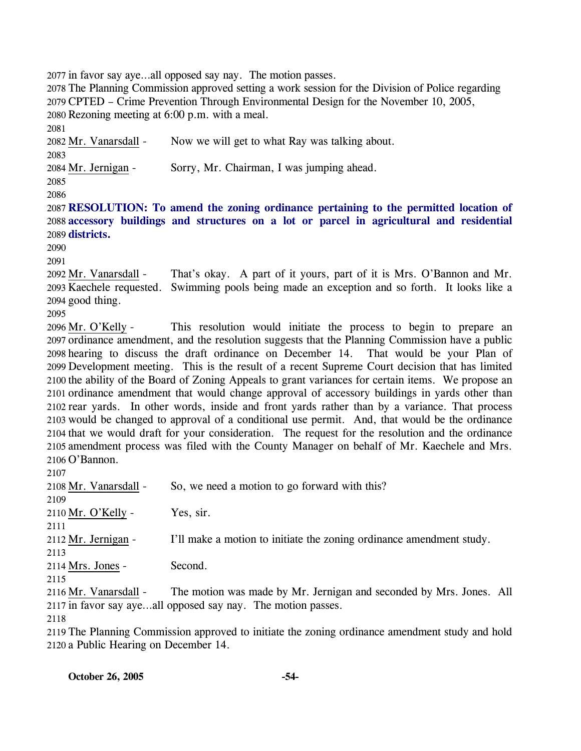in favor say aye…all opposed say nay. The motion passes.

The Planning Commission approved setting a work session for the Division of Police regarding CPTED – Crime Prevention Through Environmental Design for the November 10, 2005, Rezoning meeting at 6:00 p.m. with a meal.

Mr. Vanarsdall - Now we will get to what Ray was talking about.

Mr. Jernigan - Sorry, Mr. Chairman, I was jumping ahead.

**RESOLUTION: To amend the zoning ordinance pertaining to the permitted location of accessory buildings and structures on a lot or parcel in agricultural and residential districts.**

Mr. Vanarsdall - That's okay. A part of it yours, part of it is Mrs. O'Bannon and Mr. Kaechele requested. Swimming pools being made an exception and so forth. It looks like a good thing.

Mr. O'Kelly - This resolution would initiate the process to begin to prepare an ordinance amendment, and the resolution suggests that the Planning Commission have a public hearing to discuss the draft ordinance on December 14. That would be your Plan of Development meeting. This is the result of a recent Supreme Court decision that has limited the ability of the Board of Zoning Appeals to grant variances for certain items. We propose an ordinance amendment that would change approval of accessory buildings in yards other than rear yards. In other words, inside and front yards rather than by a variance. That process would be changed to approval of a conditional use permit. And, that would be the ordinance that we would draft for your consideration. The request for the resolution and the ordinance amendment process was filed with the County Manager on behalf of Mr. Kaechele and Mrs. O'Bannon.

Mr. Vanarsdall - So, we need a motion to go forward with this?

Mr. O'Kelly - Yes, sir.

Mr. Jernigan - I'll make a motion to initiate the zoning ordinance amendment study.

Mrs. Jones - Second.

Mr. Vanarsdall - The motion was made by Mr. Jernigan and seconded by Mrs. Jones. All in favor say aye…all opposed say nay. The motion passes.

The Planning Commission approved to initiate the zoning ordinance amendment study and hold a Public Hearing on December 14.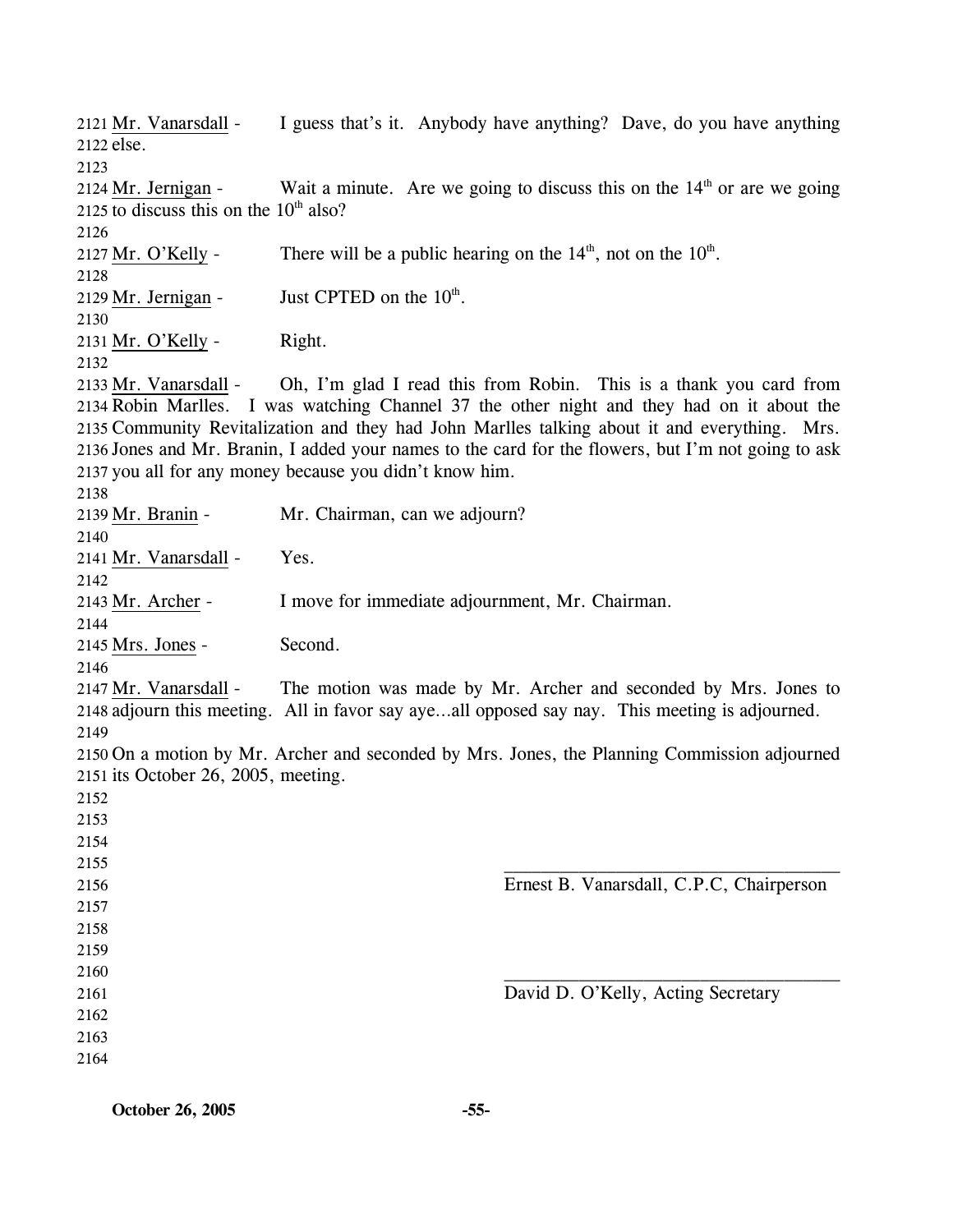Mr. Vanarsdall - I guess that's it. Anybody have anything? Dave, do you have anything else.

Mr. Jernigan - Wait a minute. Are we going to discuss this on the 14th or are we going to discuss this on the 10th also?

Mr. O'Kelly - There will be a public hearing on the 14th, not on the 10th.

Mr. Jernigan - Just CPTED on the 10th.

Mr. O'Kelly - Right.

Mr. Vanarsdall - Oh, I'm glad I read this from Robin. This is a thank you card from Robin Marlles. I was watching Channel 37 the other night and they had on it about the Community Revitalization and they had John Marlles talking about it and everything. Mrs. Jones and Mr. Branin, I added your names to the card for the flowers, but I'm not going to ask you all for any money because you didn't know him.

Mr. Branin - Mr. Chairman, can we adjourn?

Mr. Vanarsdall - Yes.

Mr. Archer - I move for immediate adjournment, Mr. Chairman.

Mrs. Jones - Second.

Mr. Vanarsdall - The motion was made by Mr. Archer and seconded by Mrs. Jones to adjourn this meeting. All in favor say aye…all opposed say nay. This meeting is adjourned.

On a motion by Mr. Archer and seconded by Mrs. Jones, the Planning Commission adjourned its October 26, 2005, meeting.

\_\_\_\_\_\_\_\_\_\_\_\_\_\_\_\_\_\_\_\_\_\_\_\_\_\_\_\_\_\_\_\_\_\_\_\_

Ernest B. Vanarsdall, C.P.C, Chairperson

\_\_\_\_\_\_\_\_\_\_\_\_\_\_\_\_\_\_\_\_\_\_\_\_\_\_\_\_\_\_\_\_\_\_\_\_

David D. O'Kelly, Acting Secretary